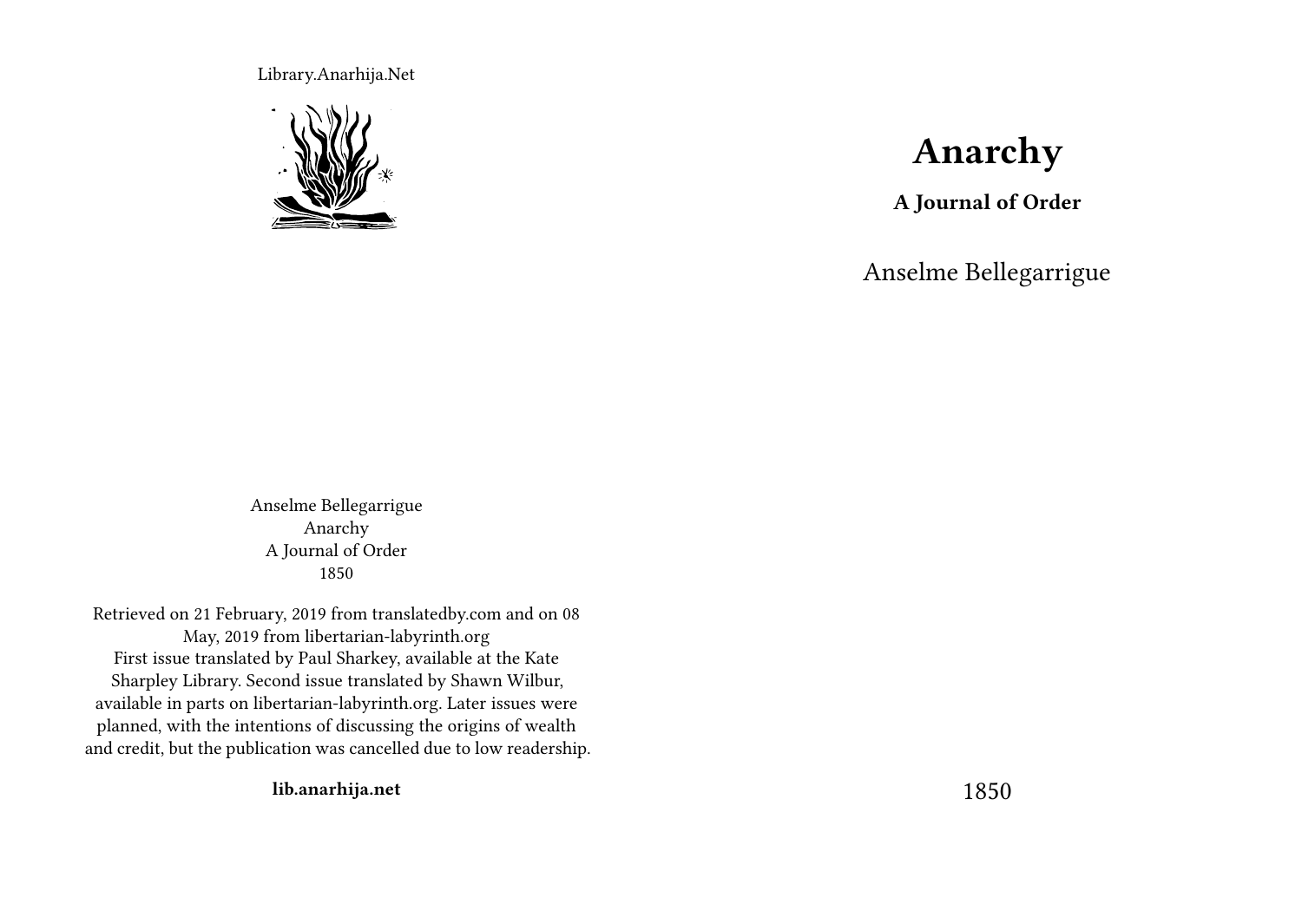Library.Anarhija.Net

# Anarchy

**A Journal of Order**

Anselme Bellegarrigue

1850

Anselme Bellegarrigue
Anarchy
A Journal of Order
1850

Retrieved on 21 February, 2019 from translatedby.com and on 08 May, 2019 from libertarian-labyrinth.org
First issue translated by Paul Sharkey, available at the Kate Sharpley Library. Second issue translated by Shawn Wilbur, available in parts on libertarian-labyrinth.org. Later issues were planned, with the intentions of discussing the origins of wealth and credit, but the publication was cancelled due to low readership.

**lib.anarhija.net**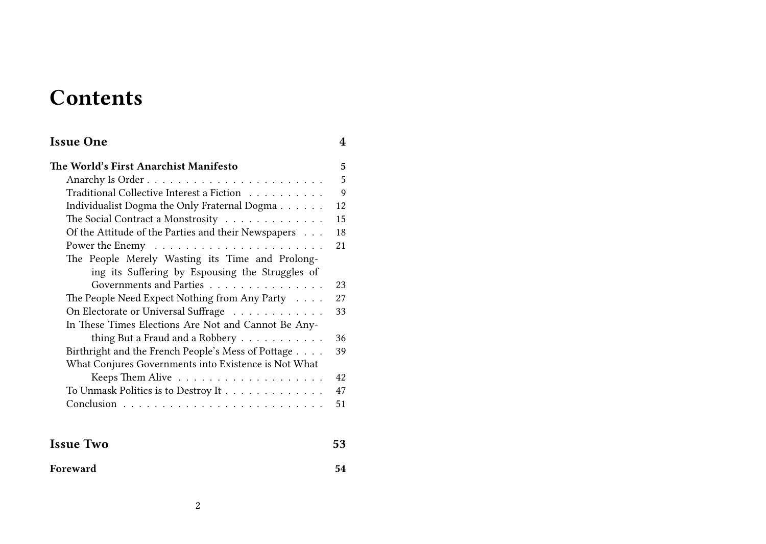# Contents

**Issue One** 4

**The World's First Anarchist Manifesto** 5

- Anarchy Is Order . . . . . 5
- Traditional Collective Interest a Fiction . . . . . 9
- Individualist Dogma the Only Fraternal Dogma . . . . . 12
- The Social Contract a Monstrosity . . . . . 15
- Of the Attitude of the Parties and their Newspapers . . . 18
- Power the Enemy . . . . . 21
- The People Merely Wasting its Time and Prolonging its Suffering by Espousing the Struggles of Governments and Parties . . . . . 23
- The People Need Expect Nothing from Any Party . . . . 27
- On Electorate or Universal Suffrage . . . . . 33
- In These Times Elections Are Not and Cannot Be Anything But a Fraud and a Robbery . . . . . 36
- Birthright and the French People's Mess of Pottage . . . . 39
- What Conjures Governments into Existence is Not What Keeps Them Alive . . . . . 42
- To Unmask Politics is to Destroy It . . . . . 47
- Conclusion . . . . . 51

**Issue Two** 53

**Foreward** 54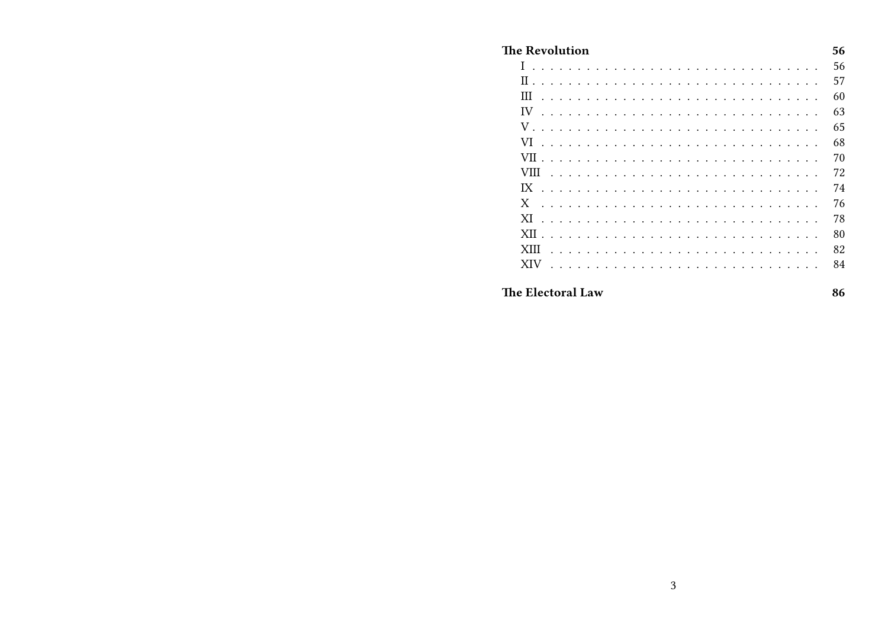**The Revolution** 56

- I . . . . . 56
- II . . . . . 57
- III . . . . . 60
- IV . . . . . 63
- V . . . . . 65
- VI . . . . . 68
- VII . . . . . 70
- VIII . . . . . 72
- IX . . . . . 74
- X . . . . . 76
- XI . . . . . 78
- XII . . . . . 80
- XIII . . . . . 82
- XIV . . . . . 84

**The Electoral Law** 86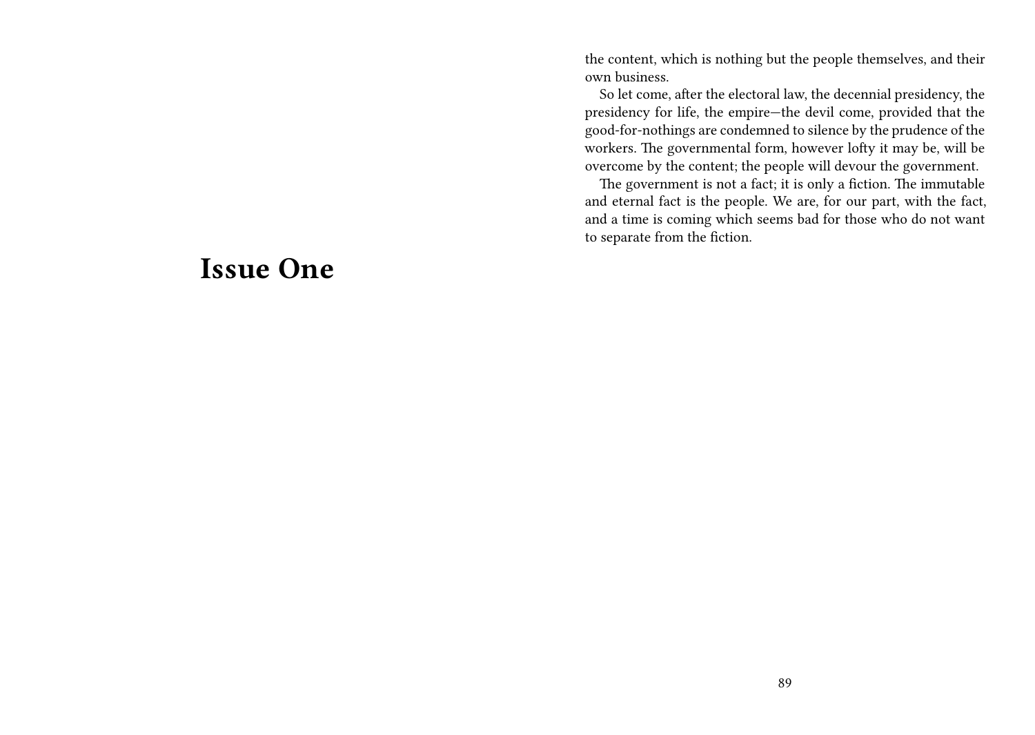the content, which is nothing but the people themselves, and their own business.

So let come, after the electoral law, the decennial presidency, the presidency for life, the empire—the devil come, provided that the good-for-nothings are condemned to silence by the prudence of the workers. The governmental form, however lofty it may be, will be overcome by the content; the people will devour the government.

The government is not a fact; it is only a fiction. The immutable and eternal fact is the people. We are, for our part, with the fact, and a time is coming which seems bad for those who do not want to separate from the fiction.

# Issue One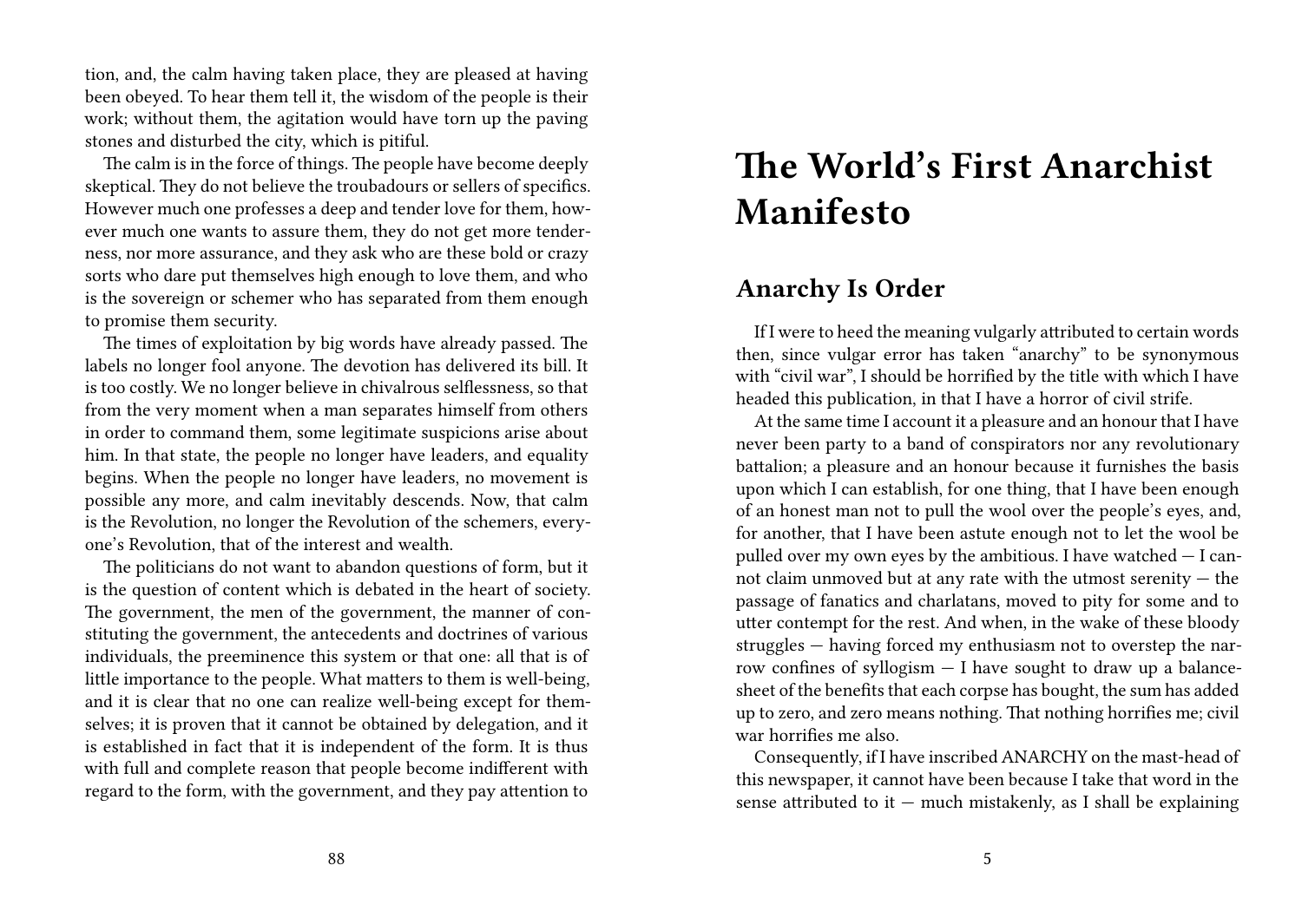tion, and, the calm having taken place, they are pleased at having been obeyed. To hear them tell it, the wisdom of the people is their work; without them, the agitation would have torn up the paving stones and disturbed the city, which is pitiful.

The calm is in the force of things. The people have become deeply skeptical. They do not believe the troubadours or sellers of specifics. However much one professes a deep and tender love for them, however much one wants to assure them, they do not get more tenderness, nor more assurance, and they ask who are these bold or crazy sorts who dare put themselves high enough to love them, and who is the sovereign or schemer who has separated from them enough to promise them security.

The times of exploitation by big words have already passed. The labels no longer fool anyone. The devotion has delivered its bill. It is too costly. We no longer believe in chivalrous selflessness, so that from the very moment when a man separates himself from others in order to command them, some legitimate suspicions arise about him. In that state, the people no longer have leaders, and equality begins. When the people no longer have leaders, no movement is possible any more, and calm inevitably descends. Now, that calm is the Revolution, no longer the Revolution of the schemers, everyone's Revolution, that of the interest and wealth.

The politicians do not want to abandon questions of form, but it is the question of content which is debated in the heart of society. The government, the men of the government, the manner of constituting the government, the antecedents and doctrines of various individuals, the preeminence this system or that one: all that is of little importance to the people. What matters to them is well-being, and it is clear that no one can realize well-being except for themselves; it is proven that it cannot be obtained by delegation, and it is established in fact that it is independent of the form. It is thus with full and complete reason that people become indifferent with regard to the form, with the government, and they pay attention to

# The World's First Anarchist Manifesto

## Anarchy Is Order

If I were to heed the meaning vulgarly attributed to certain words then, since vulgar error has taken "anarchy" to be synonymous with "civil war", I should be horrified by the title with which I have headed this publication, in that I have a horror of civil strife.

At the same time I account it a pleasure and an honour that I have never been party to a band of conspirators nor any revolutionary battalion; a pleasure and an honour because it furnishes the basis upon which I can establish, for one thing, that I have been enough of an honest man not to pull the wool over the people's eyes, and, for another, that I have been astute enough not to let the wool be pulled over my own eyes by the ambitious. I have watched — I cannot claim unmoved but at any rate with the utmost serenity — the passage of fanatics and charlatans, moved to pity for some and to utter contempt for the rest. And when, in the wake of these bloody struggles — having forced my enthusiasm not to overstep the narrow confines of syllogism — I have sought to draw up a balance-sheet of the benefits that each corpse has bought, the sum has added up to zero, and zero means nothing. That nothing horrifies me; civil war horrifies me also.

Consequently, if I have inscribed ANARCHY on the mast-head of this newspaper, it cannot have been because I take that word in the sense attributed to it — much mistakenly, as I shall be explaining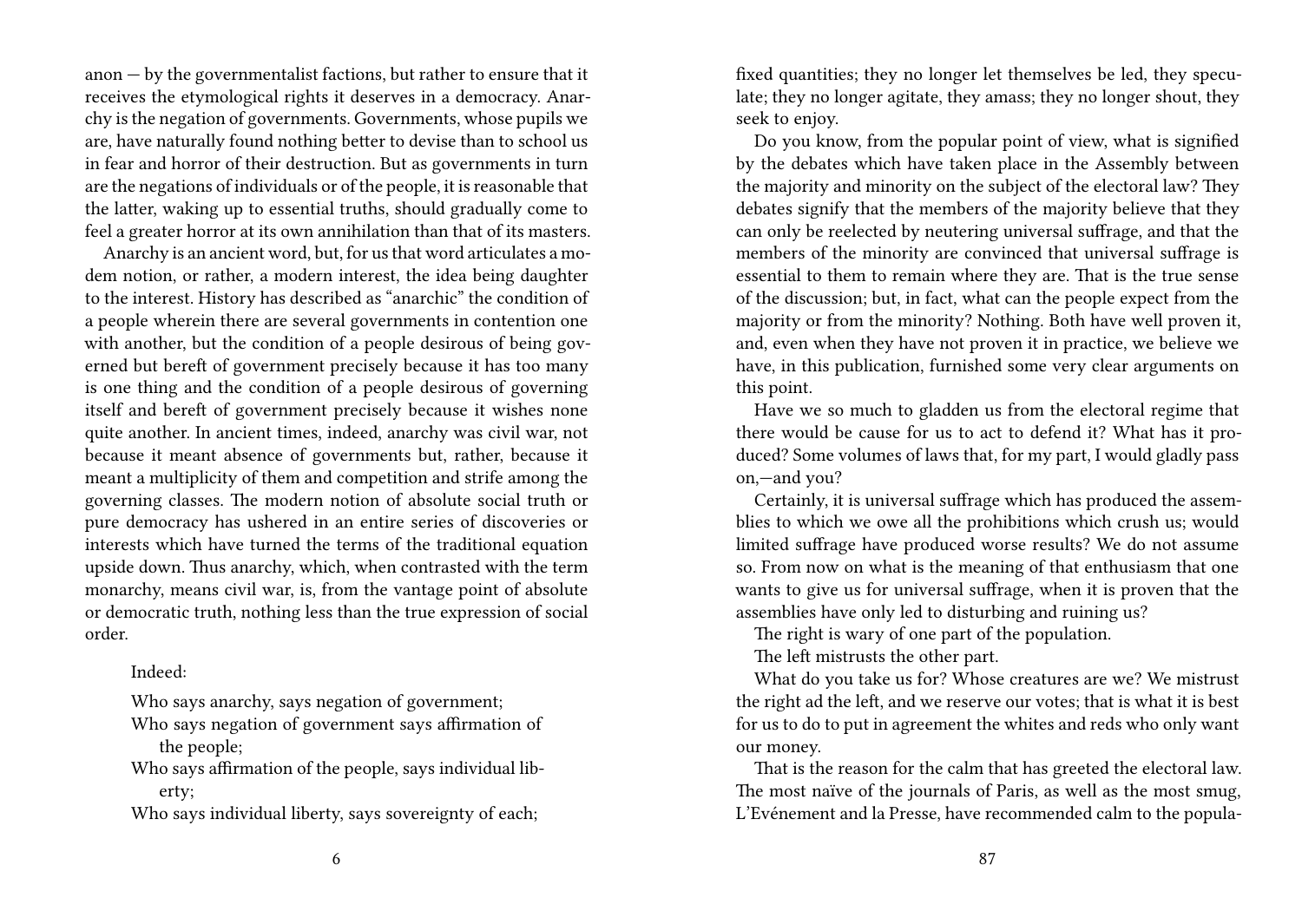anon — by the governmentalist factions, but rather to ensure that it receives the etymological rights it deserves in a democracy. Anarchy is the negation of governments. Governments, whose pupils we are, have naturally found nothing better to devise than to school us in fear and horror of their destruction. But as governments in turn are the negations of individuals or of the people, it is reasonable that the latter, waking up to essential truths, should gradually come to feel a greater horror at its own annihilation than that of its masters.

Anarchy is an ancient word, but, for us that word articulates a modem notion, or rather, a modern interest, the idea being daughter to the interest. History has described as "anarchic" the condition of a people wherein there are several governments in contention one with another, but the condition of a people desirous of being governed but bereft of government precisely because it has too many is one thing and the condition of a people desirous of governing itself and bereft of government precisely because it wishes none quite another. In ancient times, indeed, anarchy was civil war, not because it meant absence of governments but, rather, because it meant a multiplicity of them and competition and strife among the governing classes. The modern notion of absolute social truth or pure democracy has ushered in an entire series of discoveries or interests which have turned the terms of the traditional equation upside down. Thus anarchy, which, when contrasted with the term monarchy, means civil war, is, from the vantage point of absolute or democratic truth, nothing less than the true expression of social order.

Indeed:

Who says anarchy, says negation of government;
Who says negation of government says affirmation of the people;
Who says affirmation of the people, says individual liberty;
Who says individual liberty, says sovereignty of each;

fixed quantities; they no longer let themselves be led, they speculate; they no longer agitate, they amass; they no longer shout, they seek to enjoy.

Do you know, from the popular point of view, what is signified by the debates which have taken place in the Assembly between the majority and minority on the subject of the electoral law? They debates signify that the members of the majority believe that they can only be reelected by neutering universal suffrage, and that the members of the minority are convinced that universal suffrage is essential to them to remain where they are. That is the true sense of the discussion; but, in fact, what can the people expect from the majority or from the minority? Nothing. Both have well proven it, and, even when they have not proven it in practice, we believe we have, in this publication, furnished some very clear arguments on this point.

Have we so much to gladden us from the electoral regime that there would be cause for us to act to defend it? What has it produced? Some volumes of laws that, for my part, I would gladly pass on,—and you?

Certainly, it is universal suffrage which has produced the assemblies to which we owe all the prohibitions which crush us; would limited suffrage have produced worse results? We do not assume so. From now on what is the meaning of that enthusiasm that one wants to give us for universal suffrage, when it is proven that the assemblies have only led to disturbing and ruining us?

The right is wary of one part of the population.

The left mistrusts the other part.

What do you take us for? Whose creatures are we? We mistrust the right ad the left, and we reserve our votes; that is what it is best for us to do to put in agreement the whites and reds who only want our money.

That is the reason for the calm that has greeted the electoral law. The most naïve of the journals of Paris, as well as the most smug, L'Evénement and la Presse, have recommended calm to the popula-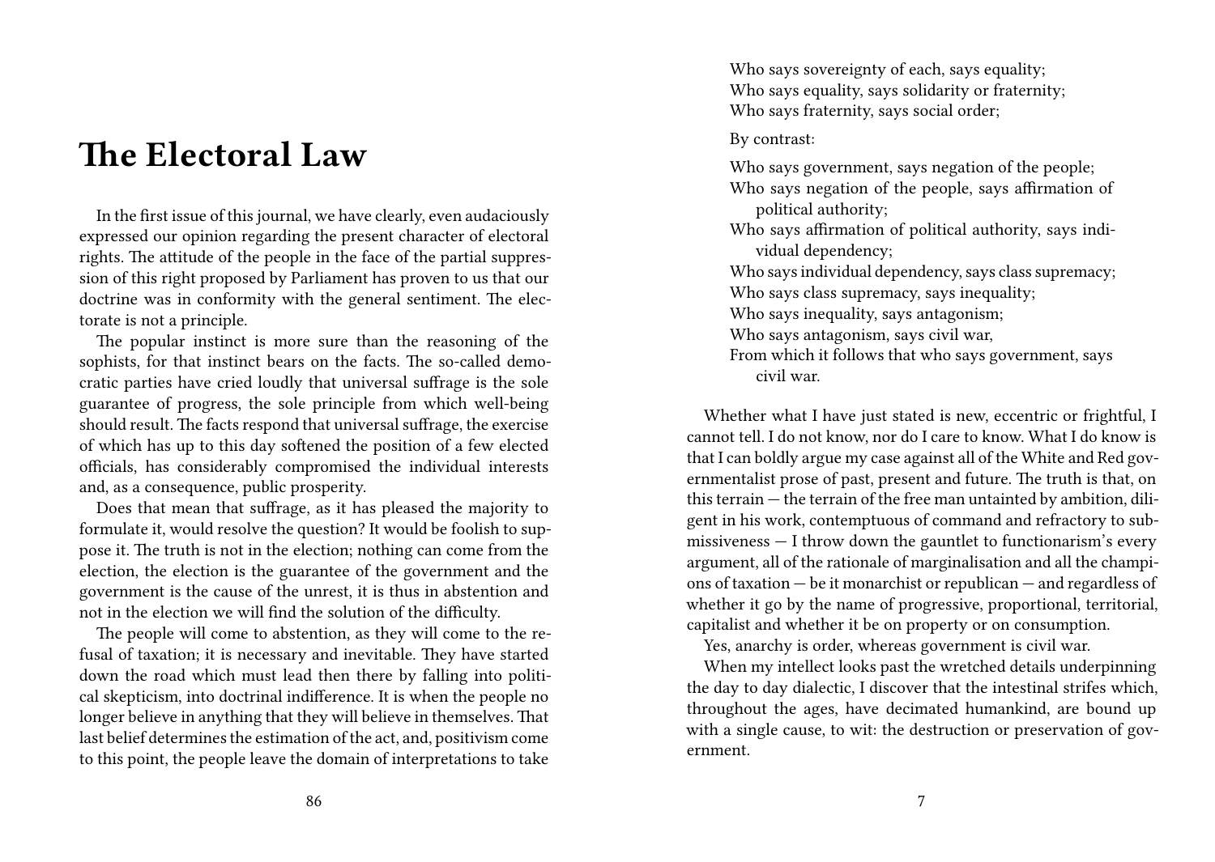# The Electoral Law

In the first issue of this journal, we have clearly, even audaciously expressed our opinion regarding the present character of electoral rights. The attitude of the people in the face of the partial suppression of this right proposed by Parliament has proven to us that our doctrine was in conformity with the general sentiment. The electorate is not a principle.

The popular instinct is more sure than the reasoning of the sophists, for that instinct bears on the facts. The so-called democratic parties have cried loudly that universal suffrage is the sole guarantee of progress, the sole principle from which well-being should result. The facts respond that universal suffrage, the exercise of which has up to this day softened the position of a few elected officials, has considerably compromised the individual interests and, as a consequence, public prosperity.

Does that mean that suffrage, as it has pleased the majority to formulate it, would resolve the question? It would be foolish to suppose it. The truth is not in the election; nothing can come from the election, the election is the guarantee of the government and the government is the cause of the unrest, it is thus in abstention and not in the election we will find the solution of the difficulty.

The people will come to abstention, as they will come to the refusal of taxation; it is necessary and inevitable. They have started down the road which must lead then there by falling into political skepticism, into doctrinal indifference. It is when the people no longer believe in anything that they will believe in themselves. That last belief determines the estimation of the act, and, positivism come to this point, the people leave the domain of interpretations to take

Who says sovereignty of each, says equality;
Who says equality, says solidarity or fraternity;
Who says fraternity, says social order;

By contrast:

Who says government, says negation of the people;
Who says negation of the people, says affirmation of political authority;
Who says affirmation of political authority, says individual dependency;
Who says individual dependency, says class supremacy;
Who says class supremacy, says inequality;
Who says inequality, says antagonism;
Who says antagonism, says civil war,
From which it follows that who says government, says civil war.

Whether what I have just stated is new, eccentric or frightful, I cannot tell. I do not know, nor do I care to know. What I do know is that I can boldly argue my case against all of the White and Red governmentalist prose of past, present and future. The truth is that, on this terrain — the terrain of the free man untainted by ambition, diligent in his work, contemptuous of command and refractory to submissiveness — I throw down the gauntlet to functionarism's every argument, all of the rationale of marginalisation and all the champions of taxation — be it monarchist or republican — and regardless of whether it go by the name of progressive, proportional, territorial, capitalist and whether it be on property or on consumption.

Yes, anarchy is order, whereas government is civil war.

When my intellect looks past the wretched details underpinning the day to day dialectic, I discover that the intestinal strifes which, throughout the ages, have decimated humankind, are bound up with a single cause, to wit: the destruction or preservation of government.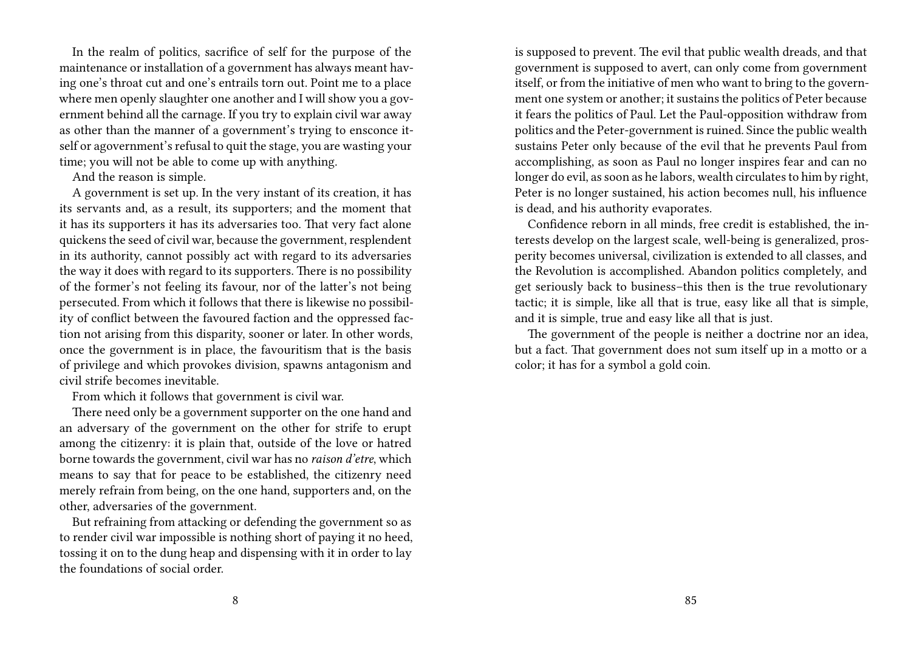In the realm of politics, sacrifice of self for the purpose of the maintenance or installation of a government has always meant having one's throat cut and one's entrails torn out. Point me to a place where men openly slaughter one another and I will show you a government behind all the carnage. If you try to explain civil war away as other than the manner of a government's trying to ensconce itself or agovernment's refusal to quit the stage, you are wasting your time; you will not be able to come up with anything.

And the reason is simple.

A government is set up. In the very instant of its creation, it has its servants and, as a result, its supporters; and the moment that it has its supporters it has its adversaries too. That very fact alone quickens the seed of civil war, because the government, resplendent in its authority, cannot possibly act with regard to its adversaries the way it does with regard to its supporters. There is no possibility of the former's not feeling its favour, nor of the latter's not being persecuted. From which it follows that there is likewise no possibility of conflict between the favoured faction and the oppressed faction not arising from this disparity, sooner or later. In other words, once the government is in place, the favouritism that is the basis of privilege and which provokes division, spawns antagonism and civil strife becomes inevitable.

From which it follows that government is civil war.

There need only be a government supporter on the one hand and an adversary of the government on the other for strife to erupt among the citizenry: it is plain that, outside of the love or hatred borne towards the government, civil war has no *raison d'etre*, which means to say that for peace to be established, the citizenry need merely refrain from being, on the one hand, supporters and, on the other, adversaries of the government.

But refraining from attacking or defending the government so as to render civil war impossible is nothing short of paying it no heed, tossing it on to the dung heap and dispensing with it in order to lay the foundations of social order.

is supposed to prevent. The evil that public wealth dreads, and that government is supposed to avert, can only come from government itself, or from the initiative of men who want to bring to the government one system or another; it sustains the politics of Peter because it fears the politics of Paul. Let the Paul-opposition withdraw from politics and the Peter-government is ruined. Since the public wealth sustains Peter only because of the evil that he prevents Paul from accomplishing, as soon as Paul no longer inspires fear and can no longer do evil, as soon as he labors, wealth circulates to him by right, Peter is no longer sustained, his action becomes null, his influence is dead, and his authority evaporates.

Confidence reborn in all minds, free credit is established, the interests develop on the largest scale, well-being is generalized, prosperity becomes universal, civilization is extended to all classes, and the Revolution is accomplished. Abandon politics completely, and get seriously back to business–this then is the true revolutionary tactic; it is simple, like all that is true, easy like all that is simple, and it is simple, true and easy like all that is just.

The government of the people is neither a doctrine nor an idea, but a fact. That government does not sum itself up in a motto or a color; it has for a symbol a gold coin.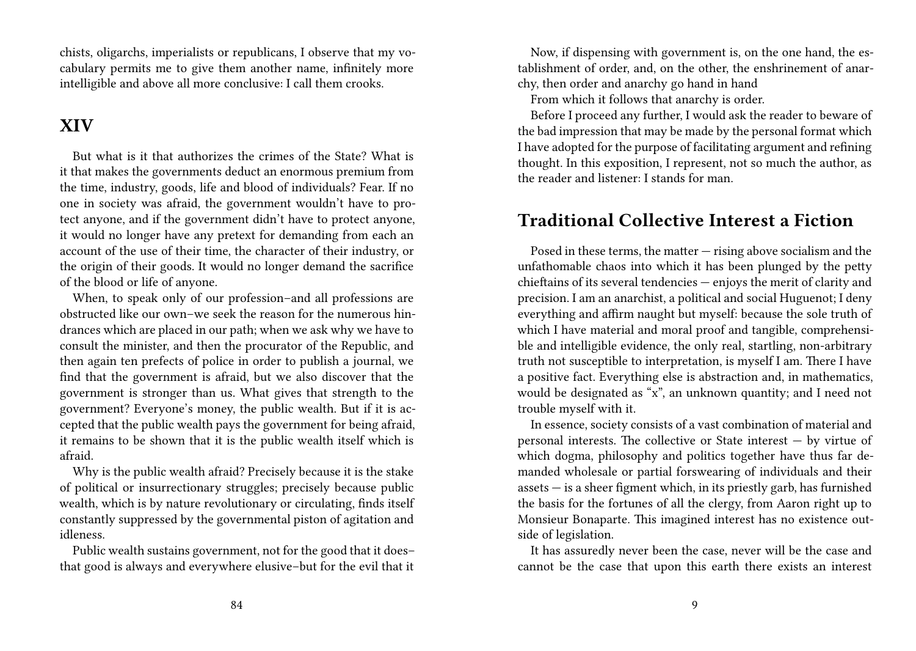chists, oligarchs, imperialists or republicans, I observe that my vocabulary permits me to give them another name, infinitely more intelligible and above all more conclusive: I call them crooks.

## XIV

But what is it that authorizes the crimes of the State? What is it that makes the governments deduct an enormous premium from the time, industry, goods, life and blood of individuals? Fear. If no one in society was afraid, the government wouldn't have to protect anyone, and if the government didn't have to protect anyone, it would no longer have any pretext for demanding from each an account of the use of their time, the character of their industry, or the origin of their goods. It would no longer demand the sacrifice of the blood or life of anyone.

When, to speak only of our profession–and all professions are obstructed like our own–we seek the reason for the numerous hindrances which are placed in our path; when we ask why we have to consult the minister, and then the procurator of the Republic, and then again ten prefects of police in order to publish a journal, we find that the government is afraid, but we also discover that the government is stronger than us. What gives that strength to the government? Everyone's money, the public wealth. But if it is accepted that the public wealth pays the government for being afraid, it remains to be shown that it is the public wealth itself which is afraid.

Why is the public wealth afraid? Precisely because it is the stake of political or insurrectionary struggles; precisely because public wealth, which is by nature revolutionary or circulating, finds itself constantly suppressed by the governmental piston of agitation and idleness.

Public wealth sustains government, not for the good that it does–that good is always and everywhere elusive–but for the evil that it

Now, if dispensing with government is, on the one hand, the establishment of order, and, on the other, the enshrinement of anarchy, then order and anarchy go hand in hand

From which it follows that anarchy is order.

Before I proceed any further, I would ask the reader to beware of the bad impression that may be made by the personal format which I have adopted for the purpose of facilitating argument and refining thought. In this exposition, I represent, not so much the author, as the reader and listener: I stands for man.

## Traditional Collective Interest a Fiction

Posed in these terms, the matter — rising above socialism and the unfathomable chaos into which it has been plunged by the petty chieftains of its several tendencies — enjoys the merit of clarity and precision. I am an anarchist, a political and social Huguenot; I deny everything and affirm naught but myself: because the sole truth of which I have material and moral proof and tangible, comprehensible and intelligible evidence, the only real, startling, non-arbitrary truth not susceptible to interpretation, is myself I am. There I have a positive fact. Everything else is abstraction and, in mathematics, would be designated as "x", an unknown quantity; and I need not trouble myself with it.

In essence, society consists of a vast combination of material and personal interests. The collective or State interest — by virtue of which dogma, philosophy and politics together have thus far demanded wholesale or partial forswearing of individuals and their assets — is a sheer figment which, in its priestly garb, has furnished the basis for the fortunes of all the clergy, from Aaron right up to Monsieur Bonaparte. This imagined interest has no existence outside of legislation.

It has assuredly never been the case, never will be the case and cannot be the case that upon this earth there exists an interest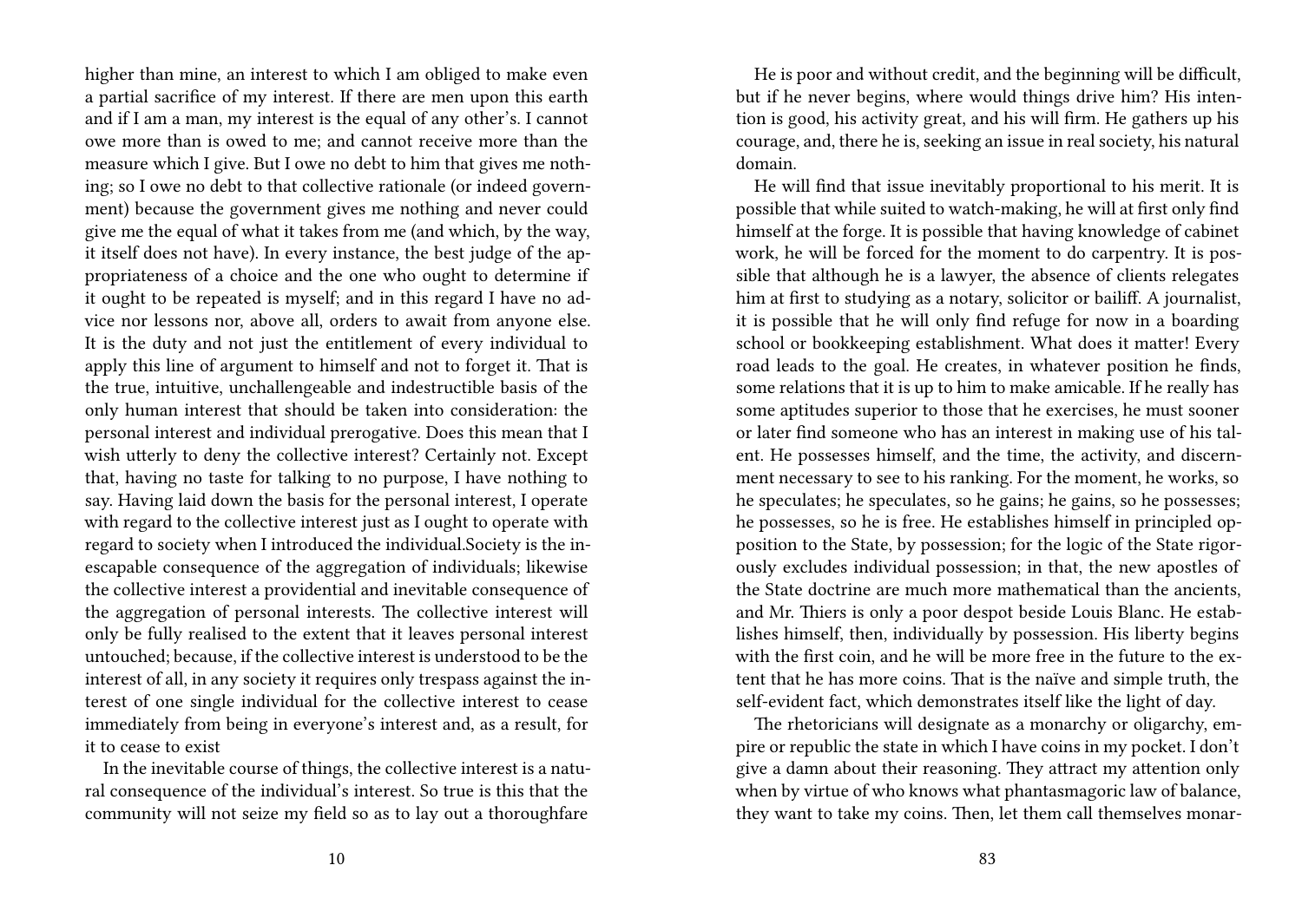higher than mine, an interest to which I am obliged to make even a partial sacrifice of my interest. If there are men upon this earth and if I am a man, my interest is the equal of any other's. I cannot owe more than is owed to me; and cannot receive more than the measure which I give. But I owe no debt to him that gives me nothing; so I owe no debt to that collective rationale (or indeed government) because the government gives me nothing and never could give me the equal of what it takes from me (and which, by the way, it itself does not have). In every instance, the best judge of the appropriateness of a choice and the one who ought to determine if it ought to be repeated is myself; and in this regard I have no advice nor lessons nor, above all, orders to await from anyone else. It is the duty and not just the entitlement of every individual to apply this line of argument to himself and not to forget it. That is the true, intuitive, unchallengeable and indestructible basis of the only human interest that should be taken into consideration: the personal interest and individual prerogative. Does this mean that I wish utterly to deny the collective interest? Certainly not. Except that, having no taste for talking to no purpose, I have nothing to say. Having laid down the basis for the personal interest, I operate with regard to the collective interest just as I ought to operate with regard to society when I introduced the individual.Society is the inescapable consequence of the aggregation of individuals; likewise the collective interest a providential and inevitable consequence of the aggregation of personal interests. The collective interest will only be fully realised to the extent that it leaves personal interest untouched; because, if the collective interest is understood to be the interest of all, in any society it requires only trespass against the interest of one single individual for the collective interest to cease immediately from being in everyone's interest and, as a result, for it to cease to exist

In the inevitable course of things, the collective interest is a natural consequence of the individual's interest. So true is this that the community will not seize my field so as to lay out a thoroughfare

He is poor and without credit, and the beginning will be difficult, but if he never begins, where would things drive him? His intention is good, his activity great, and his will firm. He gathers up his courage, and, there he is, seeking an issue in real society, his natural domain.

He will find that issue inevitably proportional to his merit. It is possible that while suited to watch-making, he will at first only find himself at the forge. It is possible that having knowledge of cabinet work, he will be forced for the moment to do carpentry. It is possible that although he is a lawyer, the absence of clients relegates him at first to studying as a notary, solicitor or bailiff. A journalist, it is possible that he will only find refuge for now in a boarding school or bookkeeping establishment. What does it matter! Every road leads to the goal. He creates, in whatever position he finds, some relations that it is up to him to make amicable. If he really has some aptitudes superior to those that he exercises, he must sooner or later find someone who has an interest in making use of his talent. He possesses himself, and the time, the activity, and discernment necessary to see to his ranking. For the moment, he works, so he speculates; he speculates, so he gains; he gains, so he possesses; he possesses, so he is free. He establishes himself in principled opposition to the State, by possession; for the logic of the State rigorously excludes individual possession; in that, the new apostles of the State doctrine are much more mathematical than the ancients, and Mr. Thiers is only a poor despot beside Louis Blanc. He establishes himself, then, individually by possession. His liberty begins with the first coin, and he will be more free in the future to the extent that he has more coins. That is the naïve and simple truth, the self-evident fact, which demonstrates itself like the light of day.

The rhetoricians will designate as a monarchy or oligarchy, empire or republic the state in which I have coins in my pocket. I don't give a damn about their reasoning. They attract my attention only when by virtue of who knows what phantasmagoric law of balance, they want to take my coins. Then, let them call themselves monar-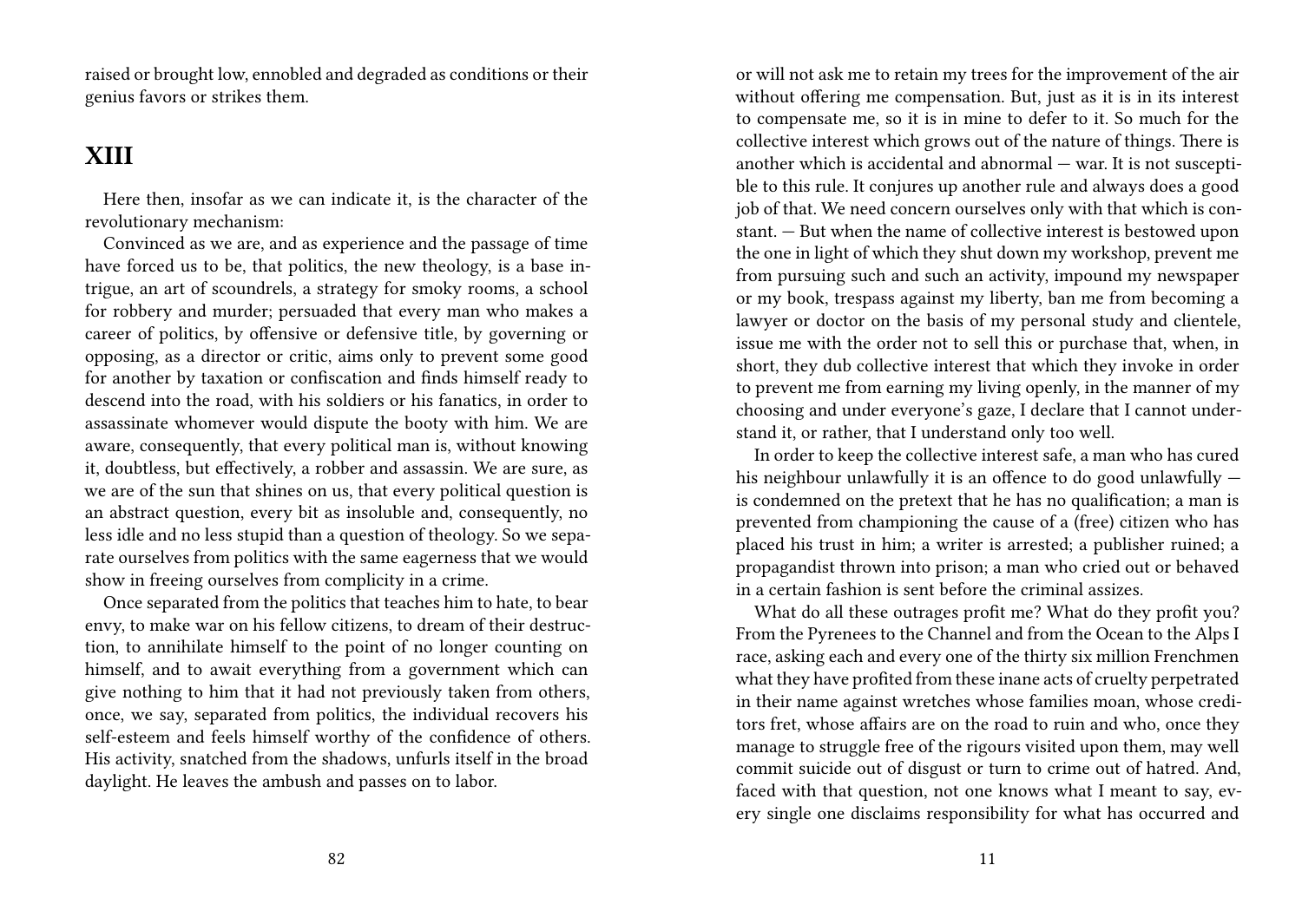raised or brought low, ennobled and degraded as conditions or their genius favors or strikes them.

## XIII

Here then, insofar as we can indicate it, is the character of the revolutionary mechanism:

Convinced as we are, and as experience and the passage of time have forced us to be, that politics, the new theology, is a base intrigue, an art of scoundrels, a strategy for smoky rooms, a school for robbery and murder; persuaded that every man who makes a career of politics, by offensive or defensive title, by governing or opposing, as a director or critic, aims only to prevent some good for another by taxation or confiscation and finds himself ready to descend into the road, with his soldiers or his fanatics, in order to assassinate whomever would dispute the booty with him. We are aware, consequently, that every political man is, without knowing it, doubtless, but effectively, a robber and assassin. We are sure, as we are of the sun that shines on us, that every political question is an abstract question, every bit as insoluble and, consequently, no less idle and no less stupid than a question of theology. So we separate ourselves from politics with the same eagerness that we would show in freeing ourselves from complicity in a crime.

Once separated from the politics that teaches him to hate, to bear envy, to make war on his fellow citizens, to dream of their destruction, to annihilate himself to the point of no longer counting on himself, and to await everything from a government which can give nothing to him that it had not previously taken from others, once, we say, separated from politics, the individual recovers his self-esteem and feels himself worthy of the confidence of others. His activity, snatched from the shadows, unfurls itself in the broad daylight. He leaves the ambush and passes on to labor.

or will not ask me to retain my trees for the improvement of the air without offering me compensation. But, just as it is in its interest to compensate me, so it is in mine to defer to it. So much for the collective interest which grows out of the nature of things. There is another which is accidental and abnormal — war. It is not susceptible to this rule. It conjures up another rule and always does a good job of that. We need concern ourselves only with that which is constant. — But when the name of collective interest is bestowed upon the one in light of which they shut down my workshop, prevent me from pursuing such and such an activity, impound my newspaper or my book, trespass against my liberty, ban me from becoming a lawyer or doctor on the basis of my personal study and clientele, issue me with the order not to sell this or purchase that, when, in short, they dub collective interest that which they invoke in order to prevent me from earning my living openly, in the manner of my choosing and under everyone's gaze, I declare that I cannot understand it, or rather, that I understand only too well.

In order to keep the collective interest safe, a man who has cured his neighbour unlawfully it is an offence to do good unlawfully — is condemned on the pretext that he has no qualification; a man is prevented from championing the cause of a (free) citizen who has placed his trust in him; a writer is arrested; a publisher ruined; a propagandist thrown into prison; a man who cried out or behaved in a certain fashion is sent before the criminal assizes.

What do all these outrages profit me? What do they profit you? From the Pyrenees to the Channel and from the Ocean to the Alps I race, asking each and every one of the thirty six million Frenchmen what they have profited from these inane acts of cruelty perpetrated in their name against wretches whose families moan, whose creditors fret, whose affairs are on the road to ruin and who, once they manage to struggle free of the rigours visited upon them, may well commit suicide out of disgust or turn to crime out of hatred. And, faced with that question, not one knows what I meant to say, every single one disclaims responsibility for what has occurred and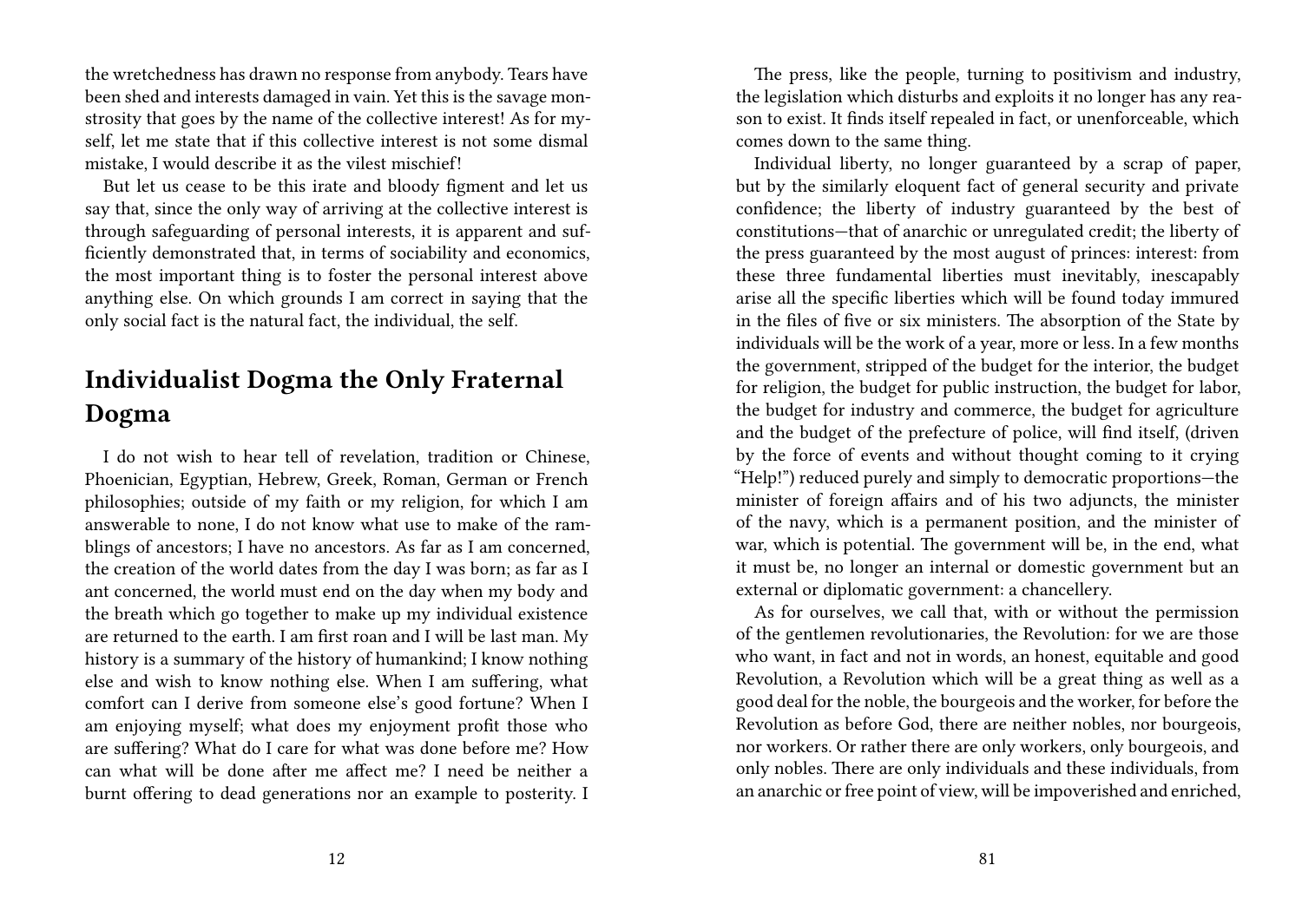the wretchedness has drawn no response from anybody. Tears have been shed and interests damaged in vain. Yet this is the savage monstrosity that goes by the name of the collective interest! As for myself, let me state that if this collective interest is not some dismal mistake, I would describe it as the vilest mischief!

But let us cease to be this irate and bloody figment and let us say that, since the only way of arriving at the collective interest is through safeguarding of personal interests, it is apparent and sufficiently demonstrated that, in terms of sociability and economics, the most important thing is to foster the personal interest above anything else. On which grounds I am correct in saying that the only social fact is the natural fact, the individual, the self.

## Individualist Dogma the Only Fraternal Dogma

I do not wish to hear tell of revelation, tradition or Chinese, Phoenician, Egyptian, Hebrew, Greek, Roman, German or French philosophies; outside of my faith or my religion, for which I am answerable to none, I do not know what use to make of the ramblings of ancestors; I have no ancestors. As far as I am concerned, the creation of the world dates from the day I was born; as far as I ant concerned, the world must end on the day when my body and the breath which go together to make up my individual existence are returned to the earth. I am first roan and I will be last man. My history is a summary of the history of humankind; I know nothing else and wish to know nothing else. When I am suffering, what comfort can I derive from someone else's good fortune? When I am enjoying myself; what does my enjoyment profit those who are suffering? What do I care for what was done before me? How can what will be done after me affect me? I need be neither a burnt offering to dead generations nor an example to posterity. I

The press, like the people, turning to positivism and industry, the legislation which disturbs and exploits it no longer has any reason to exist. It finds itself repealed in fact, or unenforceable, which comes down to the same thing.

Individual liberty, no longer guaranteed by a scrap of paper, but by the similarly eloquent fact of general security and private confidence; the liberty of industry guaranteed by the best of constitutions—that of anarchic or unregulated credit; the liberty of the press guaranteed by the most august of princes: interest: from these three fundamental liberties must inevitably, inescapably arise all the specific liberties which will be found today immured in the files of five or six ministers. The absorption of the State by individuals will be the work of a year, more or less. In a few months the government, stripped of the budget for the interior, the budget for religion, the budget for public instruction, the budget for labor, the budget for industry and commerce, the budget for agriculture and the budget of the prefecture of police, will find itself, (driven by the force of events and without thought coming to it crying "Help!") reduced purely and simply to democratic proportions—the minister of foreign affairs and of his two adjuncts, the minister of the navy, which is a permanent position, and the minister of war, which is potential. The government will be, in the end, what it must be, no longer an internal or domestic government but an external or diplomatic government: a chancellery.

As for ourselves, we call that, with or without the permission of the gentlemen revolutionaries, the Revolution: for we are those who want, in fact and not in words, an honest, equitable and good Revolution, a Revolution which will be a great thing as well as a good deal for the noble, the bourgeois and the worker, for before the Revolution as before God, there are neither nobles, nor bourgeois, nor workers. Or rather there are only workers, only bourgeois, and only nobles. There are only individuals and these individuals, from an anarchic or free point of view, will be impoverished and enriched,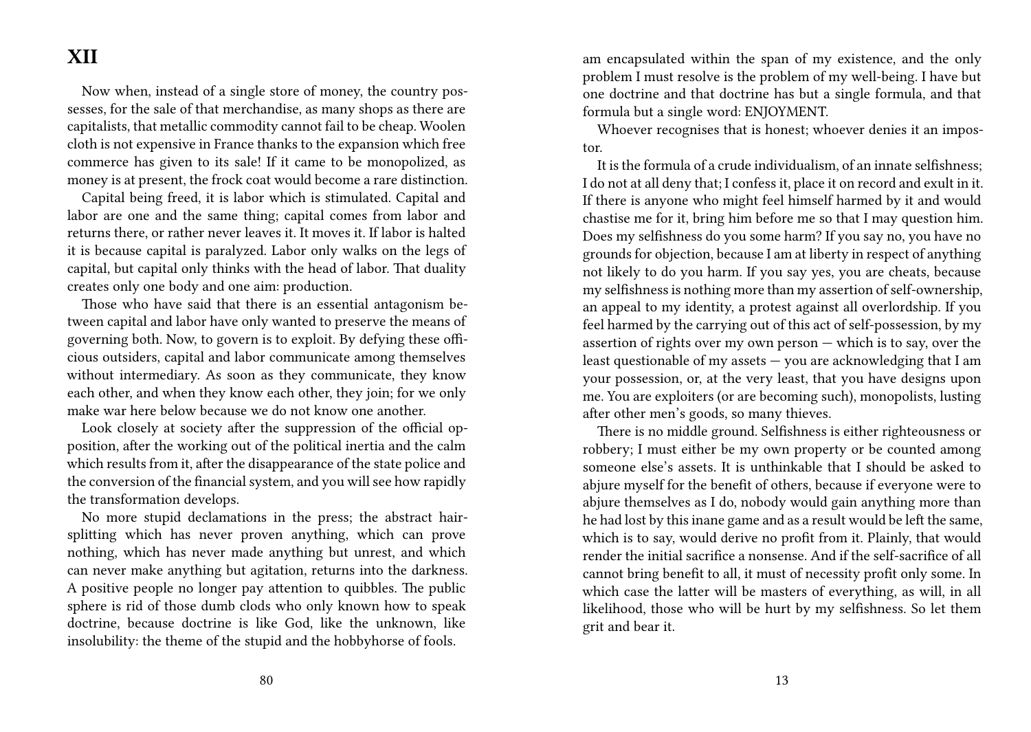# XII

Now when, instead of a single store of money, the country possesses, for the sale of that merchandise, as many shops as there are capitalists, that metallic commodity cannot fail to be cheap. Woolen cloth is not expensive in France thanks to the expansion which free commerce has given to its sale! If it came to be monopolized, as money is at present, the frock coat would become a rare distinction.

Capital being freed, it is labor which is stimulated. Capital and labor are one and the same thing; capital comes from labor and returns there, or rather never leaves it. It moves it. If labor is halted it is because capital is paralyzed. Labor only walks on the legs of capital, but capital only thinks with the head of labor. That duality creates only one body and one aim: production.

Those who have said that there is an essential antagonism between capital and labor have only wanted to preserve the means of governing both. Now, to govern is to exploit. By defying these officious outsiders, capital and labor communicate among themselves without intermediary. As soon as they communicate, they know each other, and when they know each other, they join; for we only make war here below because we do not know one another.

Look closely at society after the suppression of the official opposition, after the working out of the political inertia and the calm which results from it, after the disappearance of the state police and the conversion of the financial system, and you will see how rapidly the transformation develops.

No more stupid declamations in the press; the abstract hair-splitting which has never proven anything, which can prove nothing, which has never made anything but unrest, and which can never make anything but agitation, returns into the darkness. A positive people no longer pay attention to quibbles. The public sphere is rid of those dumb clods who only known how to speak doctrine, because doctrine is like God, like the unknown, like insolubility: the theme of the stupid and the hobbyhorse of fools.

am encapsulated within the span of my existence, and the only problem I must resolve is the problem of my well-being. I have but one doctrine and that doctrine has but a single formula, and that formula but a single word: ENJOYMENT.

Whoever recognises that is honest; whoever denies it an impostor.

It is the formula of a crude individualism, of an innate selfishness; I do not at all deny that; I confess it, place it on record and exult in it. If there is anyone who might feel himself harmed by it and would chastise me for it, bring him before me so that I may question him. Does my selfishness do you some harm? If you say no, you have no grounds for objection, because I am at liberty in respect of anything not likely to do you harm. If you say yes, you are cheats, because my selfishness is nothing more than my assertion of self-ownership, an appeal to my identity, a protest against all overlordship. If you feel harmed by the carrying out of this act of self-possession, by my assertion of rights over my own person — which is to say, over the least questionable of my assets — you are acknowledging that I am your possession, or, at the very least, that you have designs upon me. You are exploiters (or are becoming such), monopolists, lusting after other men's goods, so many thieves.

There is no middle ground. Selfishness is either righteousness or robbery; I must either be my own property or be counted among someone else's assets. It is unthinkable that I should be asked to abjure myself for the benefit of others, because if everyone were to abjure themselves as I do, nobody would gain anything more than he had lost by this inane game and as a result would be left the same, which is to say, would derive no profit from it. Plainly, that would render the initial sacrifice a nonsense. And if the self-sacrifice of all cannot bring benefit to all, it must of necessity profit only some. In which case the latter will be masters of everything, as will, in all likelihood, those who will be hurt by my selfishness. So let them grit and bear it.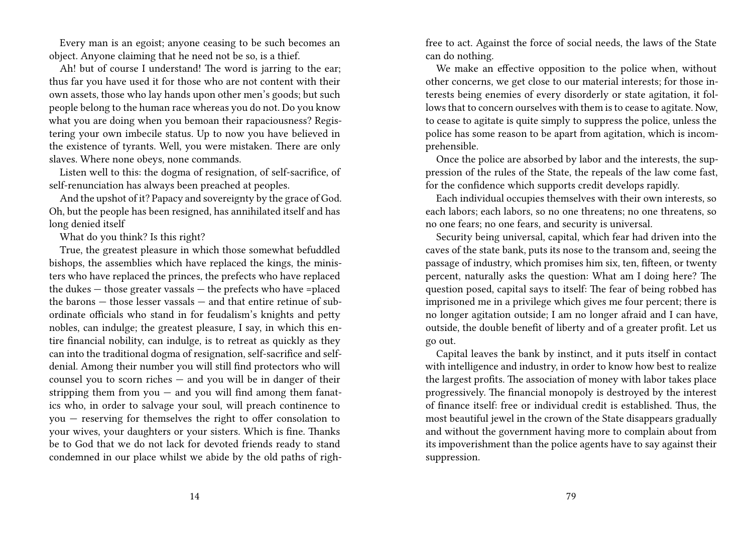Every man is an egoist; anyone ceasing to be such becomes an object. Anyone claiming that he need not be so, is a thief.

Ah! but of course I understand! The word is jarring to the ear; thus far you have used it for those who are not content with their own assets, those who lay hands upon other men's goods; but such people belong to the human race whereas you do not. Do you know what you are doing when you bemoan their rapaciousness? Registering your own imbecile status. Up to now you have believed in the existence of tyrants. Well, you were mistaken. There are only slaves. Where none obeys, none commands.

Listen well to this: the dogma of resignation, of self-sacrifice, of self-renunciation has always been preached at peoples.

And the upshot of it? Papacy and sovereignty by the grace of God. Oh, but the people has been resigned, has annihilated itself and has long denied itself

What do you think? Is this right?

True, the greatest pleasure in which those somewhat befuddled bishops, the assemblies which have replaced the kings, the ministers who have replaced the princes, the prefects who have replaced the dukes — those greater vassals — the prefects who have =placed the barons — those lesser vassals — and that entire retinue of subordinate officials who stand in for feudalism's knights and petty nobles, can indulge; the greatest pleasure, I say, in which this entire financial nobility, can indulge, is to retreat as quickly as they can into the traditional dogma of resignation, self-sacrifice and self-denial. Among their number you will still find protectors who will counsel you to scorn riches — and you will be in danger of their stripping them from you — and you will find among them fanatics who, in order to salvage your soul, will preach continence to you — reserving for themselves the right to offer consolation to your wives, your daughters or your sisters. Which is fine. Thanks be to God that we do not lack for devoted friends ready to stand condemned in our place whilst we abide by the old paths of righ-

free to act. Against the force of social needs, the laws of the State can do nothing.

We make an effective opposition to the police when, without other concerns, we get close to our material interests; for those interests being enemies of every disorderly or state agitation, it follows that to concern ourselves with them is to cease to agitate. Now, to cease to agitate is quite simply to suppress the police, unless the police has some reason to be apart from agitation, which is incomprehensible.

Once the police are absorbed by labor and the interests, the suppression of the rules of the State, the repeals of the law come fast, for the confidence which supports credit develops rapidly.

Each individual occupies themselves with their own interests, so each labors; each labors, so no one threatens; no one threatens, so no one fears; no one fears, and security is universal.

Security being universal, capital, which fear had driven into the caves of the state bank, puts its nose to the transom and, seeing the passage of industry, which promises him six, ten, fifteen, or twenty percent, naturally asks the question: What am I doing here? The question posed, capital says to itself: The fear of being robbed has imprisoned me in a privilege which gives me four percent; there is no longer agitation outside; I am no longer afraid and I can have, outside, the double benefit of liberty and of a greater profit. Let us go out.

Capital leaves the bank by instinct, and it puts itself in contact with intelligence and industry, in order to know how best to realize the largest profits. The association of money with labor takes place progressively. The financial monopoly is destroyed by the interest of finance itself: free or individual credit is established. Thus, the most beautiful jewel in the crown of the State disappears gradually and without the government having more to complain about from its impoverishment than the police agents have to say against their suppression.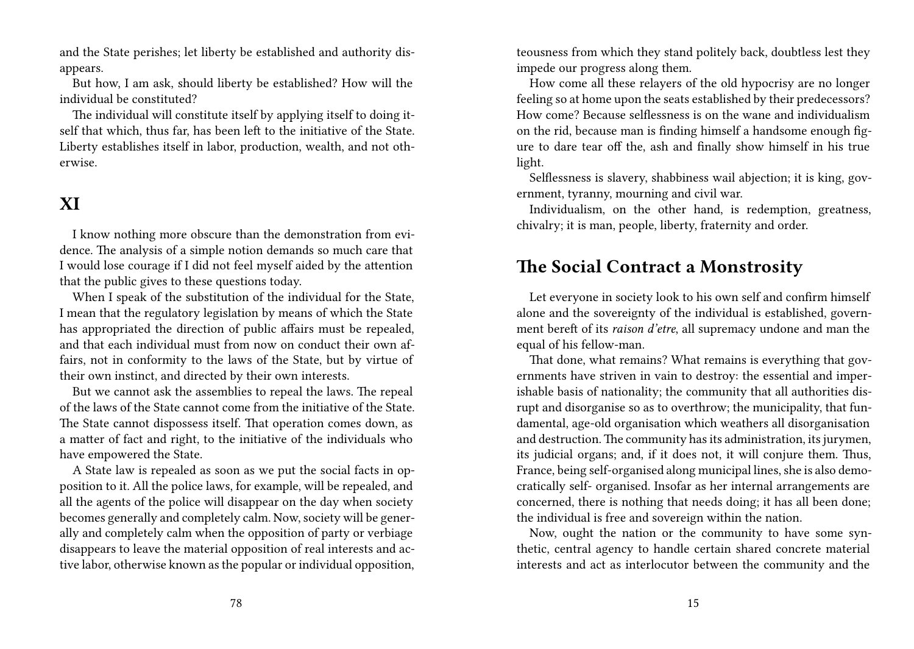and the State perishes; let liberty be established and authority disappears.

But how, I am ask, should liberty be established? How will the individual be constituted?

The individual will constitute itself by applying itself to doing itself that which, thus far, has been left to the initiative of the State. Liberty establishes itself in labor, production, wealth, and not otherwise.

## XI

I know nothing more obscure than the demonstration from evidence. The analysis of a simple notion demands so much care that I would lose courage if I did not feel myself aided by the attention that the public gives to these questions today.

When I speak of the substitution of the individual for the State, I mean that the regulatory legislation by means of which the State has appropriated the direction of public affairs must be repealed, and that each individual must from now on conduct their own affairs, not in conformity to the laws of the State, but by virtue of their own instinct, and directed by their own interests.

But we cannot ask the assemblies to repeal the laws. The repeal of the laws of the State cannot come from the initiative of the State. The State cannot dispossess itself. That operation comes down, as a matter of fact and right, to the initiative of the individuals who have empowered the State.

A State law is repealed as soon as we put the social facts in opposition to it. All the police laws, for example, will be repealed, and all the agents of the police will disappear on the day when society becomes generally and completely calm. Now, society will be generally and completely calm when the opposition of party or verbiage disappears to leave the material opposition of real interests and active labor, otherwise known as the popular or individual opposition,

teousness from which they stand politely back, doubtless lest they impede our progress along them.

How come all these relayers of the old hypocrisy are no longer feeling so at home upon the seats established by their predecessors? How come? Because selflessness is on the wane and individualism on the rid, because man is finding himself a handsome enough figure to dare tear off the, ash and finally show himself in his true light.

Selflessness is slavery, shabbiness wail abjection; it is king, government, tyranny, mourning and civil war.

Individualism, on the other hand, is redemption, greatness, chivalry; it is man, people, liberty, fraternity and order.

## The Social Contract a Monstrosity

Let everyone in society look to his own self and confirm himself alone and the sovereignty of the individual is established, government bereft of its *raison d'etre*, all supremacy undone and man the equal of his fellow-man.

That done, what remains? What remains is everything that governments have striven in vain to destroy: the essential and imperishable basis of nationality; the community that all authorities disrupt and disorganise so as to overthrow; the municipality, that fundamental, age-old organisation which weathers all disorganisation and destruction. The community has its administration, its jurymen, its judicial organs; and, if it does not, it will conjure them. Thus, France, being self-organised along municipal lines, she is also democratically self- organised. Insofar as her internal arrangements are concerned, there is nothing that needs doing; it has all been done; the individual is free and sovereign within the nation.

Now, ought the nation or the community to have some synthetic, central agency to handle certain shared concrete material interests and act as interlocutor between the community and the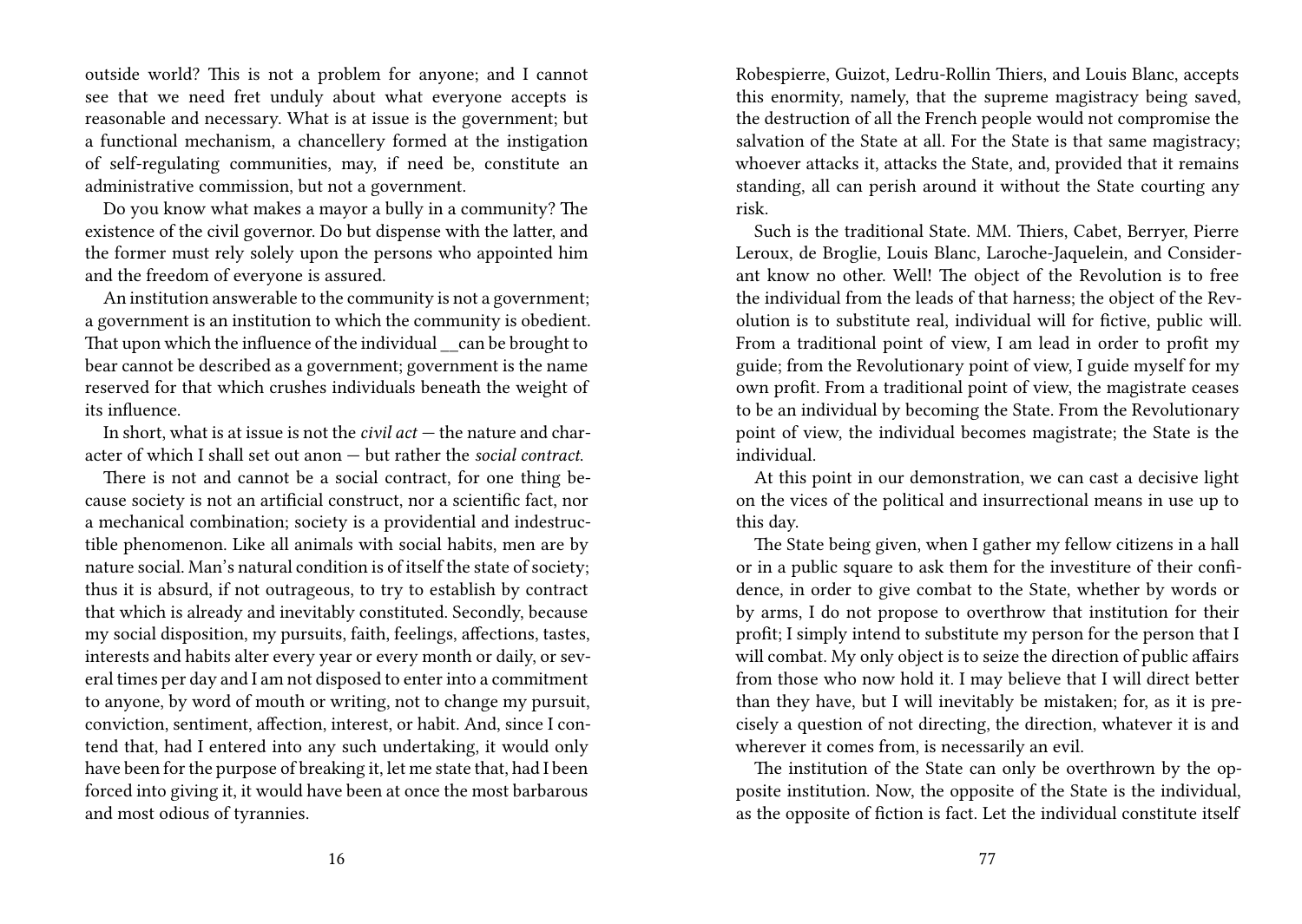outside world? This is not a problem for anyone; and I cannot see that we need fret unduly about what everyone accepts is reasonable and necessary. What is at issue is the government; but a functional mechanism, a chancellery formed at the instigation of self-regulating communities, may, if need be, constitute an administrative commission, but not a government.

Do you know what makes a mayor a bully in a community? The existence of the civil governor. Do but dispense with the latter, and the former must rely solely upon the persons who appointed him and the freedom of everyone is assured.

An institution answerable to the community is not a government; a government is an institution to which the community is obedient. That upon which the influence of the individual __can be brought to bear cannot be described as a government; government is the name reserved for that which crushes individuals beneath the weight of its influence.

In short, what is at issue is not the *civil act* — the nature and character of which I shall set out anon — but rather the *social contract.*

There is not and cannot be a social contract, for one thing because society is not an artificial construct, nor a scientific fact, nor a mechanical combination; society is a providential and indestructible phenomenon. Like all animals with social habits, men are by nature social. Man's natural condition is of itself the state of society; thus it is absurd, if not outrageous, to try to establish by contract that which is already and inevitably constituted. Secondly, because my social disposition, my pursuits, faith, feelings, affections, tastes, interests and habits alter every year or every month or daily, or several times per day and I am not disposed to enter into a commitment to anyone, by word of mouth or writing, not to change my pursuit, conviction, sentiment, affection, interest, or habit. And, since I contend that, had I entered into any such undertaking, it would only have been for the purpose of breaking it, let me state that, had I been forced into giving it, it would have been at once the most barbarous and most odious of tyrannies.

Robespierre, Guizot, Ledru-Rollin Thiers, and Louis Blanc, accepts this enormity, namely, that the supreme magistracy being saved, the destruction of all the French people would not compromise the salvation of the State at all. For the State is that same magistracy; whoever attacks it, attacks the State, and, provided that it remains standing, all can perish around it without the State courting any risk.

Such is the traditional State. MM. Thiers, Cabet, Berryer, Pierre Leroux, de Broglie, Louis Blanc, Laroche-Jaquelein, and Considerant know no other. Well! The object of the Revolution is to free the individual from the leads of that harness; the object of the Revolution is to substitute real, individual will for fictive, public will. From a traditional point of view, I am lead in order to profit my guide; from the Revolutionary point of view, I guide myself for my own profit. From a traditional point of view, the magistrate ceases to be an individual by becoming the State. From the Revolutionary point of view, the individual becomes magistrate; the State is the individual.

At this point in our demonstration, we can cast a decisive light on the vices of the political and insurrectional means in use up to this day.

The State being given, when I gather my fellow citizens in a hall or in a public square to ask them for the investiture of their confidence, in order to give combat to the State, whether by words or by arms, I do not propose to overthrow that institution for their profit; I simply intend to substitute my person for the person that I will combat. My only object is to seize the direction of public affairs from those who now hold it. I may believe that I will direct better than they have, but I will inevitably be mistaken; for, as it is precisely a question of not directing, the direction, whatever it is and wherever it comes from, is necessarily an evil.

The institution of the State can only be overthrown by the opposite institution. Now, the opposite of the State is the individual, as the opposite of fiction is fact. Let the individual constitute itself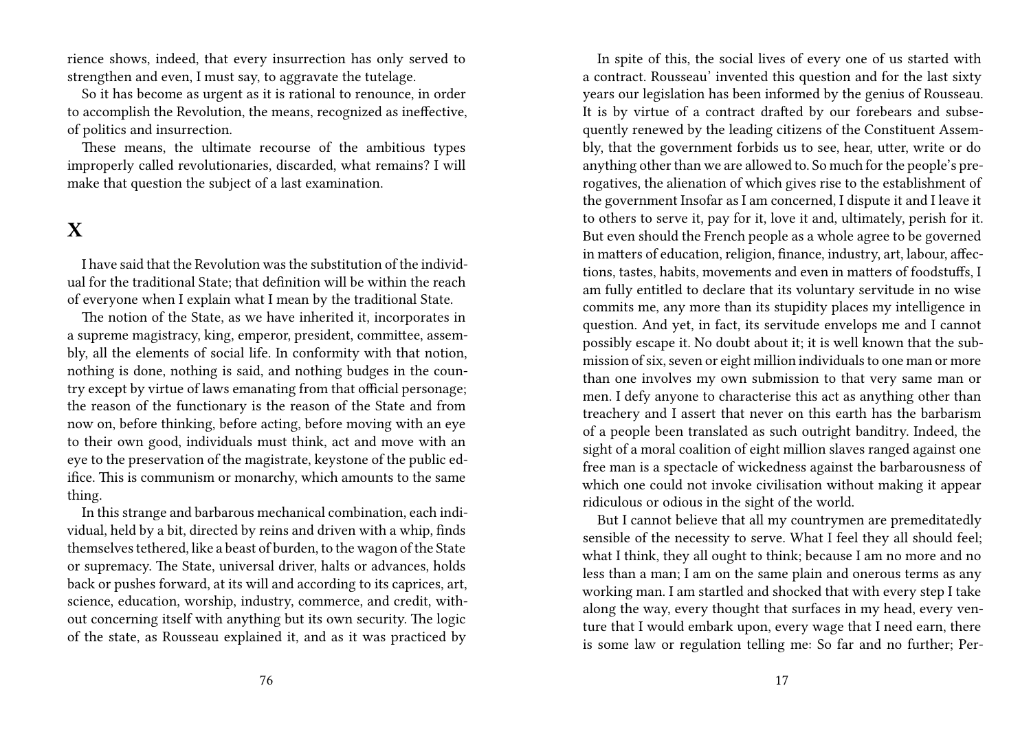rience shows, indeed, that every insurrection has only served to strengthen and even, I must say, to aggravate the tutelage.

So it has become as urgent as it is rational to renounce, in order to accomplish the Revolution, the means, recognized as ineffective, of politics and insurrection.

These means, the ultimate recourse of the ambitious types improperly called revolutionaries, discarded, what remains? I will make that question the subject of a last examination.

## X

I have said that the Revolution was the substitution of the individual for the traditional State; that definition will be within the reach of everyone when I explain what I mean by the traditional State.

The notion of the State, as we have inherited it, incorporates in a supreme magistracy, king, emperor, president, committee, assembly, all the elements of social life. In conformity with that notion, nothing is done, nothing is said, and nothing budges in the country except by virtue of laws emanating from that official personage; the reason of the functionary is the reason of the State and from now on, before thinking, before acting, before moving with an eye to their own good, individuals must think, act and move with an eye to the preservation of the magistrate, keystone of the public edifice. This is communism or monarchy, which amounts to the same thing.

In this strange and barbarous mechanical combination, each individual, held by a bit, directed by reins and driven with a whip, finds themselves tethered, like a beast of burden, to the wagon of the State or supremacy. The State, universal driver, halts or advances, holds back or pushes forward, at its will and according to its caprices, art, science, education, worship, industry, commerce, and credit, without concerning itself with anything but its own security. The logic of the state, as Rousseau explained it, and as it was practiced by

In spite of this, the social lives of every one of us started with a contract. Rousseau' invented this question and for the last sixty years our legislation has been informed by the genius of Rousseau. It is by virtue of a contract drafted by our forebears and subsequently renewed by the leading citizens of the Constituent Assembly, that the government forbids us to see, hear, utter, write or do anything other than we are allowed to. So much for the people's prerogatives, the alienation of which gives rise to the establishment of the government Insofar as I am concerned, I dispute it and I leave it to others to serve it, pay for it, love it and, ultimately, perish for it. But even should the French people as a whole agree to be governed in matters of education, religion, finance, industry, art, labour, affections, tastes, habits, movements and even in matters of foodstuffs, I am fully entitled to declare that its voluntary servitude in no wise commits me, any more than its stupidity places my intelligence in question. And yet, in fact, its servitude envelops me and I cannot possibly escape it. No doubt about it; it is well known that the submission of six, seven or eight million individuals to one man or more than one involves my own submission to that very same man or men. I defy anyone to characterise this act as anything other than treachery and I assert that never on this earth has the barbarism of a people been translated as such outright banditry. Indeed, the sight of a moral coalition of eight million slaves ranged against one free man is a spectacle of wickedness against the barbarousness of which one could not invoke civilisation without making it appear ridiculous or odious in the sight of the world.

But I cannot believe that all my countrymen are premeditatedly sensible of the necessity to serve. What I feel they all should feel; what I think, they all ought to think; because I am no more and no less than a man; I am on the same plain and onerous terms as any working man. I am startled and shocked that with every step I take along the way, every thought that surfaces in my head, every venture that I would embark upon, every wage that I need earn, there is some law or regulation telling me: So far and no further; Per-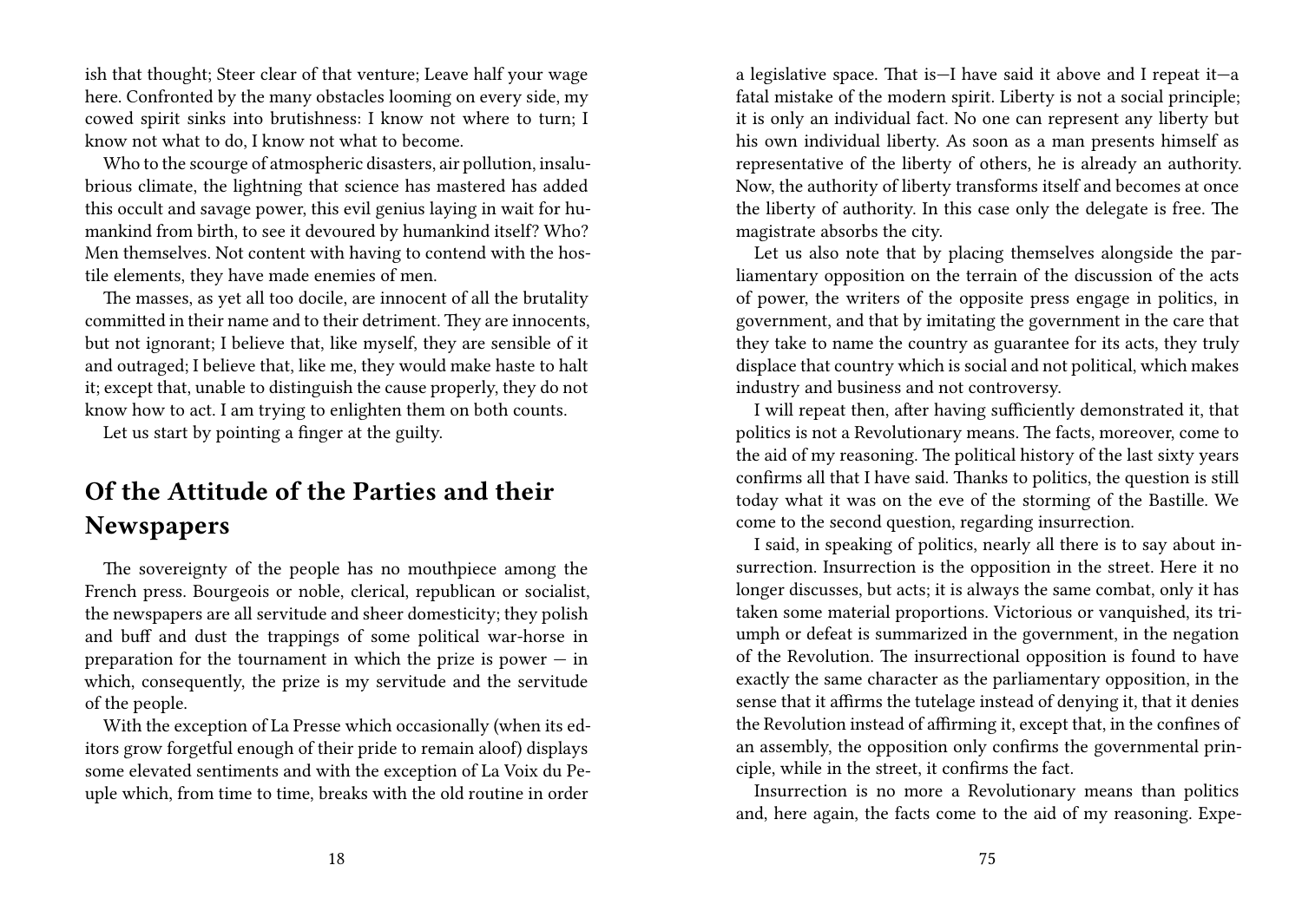ish that thought; Steer clear of that venture; Leave half your wage here. Confronted by the many obstacles looming on every side, my cowed spirit sinks into brutishness: I know not where to turn; I know not what to do, I know not what to become.

Who to the scourge of atmospheric disasters, air pollution, insalubrious climate, the lightning that science has mastered has added this occult and savage power, this evil genius laying in wait for humankind from birth, to see it devoured by humankind itself? Who? Men themselves. Not content with having to contend with the hostile elements, they have made enemies of men.

The masses, as yet all too docile, are innocent of all the brutality committed in their name and to their detriment. They are innocents, but not ignorant; I believe that, like myself, they are sensible of it and outraged; I believe that, like me, they would make haste to halt it; except that, unable to distinguish the cause properly, they do not know how to act. I am trying to enlighten them on both counts.

Let us start by pointing a finger at the guilty.

## Of the Attitude of the Parties and their Newspapers

The sovereignty of the people has no mouthpiece among the French press. Bourgeois or noble, clerical, republican or socialist, the newspapers are all servitude and sheer domesticity; they polish and buff and dust the trappings of some political war-horse in preparation for the tournament in which the prize is power — in which, consequently, the prize is my servitude and the servitude of the people.

With the exception of La Presse which occasionally (when its editors grow forgetful enough of their pride to remain aloof) displays some elevated sentiments and with the exception of La Voix du Peuple which, from time to time, breaks with the old routine in order

a legislative space. That is—I have said it above and I repeat it—a fatal mistake of the modern spirit. Liberty is not a social principle; it is only an individual fact. No one can represent any liberty but his own individual liberty. As soon as a man presents himself as representative of the liberty of others, he is already an authority. Now, the authority of liberty transforms itself and becomes at once the liberty of authority. In this case only the delegate is free. The magistrate absorbs the city.

Let us also note that by placing themselves alongside the parliamentary opposition on the terrain of the discussion of the acts of power, the writers of the opposite press engage in politics, in government, and that by imitating the government in the care that they take to name the country as guarantee for its acts, they truly displace that country which is social and not political, which makes industry and business and not controversy.

I will repeat then, after having sufficiently demonstrated it, that politics is not a Revolutionary means. The facts, moreover, come to the aid of my reasoning. The political history of the last sixty years confirms all that I have said. Thanks to politics, the question is still today what it was on the eve of the storming of the Bastille. We come to the second question, regarding insurrection.

I said, in speaking of politics, nearly all there is to say about insurrection. Insurrection is the opposition in the street. Here it no longer discusses, but acts; it is always the same combat, only it has taken some material proportions. Victorious or vanquished, its triumph or defeat is summarized in the government, in the negation of the Revolution. The insurrectional opposition is found to have exactly the same character as the parliamentary opposition, in the sense that it affirms the tutelage instead of denying it, that it denies the Revolution instead of affirming it, except that, in the confines of an assembly, the opposition only confirms the governmental principle, while in the street, it confirms the fact.

Insurrection is no more a Revolutionary means than politics and, here again, the facts come to the aid of my reasoning. Expe-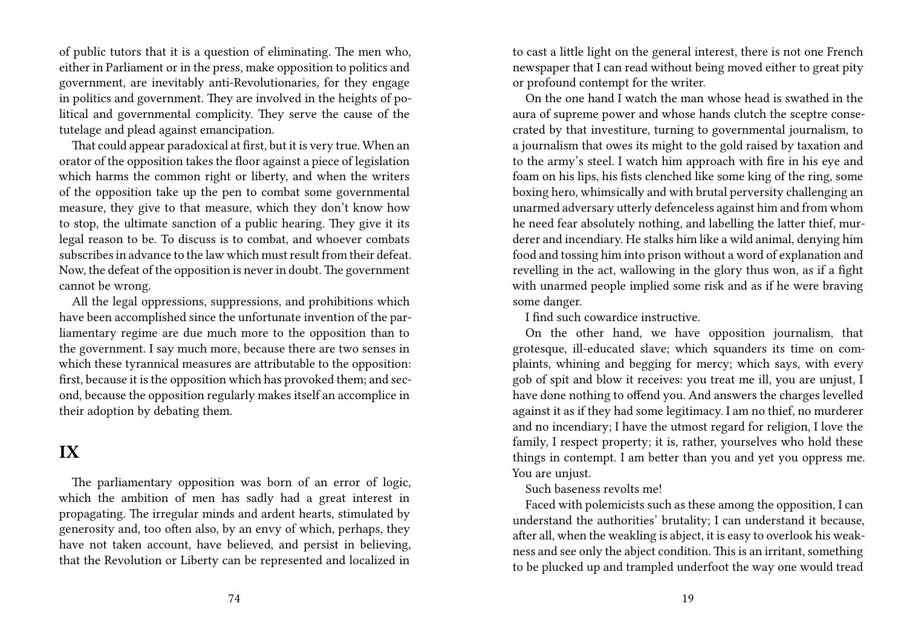of public tutors that it is a question of eliminating. The men who, either in Parliament or in the press, make opposition to politics and government, are inevitably anti-Revolutionaries, for they engage in politics and government. They are involved in the heights of political and governmental complicity. They serve the cause of the tutelage and plead against emancipation.

That could appear paradoxical at first, but it is very true. When an orator of the opposition takes the floor against a piece of legislation which harms the common right or liberty, and when the writers of the opposition take up the pen to combat some governmental measure, they give to that measure, which they don't know how to stop, the ultimate sanction of a public hearing. They give it its legal reason to be. To discuss is to combat, and whoever combats subscribes in advance to the law which must result from their defeat. Now, the defeat of the opposition is never in doubt. The government cannot be wrong.

All the legal oppressions, suppressions, and prohibitions which have been accomplished since the unfortunate invention of the parliamentary regime are due much more to the opposition than to the government. I say much more, because there are two senses in which these tyrannical measures are attributable to the opposition: first, because it is the opposition which has provoked them; and second, because the opposition regularly makes itself an accomplice in their adoption by debating them.

## IX

The parliamentary opposition was born of an error of logic, which the ambition of men has sadly had a great interest in propagating. The irregular minds and ardent hearts, stimulated by generosity and, too often also, by an envy of which, perhaps, they have not taken account, have believed, and persist in believing, that the Revolution or Liberty can be represented and localized in

to cast a little light on the general interest, there is not one French newspaper that I can read without being moved either to great pity or profound contempt for the writer.

On the one hand I watch the man whose head is swathed in the aura of supreme power and whose hands clutch the sceptre consecrated by that investiture, turning to governmental journalism, to a journalism that owes its might to the gold raised by taxation and to the army's steel. I watch him approach with fire in his eye and foam on his lips, his fists clenched like some king of the ring, some boxing hero, whimsically and with brutal perversity challenging an unarmed adversary utterly defenceless against him and from whom he need fear absolutely nothing, and labelling the latter thief, murderer and incendiary. He stalks him like a wild animal, denying him food and tossing him into prison without a word of explanation and revelling in the act, wallowing in the glory thus won, as if a fight with unarmed people implied some risk and as if he were braving some danger.

I find such cowardice instructive.

On the other hand, we have opposition journalism, that grotesque, ill-educated slave; which squanders its time on complaints, whining and begging for mercy; which says, with every gob of spit and blow it receives: you treat me ill, you are unjust, I have done nothing to offend you. And answers the charges levelled against it as if they had some legitimacy. I am no thief, no murderer and no incendiary; I have the utmost regard for religion, I love the family, I respect property; it is, rather, yourselves who hold these things in contempt. I am better than you and yet you oppress me. You are unjust.

Such baseness revolts me!

Faced with polemicists such as these among the opposition, I can understand the authorities' brutality; I can understand it because, after all, when the weakling is abject, it is easy to overlook his weakness and see only the abject condition. This is an irritant, something to be plucked up and trampled underfoot the way one would tread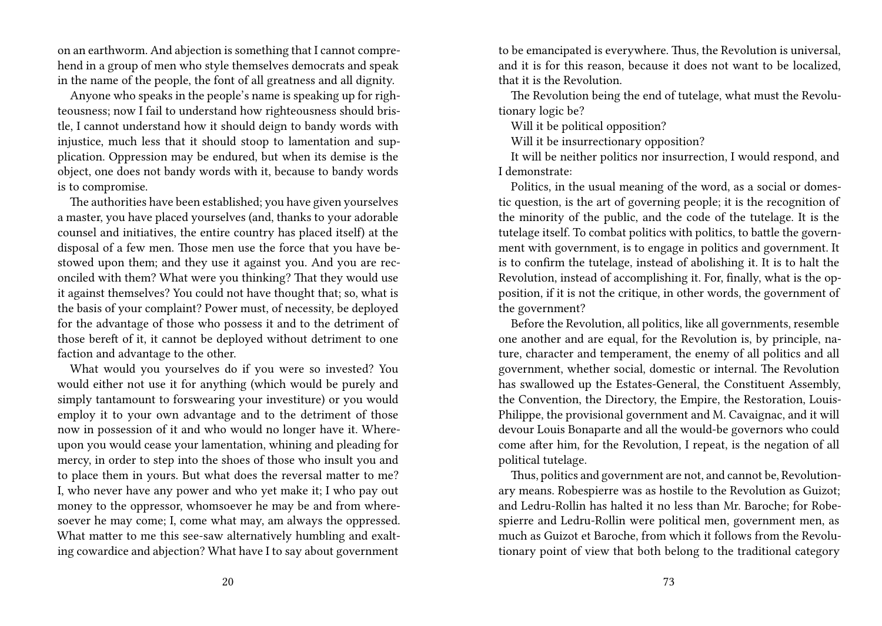on an earthworm. And abjection is something that I cannot comprehend in a group of men who style themselves democrats and speak in the name of the people, the font of all greatness and all dignity.

Anyone who speaks in the people's name is speaking up for righteousness; now I fail to understand how righteousness should bristle, I cannot understand how it should deign to bandy words with injustice, much less that it should stoop to lamentation and supplication. Oppression may be endured, but when its demise is the object, one does not bandy words with it, because to bandy words is to compromise.

The authorities have been established; you have given yourselves a master, you have placed yourselves (and, thanks to your adorable counsel and initiatives, the entire country has placed itself) at the disposal of a few men. Those men use the force that you have bestowed upon them; and they use it against you. And you are reconciled with them? What were you thinking? That they would use it against themselves? You could not have thought that; so, what is the basis of your complaint? Power must, of necessity, be deployed for the advantage of those who possess it and to the detriment of those bereft of it, it cannot be deployed without detriment to one faction and advantage to the other.

What would you yourselves do if you were so invested? You would either not use it for anything (which would be purely and simply tantamount to forswearing your investiture) or you would employ it to your own advantage and to the detriment of those now in possession of it and who would no longer have it. Whereupon you would cease your lamentation, whining and pleading for mercy, in order to step into the shoes of those who insult you and to place them in yours. But what does the reversal matter to me? I, who never have any power and who yet make it; I who pay out money to the oppressor, whomsoever he may be and from wheresoever he may come; I, come what may, am always the oppressed. What matter to me this see-saw alternatively humbling and exalting cowardice and abjection? What have I to say about government

to be emancipated is everywhere. Thus, the Revolution is universal, and it is for this reason, because it does not want to be localized, that it is the Revolution.

The Revolution being the end of tutelage, what must the Revolutionary logic be?

Will it be political opposition?

Will it be insurrectionary opposition?

It will be neither politics nor insurrection, I would respond, and I demonstrate:

Politics, in the usual meaning of the word, as a social or domestic question, is the art of governing people; it is the recognition of the minority of the public, and the code of the tutelage. It is the tutelage itself. To combat politics with politics, to battle the government with government, is to engage in politics and government. It is to confirm the tutelage, instead of abolishing it. It is to halt the Revolution, instead of accomplishing it. For, finally, what is the opposition, if it is not the critique, in other words, the government of the government?

Before the Revolution, all politics, like all governments, resemble one another and are equal, for the Revolution is, by principle, nature, character and temperament, the enemy of all politics and all government, whether social, domestic or internal. The Revolution has swallowed up the Estates-General, the Constituent Assembly, the Convention, the Directory, the Empire, the Restoration, Louis-Philippe, the provisional government and M. Cavaignac, and it will devour Louis Bonaparte and all the would-be governors who could come after him, for the Revolution, I repeat, is the negation of all political tutelage.

Thus, politics and government are not, and cannot be, Revolutionary means. Robespierre was as hostile to the Revolution as Guizot; and Ledru-Rollin has halted it no less than Mr. Baroche; for Robespierre and Ledru-Rollin were political men, government men, as much as Guizot et Baroche, from which it follows from the Revolutionary point of view that both belong to the traditional category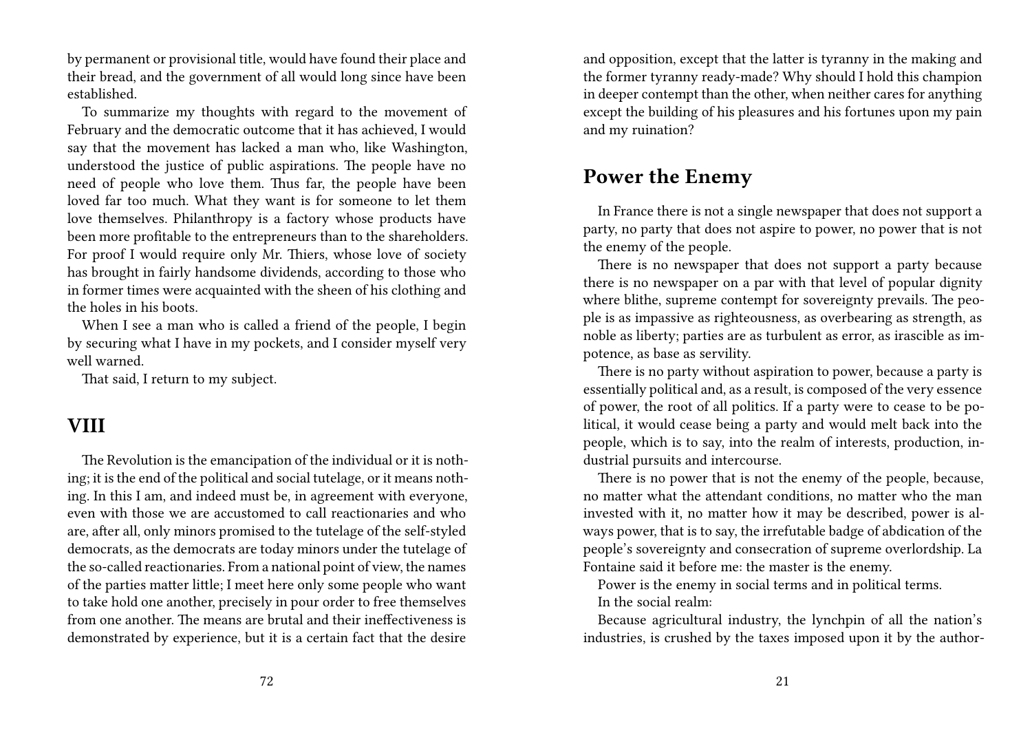by permanent or provisional title, would have found their place and their bread, and the government of all would long since have been established.

To summarize my thoughts with regard to the movement of February and the democratic outcome that it has achieved, I would say that the movement has lacked a man who, like Washington, understood the justice of public aspirations. The people have no need of people who love them. Thus far, the people have been loved far too much. What they want is for someone to let them love themselves. Philanthropy is a factory whose products have been more profitable to the entrepreneurs than to the shareholders. For proof I would require only Mr. Thiers, whose love of society has brought in fairly handsome dividends, according to those who in former times were acquainted with the sheen of his clothing and the holes in his boots.

When I see a man who is called a friend of the people, I begin by securing what I have in my pockets, and I consider myself very well warned.

That said, I return to my subject.

## VIII

The Revolution is the emancipation of the individual or it is nothing; it is the end of the political and social tutelage, or it means nothing. In this I am, and indeed must be, in agreement with everyone, even with those we are accustomed to call reactionaries and who are, after all, only minors promised to the tutelage of the self-styled democrats, as the democrats are today minors under the tutelage of the so-called reactionaries. From a national point of view, the names of the parties matter little; I meet here only some people who want to take hold one another, precisely in pour order to free themselves from one another. The means are brutal and their ineffectiveness is demonstrated by experience, but it is a certain fact that the desire

and opposition, except that the latter is tyranny in the making and the former tyranny ready-made? Why should I hold this champion in deeper contempt than the other, when neither cares for anything except the building of his pleasures and his fortunes upon my pain and my ruination?

## Power the Enemy

In France there is not a single newspaper that does not support a party, no party that does not aspire to power, no power that is not the enemy of the people.

There is no newspaper that does not support a party because there is no newspaper on a par with that level of popular dignity where blithe, supreme contempt for sovereignty prevails. The people is as impassive as righteousness, as overbearing as strength, as noble as liberty; parties are as turbulent as error, as irascible as impotence, as base as servility.

There is no party without aspiration to power, because a party is essentially political and, as a result, is composed of the very essence of power, the root of all politics. If a party were to cease to be political, it would cease being a party and would melt back into the people, which is to say, into the realm of interests, production, industrial pursuits and intercourse.

There is no power that is not the enemy of the people, because, no matter what the attendant conditions, no matter who the man invested with it, no matter how it may be described, power is always power, that is to say, the irrefutable badge of abdication of the people's sovereignty and consecration of supreme overlordship. La Fontaine said it before me: the master is the enemy.

Power is the enemy in social terms and in political terms.

In the social realm:

Because agricultural industry, the lynchpin of all the nation's industries, is crushed by the taxes imposed upon it by the author-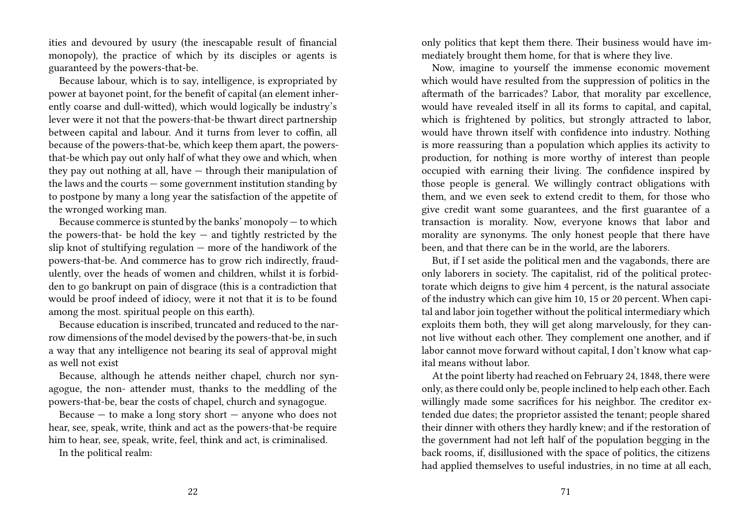ities and devoured by usury (the inescapable result of financial monopoly), the practice of which by its disciples or agents is guaranteed by the powers-that-be.

Because labour, which is to say, intelligence, is expropriated by power at bayonet point, for the benefit of capital (an element inherently coarse and dull-witted), which would logically be industry's lever were it not that the powers-that-be thwart direct partnership between capital and labour. And it turns from lever to coffin, all because of the powers-that-be, which keep them apart, the powers-that-be which pay out only half of what they owe and which, when they pay out nothing at all, have — through their manipulation of the laws and the courts — some government institution standing by to postpone by many a long year the satisfaction of the appetite of the wronged working man.

Because commerce is stunted by the banks' monopoly — to which the powers-that- be hold the key — and tightly restricted by the slip knot of stultifying regulation — more of the handiwork of the powers-that-be. And commerce has to grow rich indirectly, fraudulently, over the heads of women and children, whilst it is forbidden to go bankrupt on pain of disgrace (this is a contradiction that would be proof indeed of idiocy, were it not that it is to be found among the most. spiritual people on this earth).

Because education is inscribed, truncated and reduced to the narrow dimensions of the model devised by the powers-that-be, in such a way that any intelligence not bearing its seal of approval might as well not exist

Because, although he attends neither chapel, church nor synagogue, the non- attender must, thanks to the meddling of the powers-that-be, bear the costs of chapel, church and synagogue.

Because — to make a long story short — anyone who does not hear, see, speak, write, think and act as the powers-that-be require him to hear, see, speak, write, feel, think and act, is criminalised.

In the political realm:

only politics that kept them there. Their business would have immediately brought them home, for that is where they live.

Now, imagine to yourself the immense economic movement which would have resulted from the suppression of politics in the aftermath of the barricades? Labor, that morality par excellence, would have revealed itself in all its forms to capital, and capital, which is frightened by politics, but strongly attracted to labor, would have thrown itself with confidence into industry. Nothing is more reassuring than a population which applies its activity to production, for nothing is more worthy of interest than people occupied with earning their living. The confidence inspired by those people is general. We willingly contract obligations with them, and we even seek to extend credit to them, for those who give credit want some guarantees, and the first guarantee of a transaction is morality. Now, everyone knows that labor and morality are synonyms. The only honest people that there have been, and that there can be in the world, are the laborers.

But, if I set aside the political men and the vagabonds, there are only laborers in society. The capitalist, rid of the political protectorate which deigns to give him 4 percent, is the natural associate of the industry which can give him 10, 15 or 20 percent. When capital and labor join together without the political intermediary which exploits them both, they will get along marvelously, for they cannot live without each other. They complement one another, and if labor cannot move forward without capital, I don't know what capital means without labor.

At the point liberty had reached on February 24, 1848, there were only, as there could only be, people inclined to help each other. Each willingly made some sacrifices for his neighbor. The creditor extended due dates; the proprietor assisted the tenant; people shared their dinner with others they hardly knew; and if the restoration of the government had not left half of the population begging in the back rooms, if, disillusioned with the space of politics, the citizens had applied themselves to useful industries, in no time at all each,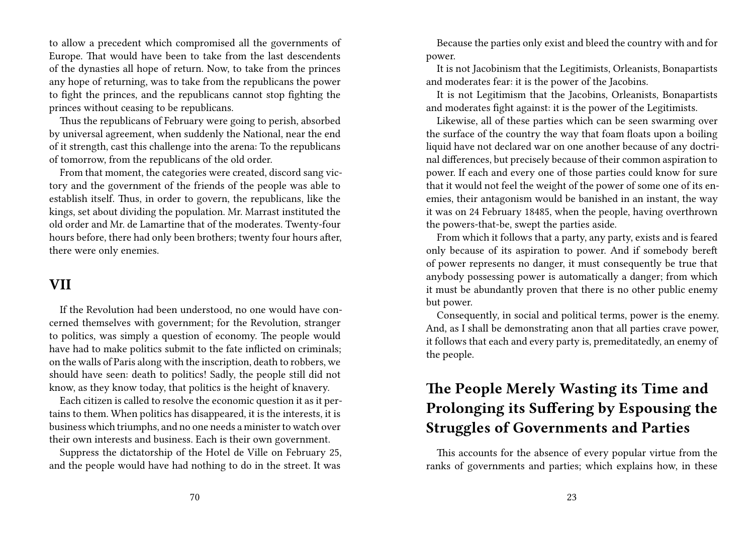to allow a precedent which compromised all the governments of Europe. That would have been to take from the last descendents of the dynasties all hope of return. Now, to take from the princes any hope of returning, was to take from the republicans the power to fight the princes, and the republicans cannot stop fighting the princes without ceasing to be republicans.

Thus the republicans of February were going to perish, absorbed by universal agreement, when suddenly the National, near the end of it strength, cast this challenge into the arena: To the republicans of tomorrow, from the republicans of the old order.

From that moment, the categories were created, discord sang victory and the government of the friends of the people was able to establish itself. Thus, in order to govern, the republicans, like the kings, set about dividing the population. Mr. Marrast instituted the old order and Mr. de Lamartine that of the moderates. Twenty-four hours before, there had only been brothers; twenty four hours after, there were only enemies.

## VII

If the Revolution had been understood, no one would have concerned themselves with government; for the Revolution, stranger to politics, was simply a question of economy. The people would have had to make politics submit to the fate inflicted on criminals; on the walls of Paris along with the inscription, death to robbers, we should have seen: death to politics! Sadly, the people still did not know, as they know today, that politics is the height of knavery.

Each citizen is called to resolve the economic question it as it pertains to them. When politics has disappeared, it is the interests, it is business which triumphs, and no one needs a minister to watch over their own interests and business. Each is their own government.

Suppress the dictatorship of the Hotel de Ville on February 25, and the people would have had nothing to do in the street. It was

Because the parties only exist and bleed the country with and for power.

It is not Jacobinism that the Legitimists, Orleanists, Bonapartists and moderates fear: it is the power of the Jacobins.

It is not Legitimism that the Jacobins, Orleanists, Bonapartists and moderates fight against: it is the power of the Legitimists.

Likewise, all of these parties which can be seen swarming over the surface of the country the way that foam floats upon a boiling liquid have not declared war on one another because of any doctrinal differences, but precisely because of their common aspiration to power. If each and every one of those parties could know for sure that it would not feel the weight of the power of some one of its enemies, their antagonism would be banished in an instant, the way it was on 24 February 1848[5], when the people, having overthrown the powers-that-be, swept the parties aside.

From which it follows that a party, any party, exists and is feared only because of its aspiration to power. And if somebody bereft of power represents no danger, it must consequently be true that anybody possessing power is automatically a danger; from which it must be abundantly proven that there is no other public enemy but power.

Consequently, in social and political terms, power is the enemy. And, as I shall be demonstrating anon that all parties crave power, it follows that each and every party is, premeditatedly, an enemy of the people.

## The People Merely Wasting its Time and Prolonging its Suffering by Espousing the Struggles of Governments and Parties

This accounts for the absence of every popular virtue from the ranks of governments and parties; which explains how, in these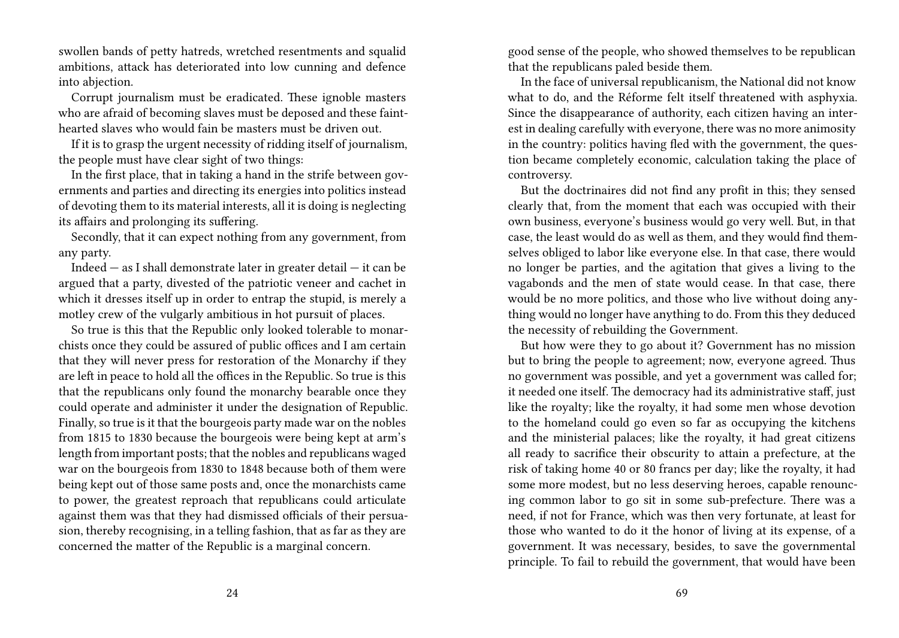swollen bands of petty hatreds, wretched resentments and squalid ambitions, attack has deteriorated into low cunning and defence into abjection.

Corrupt journalism must be eradicated. These ignoble masters who are afraid of becoming slaves must be deposed and these faint-hearted slaves who would fain be masters must be driven out.

If it is to grasp the urgent necessity of ridding itself of journalism, the people must have clear sight of two things:

In the first place, that in taking a hand in the strife between governments and parties and directing its energies into politics instead of devoting them to its material interests, all it is doing is neglecting its affairs and prolonging its suffering.

Secondly, that it can expect nothing from any government, from any party.

Indeed — as I shall demonstrate later in greater detail — it can be argued that a party, divested of the patriotic veneer and cachet in which it dresses itself up in order to entrap the stupid, is merely a motley crew of the vulgarly ambitious in hot pursuit of places.

So true is this that the Republic only looked tolerable to monarchists once they could be assured of public offices and I am certain that they will never press for restoration of the Monarchy if they are left in peace to hold all the offices in the Republic. So true is this that the republicans only found the monarchy bearable once they could operate and administer it under the designation of Republic. Finally, so true is it that the bourgeois party made war on the nobles from 1815 to 1830 because the bourgeois were being kept at arm's length from important posts; that the nobles and republicans waged war on the bourgeois from 1830 to 1848 because both of them were being kept out of those same posts and, once the monarchists came to power, the greatest reproach that republicans could articulate against them was that they had dismissed officials of their persuasion, thereby recognising, in a telling fashion, that as far as they are concerned the matter of the Republic is a marginal concern.

good sense of the people, who showed themselves to be republican that the republicans paled beside them.

In the face of universal republicanism, the National did not know what to do, and the Réforme felt itself threatened with asphyxia. Since the disappearance of authority, each citizen having an interest in dealing carefully with everyone, there was no more animosity in the country: politics having fled with the government, the question became completely economic, calculation taking the place of controversy.

But the doctrinaires did not find any profit in this; they sensed clearly that, from the moment that each was occupied with their own business, everyone's business would go very well. But, in that case, the least would do as well as them, and they would find themselves obliged to labor like everyone else. In that case, there would no longer be parties, and the agitation that gives a living to the vagabonds and the men of state would cease. In that case, there would be no more politics, and those who live without doing anything would no longer have anything to do. From this they deduced the necessity of rebuilding the Government.

But how were they to go about it? Government has no mission but to bring the people to agreement; now, everyone agreed. Thus no government was possible, and yet a government was called for; it needed one itself. The democracy had its administrative staff, just like the royalty; like the royalty, it had some men whose devotion to the homeland could go even so far as occupying the kitchens and the ministerial palaces; like the royalty, it had great citizens all ready to sacrifice their obscurity to attain a prefecture, at the risk of taking home 40 or 80 francs per day; like the royalty, it had some more modest, but no less deserving heroes, capable renouncing common labor to go sit in some sub-prefecture. There was a need, if not for France, which was then very fortunate, at least for those who wanted to do it the honor of living at its expense, of a government. It was necessary, besides, to save the governmental principle. To fail to rebuild the government, that would have been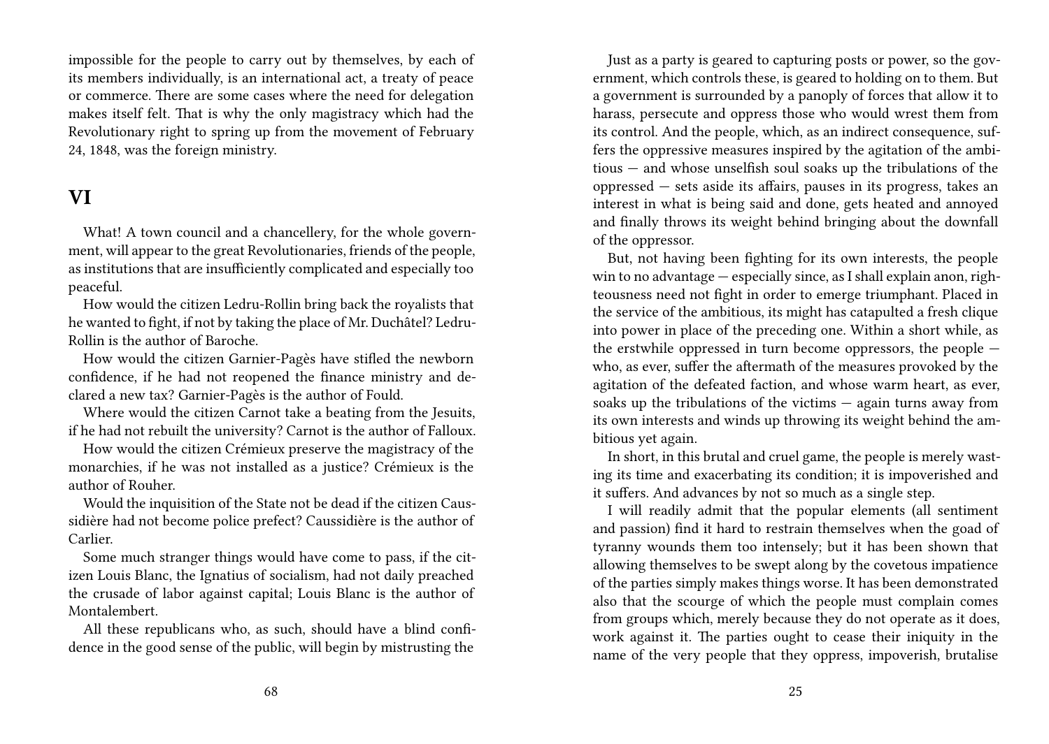impossible for the people to carry out by themselves, by each of its members individually, is an international act, a treaty of peace or commerce. There are some cases where the need for delegation makes itself felt. That is why the only magistracy which had the Revolutionary right to spring up from the movement of February 24, 1848, was the foreign ministry.

## VI

What! A town council and a chancellery, for the whole government, will appear to the great Revolutionaries, friends of the people, as institutions that are insufficiently complicated and especially too peaceful.

How would the citizen Ledru-Rollin bring back the royalists that he wanted to fight, if not by taking the place of Mr. Duchâtel? Ledru-Rollin is the author of Baroche.

How would the citizen Garnier-Pagès have stifled the newborn confidence, if he had not reopened the finance ministry and declared a new tax? Garnier-Pagès is the author of Fould.

Where would the citizen Carnot take a beating from the Jesuits, if he had not rebuilt the university? Carnot is the author of Falloux.

How would the citizen Crémieux preserve the magistracy of the monarchies, if he was not installed as a justice? Crémieux is the author of Rouher.

Would the inquisition of the State not be dead if the citizen Caussidière had not become police prefect? Caussidière is the author of Carlier.

Some much stranger things would have come to pass, if the citizen Louis Blanc, the Ignatius of socialism, had not daily preached the crusade of labor against capital; Louis Blanc is the author of Montalembert.

All these republicans who, as such, should have a blind confidence in the good sense of the public, will begin by mistrusting the

Just as a party is geared to capturing posts or power, so the government, which controls these, is geared to holding on to them. But a government is surrounded by a panoply of forces that allow it to harass, persecute and oppress those who would wrest them from its control. And the people, which, as an indirect consequence, suffers the oppressive measures inspired by the agitation of the ambitious — and whose unselfish soul soaks up the tribulations of the oppressed — sets aside its affairs, pauses in its progress, takes an interest in what is being said and done, gets heated and annoyed and finally throws its weight behind bringing about the downfall of the oppressor.

But, not having been fighting for its own interests, the people win to no advantage — especially since, as I shall explain anon, righteousness need not fight in order to emerge triumphant. Placed in the service of the ambitious, its might has catapulted a fresh clique into power in place of the preceding one. Within a short while, as the erstwhile oppressed in turn become oppressors, the people — who, as ever, suffer the aftermath of the measures provoked by the agitation of the defeated faction, and whose warm heart, as ever, soaks up the tribulations of the victims — again turns away from its own interests and winds up throwing its weight behind the ambitious yet again.

In short, in this brutal and cruel game, the people is merely wasting its time and exacerbating its condition; it is impoverished and it suffers. And advances by not so much as a single step.

I will readily admit that the popular elements (all sentiment and passion) find it hard to restrain themselves when the goad of tyranny wounds them too intensely; but it has been shown that allowing themselves to be swept along by the covetous impatience of the parties simply makes things worse. It has been demonstrated also that the scourge of which the people must complain comes from groups which, merely because they do not operate as it does, work against it. The parties ought to cease their iniquity in the name of the very people that they oppress, impoverish, brutalise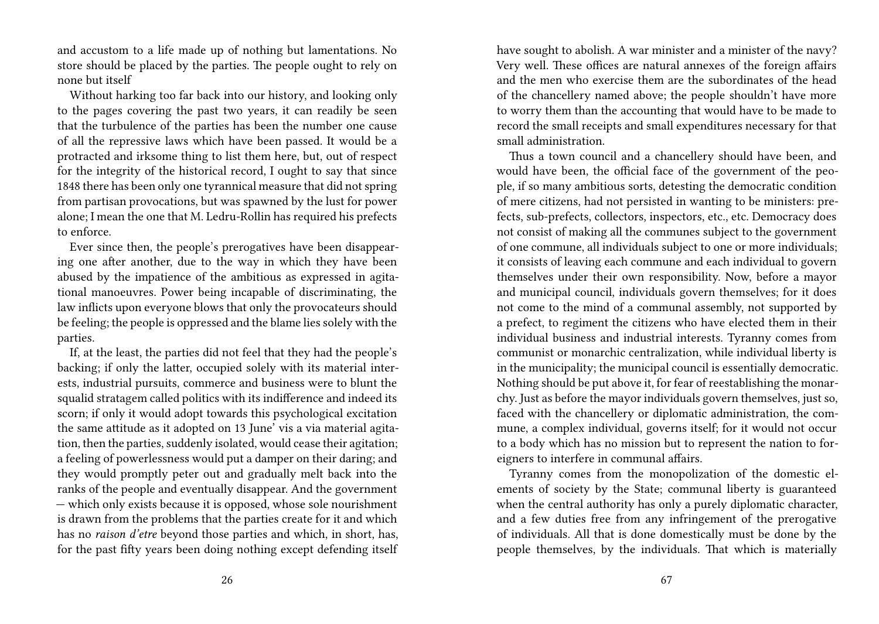and accustom to a life made up of nothing but lamentations. No store should be placed by the parties. The people ought to rely on none but itself

Without harking too far back into our history, and looking only to the pages covering the past two years, it can readily be seen that the turbulence of the parties has been the number one cause of all the repressive laws which have been passed. It would be a protracted and irksome thing to list them here, but, out of respect for the integrity of the historical record, I ought to say that since 1848 there has been only one tyrannical measure that did not spring from partisan provocations, but was spawned by the lust for power alone; I mean the one that M. Ledru-Rollin has required his prefects to enforce.

Ever since then, the people's prerogatives have been disappearing one after another, due to the way in which they have been abused by the impatience of the ambitious as expressed in agitational manoeuvres. Power being incapable of discriminating, the law inflicts upon everyone blows that only the provocateurs should be feeling; the people is oppressed and the blame lies solely with the parties.

If, at the least, the parties did not feel that they had the people's backing; if only the latter, occupied solely with its material interests, industrial pursuits, commerce and business were to blunt the squalid stratagem called politics with its indifference and indeed its scorn; if only it would adopt towards this psychological excitation the same attitude as it adopted on 13 June' vis a via material agitation, then the parties, suddenly isolated, would cease their agitation; a feeling of powerlessness would put a damper on their daring; and they would promptly peter out and gradually melt back into the ranks of the people and eventually disappear. And the government — which only exists because it is opposed, whose sole nourishment is drawn from the problems that the parties create for it and which has no *raison d'etre* beyond those parties and which, in short, has, for the past fifty years been doing nothing except defending itself

have sought to abolish. A war minister and a minister of the navy? Very well. These offices are natural annexes of the foreign affairs and the men who exercise them are the subordinates of the head of the chancellery named above; the people shouldn't have more to worry them than the accounting that would have to be made to record the small receipts and small expenditures necessary for that small administration.

Thus a town council and a chancellery should have been, and would have been, the official face of the government of the people, if so many ambitious sorts, detesting the democratic condition of mere citizens, had not persisted in wanting to be ministers: prefects, sub-prefects, collectors, inspectors, etc., etc. Democracy does not consist of making all the communes subject to the government of one commune, all individuals subject to one or more individuals; it consists of leaving each commune and each individual to govern themselves under their own responsibility. Now, before a mayor and municipal council, individuals govern themselves; for it does not come to the mind of a communal assembly, not supported by a prefect, to regiment the citizens who have elected them in their individual business and industrial interests. Tyranny comes from communist or monarchic centralization, while individual liberty is in the municipality; the municipal council is essentially democratic. Nothing should be put above it, for fear of reestablishing the monarchy. Just as before the mayor individuals govern themselves, just so, faced with the chancellery or diplomatic administration, the commune, a complex individual, governs itself; for it would not occur to a body which has no mission but to represent the nation to foreigners to interfere in communal affairs.

Tyranny comes from the monopolization of the domestic elements of society by the State; communal liberty is guaranteed when the central authority has only a purely diplomatic character, and a few duties free from any infringement of the prerogative of individuals. All that is done domestically must be done by the people themselves, by the individuals. That which is materially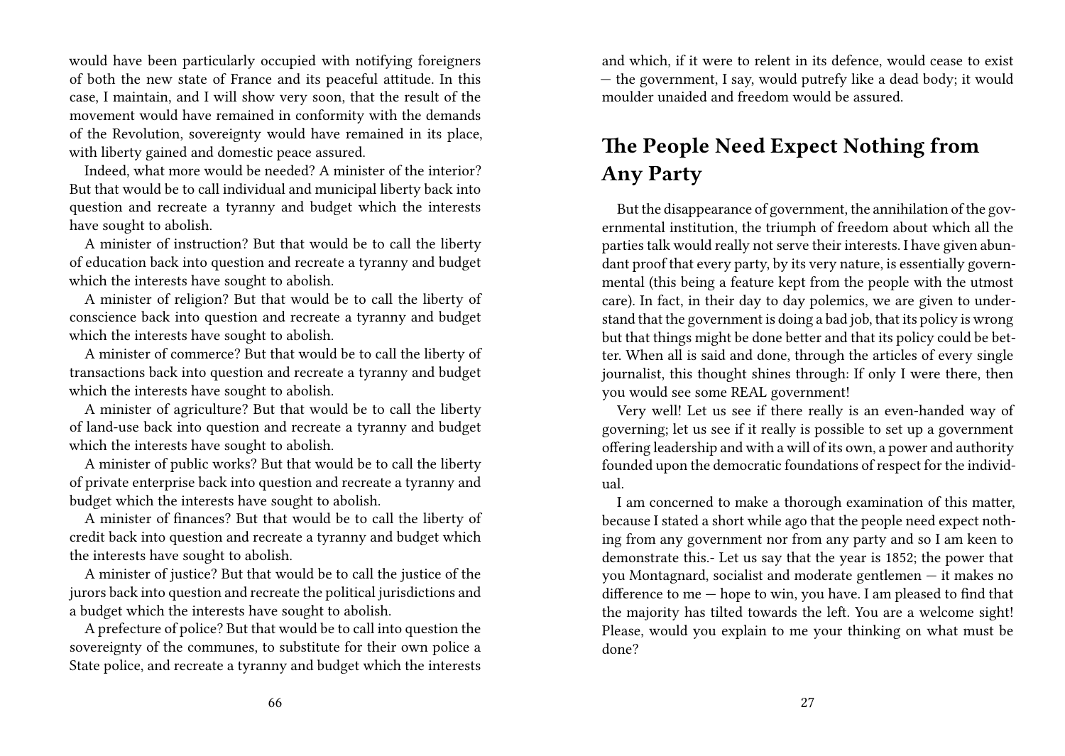would have been particularly occupied with notifying foreigners of both the new state of France and its peaceful attitude. In this case, I maintain, and I will show very soon, that the result of the movement would have remained in conformity with the demands of the Revolution, sovereignty would have remained in its place, with liberty gained and domestic peace assured.

Indeed, what more would be needed? A minister of the interior? But that would be to call individual and municipal liberty back into question and recreate a tyranny and budget which the interests have sought to abolish.

A minister of instruction? But that would be to call the liberty of education back into question and recreate a tyranny and budget which the interests have sought to abolish.

A minister of religion? But that would be to call the liberty of conscience back into question and recreate a tyranny and budget which the interests have sought to abolish.

A minister of commerce? But that would be to call the liberty of transactions back into question and recreate a tyranny and budget which the interests have sought to abolish.

A minister of agriculture? But that would be to call the liberty of land-use back into question and recreate a tyranny and budget which the interests have sought to abolish.

A minister of public works? But that would be to call the liberty of private enterprise back into question and recreate a tyranny and budget which the interests have sought to abolish.

A minister of finances? But that would be to call the liberty of credit back into question and recreate a tyranny and budget which the interests have sought to abolish.

A minister of justice? But that would be to call the justice of the jurors back into question and recreate the political jurisdictions and a budget which the interests have sought to abolish.

A prefecture of police? But that would be to call into question the sovereignty of the communes, to substitute for their own police a State police, and recreate a tyranny and budget which the interests

and which, if it were to relent in its defence, would cease to exist — the government, I say, would putrefy like a dead body; it would moulder unaided and freedom would be assured.

## The People Need Expect Nothing from Any Party

But the disappearance of government, the annihilation of the governmental institution, the triumph of freedom about which all the parties talk would really not serve their interests. I have given abundant proof that every party, by its very nature, is essentially governmental (this being a feature kept from the people with the utmost care). In fact, in their day to day polemics, we are given to understand that the government is doing a bad job, that its policy is wrong but that things might be done better and that its policy could be better. When all is said and done, through the articles of every single journalist, this thought shines through: If only I were there, then you would see some REAL government!

Very well! Let us see if there really is an even-handed way of governing; let us see if it really is possible to set up a government offering leadership and with a will of its own, a power and authority founded upon the democratic foundations of respect for the individual.

I am concerned to make a thorough examination of this matter, because I stated a short while ago that the people need expect nothing from any government nor from any party and so I am keen to demonstrate this.- Let us say that the year is 1852; the power that you Montagnard, socialist and moderate gentlemen — it makes no difference to me — hope to win, you have. I am pleased to find that the majority has tilted towards the left. You are a welcome sight! Please, would you explain to me your thinking on what must be done?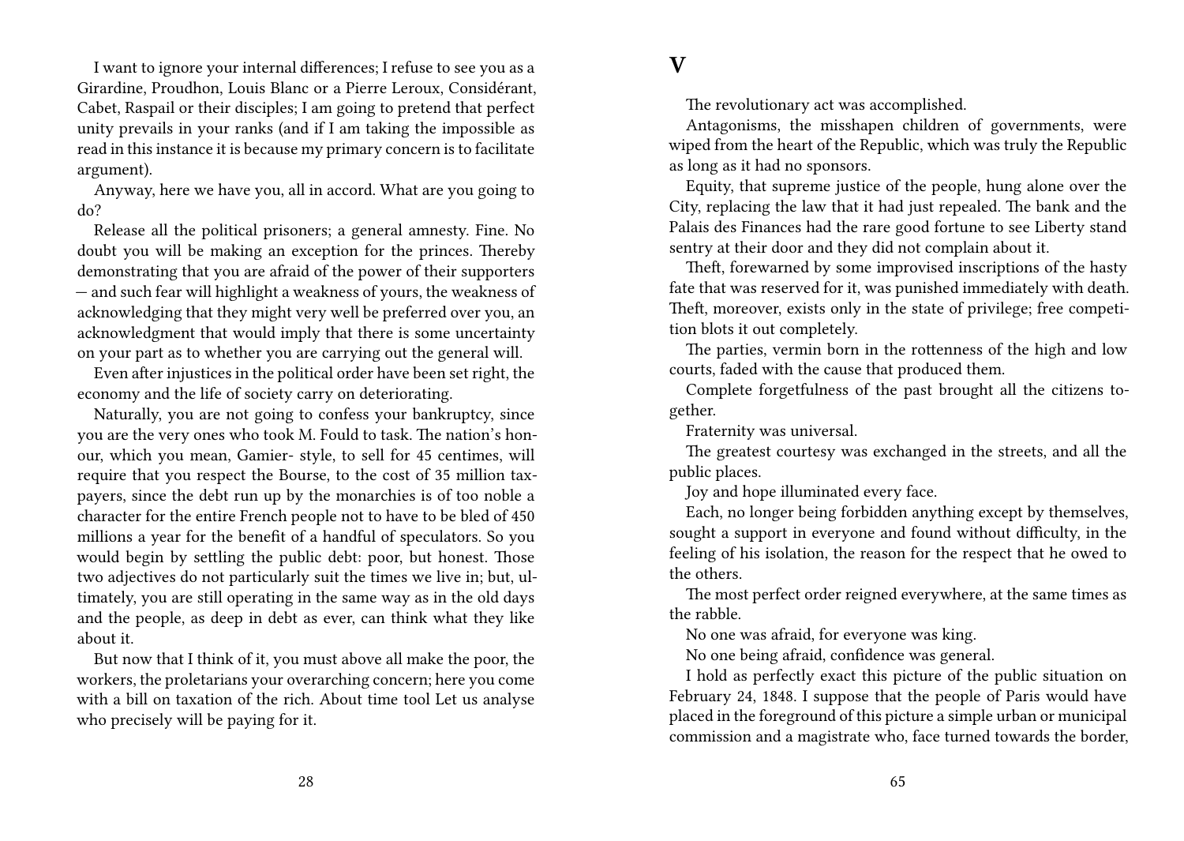I want to ignore your internal differences; I refuse to see you as a Girardine, Proudhon, Louis Blanc or a Pierre Leroux, Considérant, Cabet, Raspail or their disciples; I am going to pretend that perfect unity prevails in your ranks (and if I am taking the impossible as read in this instance it is because my primary concern is to facilitate argument).

Anyway, here we have you, all in accord. What are you going to do?

Release all the political prisoners; a general amnesty. Fine. No doubt you will be making an exception for the princes. Thereby demonstrating that you are afraid of the power of their supporters — and such fear will highlight a weakness of yours, the weakness of acknowledging that they might very well be preferred over you, an acknowledgment that would imply that there is some uncertainty on your part as to whether you are carrying out the general will.

Even after injustices in the political order have been set right, the economy and the life of society carry on deteriorating.

Naturally, you are not going to confess your bankruptcy, since you are the very ones who took M. Fould to task. The nation's honour, which you mean, Gamier- style, to sell for 45 centimes, will require that you respect the Bourse, to the cost of 35 million taxpayers, since the debt run up by the monarchies is of too noble a character for the entire French people not to have to be bled of 450 millions a year for the benefit of a handful of speculators. So you would begin by settling the public debt: poor, but honest. Those two adjectives do not particularly suit the times we live in; but, ultimately, you are still operating in the same way as in the old days and the people, as deep in debt as ever, can think what they like about it.

But now that I think of it, you must above all make the poor, the workers, the proletarians your overarching concern; here you come with a bill on taxation of the rich. About time tool Let us analyse who precisely will be paying for it.

# V

The revolutionary act was accomplished.

Antagonisms, the misshapen children of governments, were wiped from the heart of the Republic, which was truly the Republic as long as it had no sponsors.

Equity, that supreme justice of the people, hung alone over the City, replacing the law that it had just repealed. The bank and the Palais des Finances had the rare good fortune to see Liberty stand sentry at their door and they did not complain about it.

Theft, forewarned by some improvised inscriptions of the hasty fate that was reserved for it, was punished immediately with death. Theft, moreover, exists only in the state of privilege; free competition blots it out completely.

The parties, vermin born in the rottenness of the high and low courts, faded with the cause that produced them.

Complete forgetfulness of the past brought all the citizens together.

Fraternity was universal.

The greatest courtesy was exchanged in the streets, and all the public places.

Joy and hope illuminated every face.

Each, no longer being forbidden anything except by themselves, sought a support in everyone and found without difficulty, in the feeling of his isolation, the reason for the respect that he owed to the others.

The most perfect order reigned everywhere, at the same times as the rabble.

No one was afraid, for everyone was king.

No one being afraid, confidence was general.

I hold as perfectly exact this picture of the public situation on February 24, 1848. I suppose that the people of Paris would have placed in the foreground of this picture a simple urban or municipal commission and a magistrate who, face turned towards the border,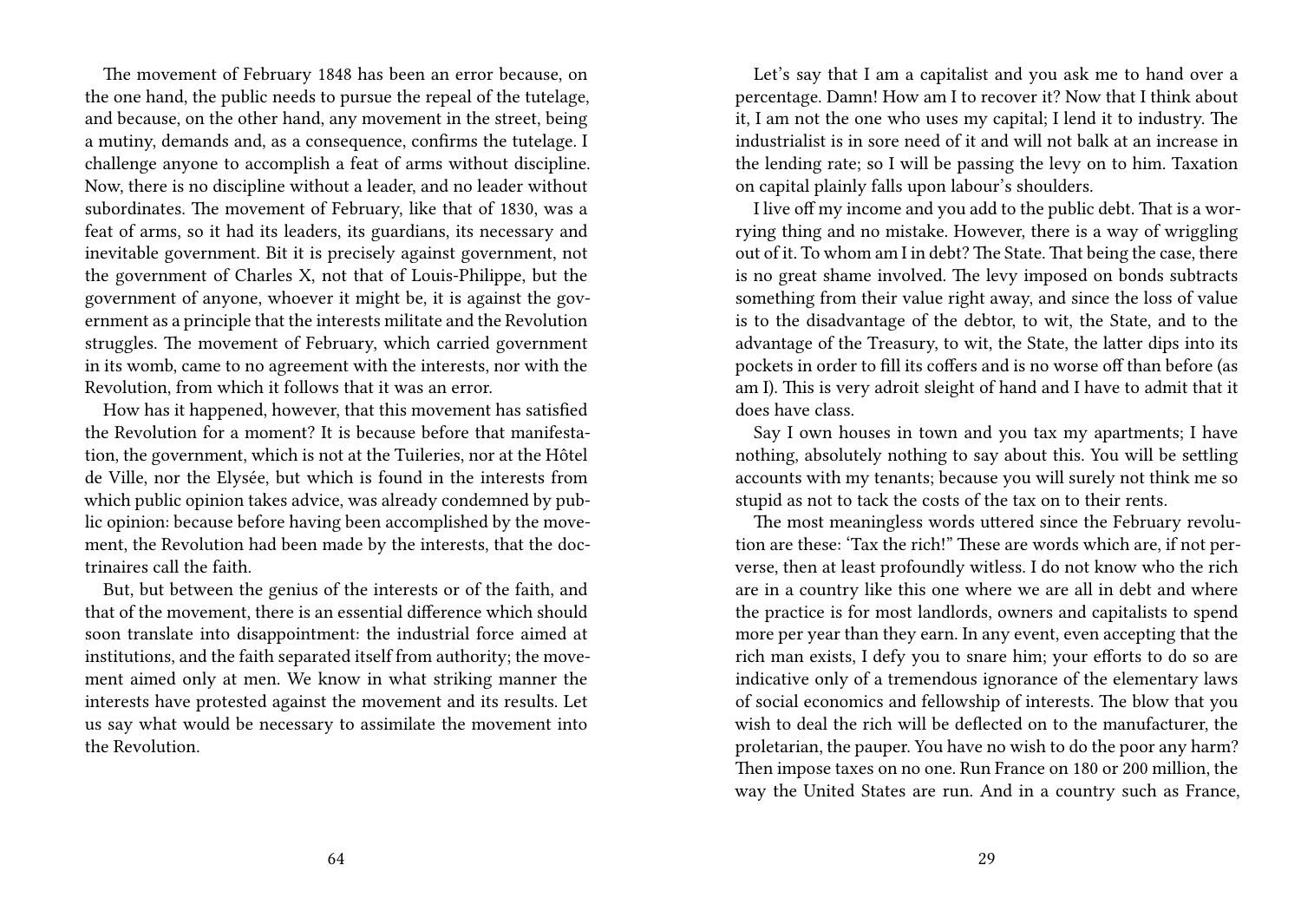The movement of February 1848 has been an error because, on the one hand, the public needs to pursue the repeal of the tutelage, and because, on the other hand, any movement in the street, being a mutiny, demands and, as a consequence, confirms the tutelage. I challenge anyone to accomplish a feat of arms without discipline. Now, there is no discipline without a leader, and no leader without subordinates. The movement of February, like that of 1830, was a feat of arms, so it had its leaders, its guardians, its necessary and inevitable government. Bit it is precisely against government, not the government of Charles X, not that of Louis-Philippe, but the government of anyone, whoever it might be, it is against the government as a principle that the interests militate and the Revolution struggles. The movement of February, which carried government in its womb, came to no agreement with the interests, nor with the Revolution, from which it follows that it was an error.

How has it happened, however, that this movement has satisfied the Revolution for a moment? It is because before that manifestation, the government, which is not at the Tuileries, nor at the Hôtel de Ville, nor the Elysée, but which is found in the interests from which public opinion takes advice, was already condemned by public opinion: because before having been accomplished by the movement, the Revolution had been made by the interests, that the doctrinaires call the faith.

But, but between the genius of the interests or of the faith, and that of the movement, there is an essential difference which should soon translate into disappointment: the industrial force aimed at institutions, and the faith separated itself from authority; the movement aimed only at men. We know in what striking manner the interests have protested against the movement and its results. Let us say what would be necessary to assimilate the movement into the Revolution.

Let's say that I am a capitalist and you ask me to hand over a percentage. Damn! How am I to recover it? Now that I think about it, I am not the one who uses my capital; I lend it to industry. The industrialist is in sore need of it and will not balk at an increase in the lending rate; so I will be passing the levy on to him. Taxation on capital plainly falls upon labour's shoulders.

I live off my income and you add to the public debt. That is a worrying thing and no mistake. However, there is a way of wriggling out of it. To whom am I in debt? The State. That being the case, there is no great shame involved. The levy imposed on bonds subtracts something from their value right away, and since the loss of value is to the disadvantage of the debtor, to wit, the State, and to the advantage of the Treasury, to wit, the State, the latter dips into its pockets in order to fill its coffers and is no worse off than before (as am I). This is very adroit sleight of hand and I have to admit that it does have class.

Say I own houses in town and you tax my apartments; I have nothing, absolutely nothing to say about this. You will be settling accounts with my tenants; because you will surely not think me so stupid as not to tack the costs of the tax on to their rents.

The most meaningless words uttered since the February revolution are these: 'Tax the rich!" These are words which are, if not perverse, then at least profoundly witless. I do not know who the rich are in a country like this one where we are all in debt and where the practice is for most landlords, owners and capitalists to spend more per year than they earn. In any event, even accepting that the rich man exists, I defy you to snare him; your efforts to do so are indicative only of a tremendous ignorance of the elementary laws of social economics and fellowship of interests. The blow that you wish to deal the rich will be deflected on to the manufacturer, the proletarian, the pauper. You have no wish to do the poor any harm? Then impose taxes on no one. Run France on 180 or 200 million, the way the United States are run. And in a country such as France,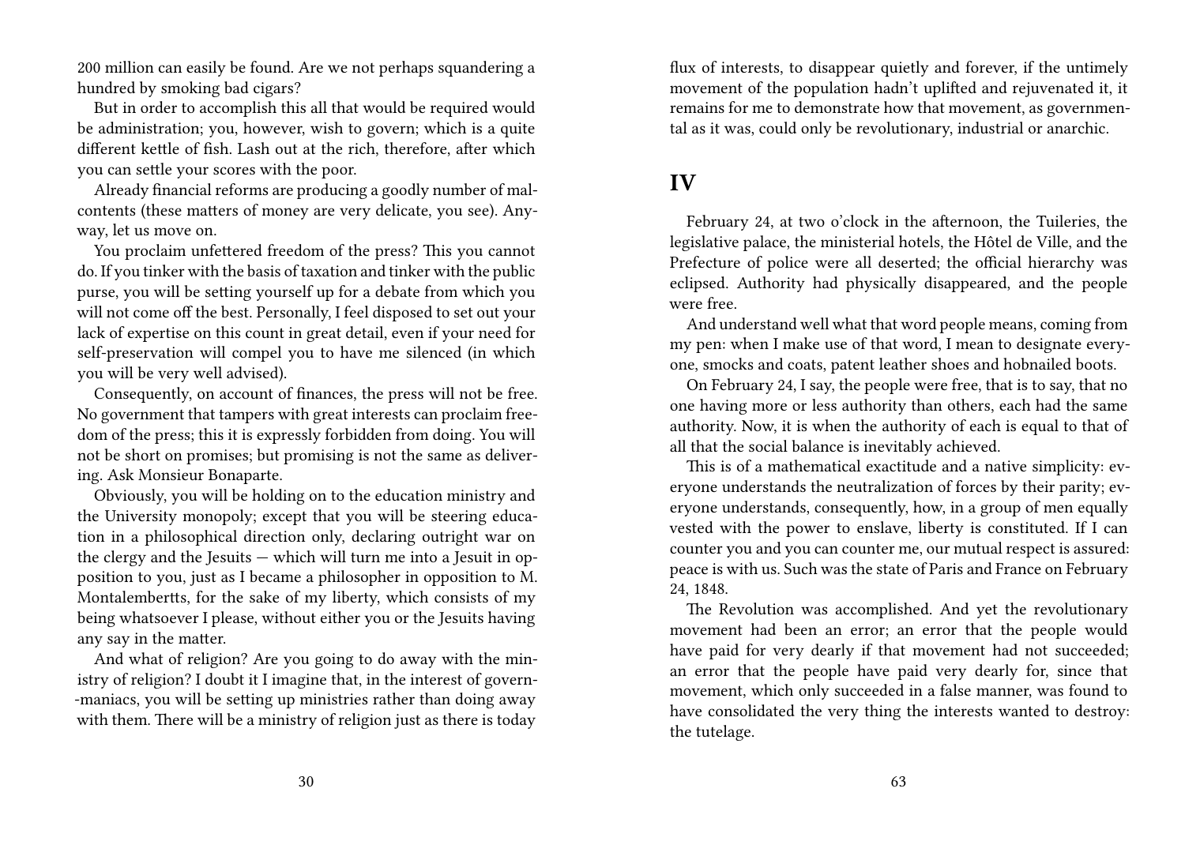200 million can easily be found. Are we not perhaps squandering a hundred by smoking bad cigars?

But in order to accomplish this all that would be required would be administration; you, however, wish to govern; which is a quite different kettle of fish. Lash out at the rich, therefore, after which you can settle your scores with the poor.

Already financial reforms are producing a goodly number of malcontents (these matters of money are very delicate, you see). Anyway, let us move on.

You proclaim unfettered freedom of the press? This you cannot do. If you tinker with the basis of taxation and tinker with the public purse, you will be setting yourself up for a debate from which you will not come off the best. Personally, I feel disposed to set out your lack of expertise on this count in great detail, even if your need for self-preservation will compel you to have me silenced (in which you will be very well advised).

Consequently, on account of finances, the press will not be free. No government that tampers with great interests can proclaim freedom of the press; this it is expressly forbidden from doing. You will not be short on promises; but promising is not the same as delivering. Ask Monsieur Bonaparte.

Obviously, you will be holding on to the education ministry and the University monopoly; except that you will be steering education in a philosophical direction only, declaring outright war on the clergy and the Jesuits — which will turn me into a Jesuit in opposition to you, just as I became a philosopher in opposition to M. Montalembertts, for the sake of my liberty, which consists of my being whatsoever I please, without either you or the Jesuits having any say in the matter.

And what of religion? Are you going to do away with the ministry of religion? I doubt it I imagine that, in the interest of govern--maniacs, you will be setting up ministries rather than doing away with them. There will be a ministry of religion just as there is today

flux of interests, to disappear quietly and forever, if the untimely movement of the population hadn't uplifted and rejuvenated it, it remains for me to demonstrate how that movement, as governmental as it was, could only be revolutionary, industrial or anarchic.

## IV

February 24, at two o'clock in the afternoon, the Tuileries, the legislative palace, the ministerial hotels, the Hôtel de Ville, and the Prefecture of police were all deserted; the official hierarchy was eclipsed. Authority had physically disappeared, and the people were free.

And understand well what that word people means, coming from my pen: when I make use of that word, I mean to designate everyone, smocks and coats, patent leather shoes and hobnailed boots.

On February 24, I say, the people were free, that is to say, that no one having more or less authority than others, each had the same authority. Now, it is when the authority of each is equal to that of all that the social balance is inevitably achieved.

This is of a mathematical exactitude and a native simplicity: everyone understands the neutralization of forces by their parity; everyone understands, consequently, how, in a group of men equally vested with the power to enslave, liberty is constituted. If I can counter you and you can counter me, our mutual respect is assured: peace is with us. Such was the state of Paris and France on February 24, 1848.

The Revolution was accomplished. And yet the revolutionary movement had been an error; an error that the people would have paid for very dearly if that movement had not succeeded; an error that the people have paid very dearly for, since that movement, which only succeeded in a false manner, was found to have consolidated the very thing the interests wanted to destroy: the tutelage.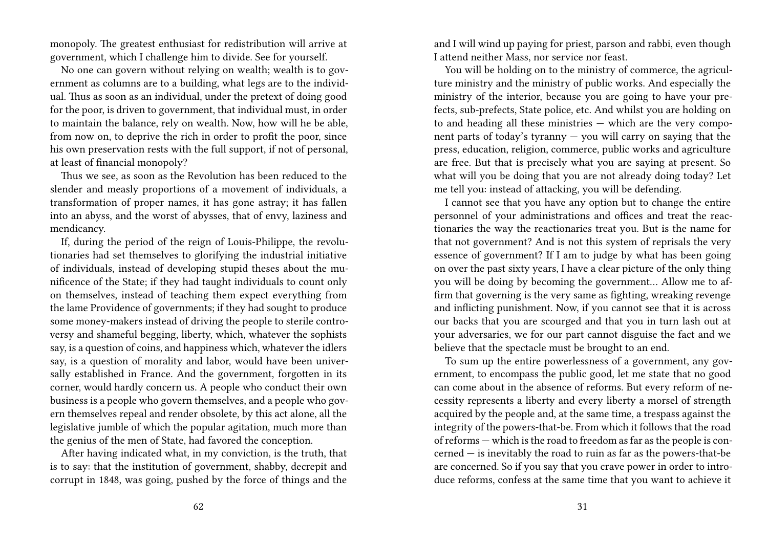monopoly. The greatest enthusiast for redistribution will arrive at government, which I challenge him to divide. See for yourself.

No one can govern without relying on wealth; wealth is to government as columns are to a building, what legs are to the individual. Thus as soon as an individual, under the pretext of doing good for the poor, is driven to government, that individual must, in order to maintain the balance, rely on wealth. Now, how will he be able, from now on, to deprive the rich in order to profit the poor, since his own preservation rests with the full support, if not of personal, at least of financial monopoly?

Thus we see, as soon as the Revolution has been reduced to the slender and measly proportions of a movement of individuals, a transformation of proper names, it has gone astray; it has fallen into an abyss, and the worst of abysses, that of envy, laziness and mendicancy.

If, during the period of the reign of Louis-Philippe, the revolutionaries had set themselves to glorifying the industrial initiative of individuals, instead of developing stupid theses about the munificence of the State; if they had taught individuals to count only on themselves, instead of teaching them expect everything from the lame Providence of governments; if they had sought to produce some money-makers instead of driving the people to sterile controversy and shameful begging, liberty, which, whatever the sophists say, is a question of coins, and happiness which, whatever the idlers say, is a question of morality and labor, would have been universally established in France. And the government, forgotten in its corner, would hardly concern us. A people who conduct their own business is a people who govern themselves, and a people who govern themselves repeal and render obsolete, by this act alone, all the legislative jumble of which the popular agitation, much more than the genius of the men of State, had favored the conception.

After having indicated what, in my conviction, is the truth, that is to say: that the institution of government, shabby, decrepit and corrupt in 1848, was going, pushed by the force of things and the

and I will wind up paying for priest, parson and rabbi, even though I attend neither Mass, nor service nor feast.

You will be holding on to the ministry of commerce, the agriculture ministry and the ministry of public works. And especially the ministry of the interior, because you are going to have your prefects, sub-prefects, State police, etc. And whilst you are holding on to and heading all these ministries — which are the very component parts of today's tyranny — you will carry on saying that the press, education, religion, commerce, public works and agriculture are free. But that is precisely what you are saying at present. So what will you be doing that you are not already doing today? Let me tell you: instead of attacking, you will be defending.

I cannot see that you have any option but to change the entire personnel of your administrations and offices and treat the reactionaries the way the reactionaries treat you. But is the name for that not government? And is not this system of reprisals the very essence of government? If I am to judge by what has been going on over the past sixty years, I have a clear picture of the only thing you will be doing by becoming the government… Allow me to affirm that governing is the very same as fighting, wreaking revenge and inflicting punishment. Now, if you cannot see that it is across our backs that you are scourged and that you in turn lash out at your adversaries, we for our part cannot disguise the fact and we believe that the spectacle must be brought to an end.

To sum up the entire powerlessness of a government, any government, to encompass the public good, let me state that no good can come about in the absence of reforms. But every reform of necessity represents a liberty and every liberty a morsel of strength acquired by the people and, at the same time, a trespass against the integrity of the powers-that-be. From which it follows that the road of reforms — which is the road to freedom as far as the people is concerned — is inevitably the road to ruin as far as the powers-that-be are concerned. So if you say that you crave power in order to introduce reforms, confess at the same time that you want to achieve it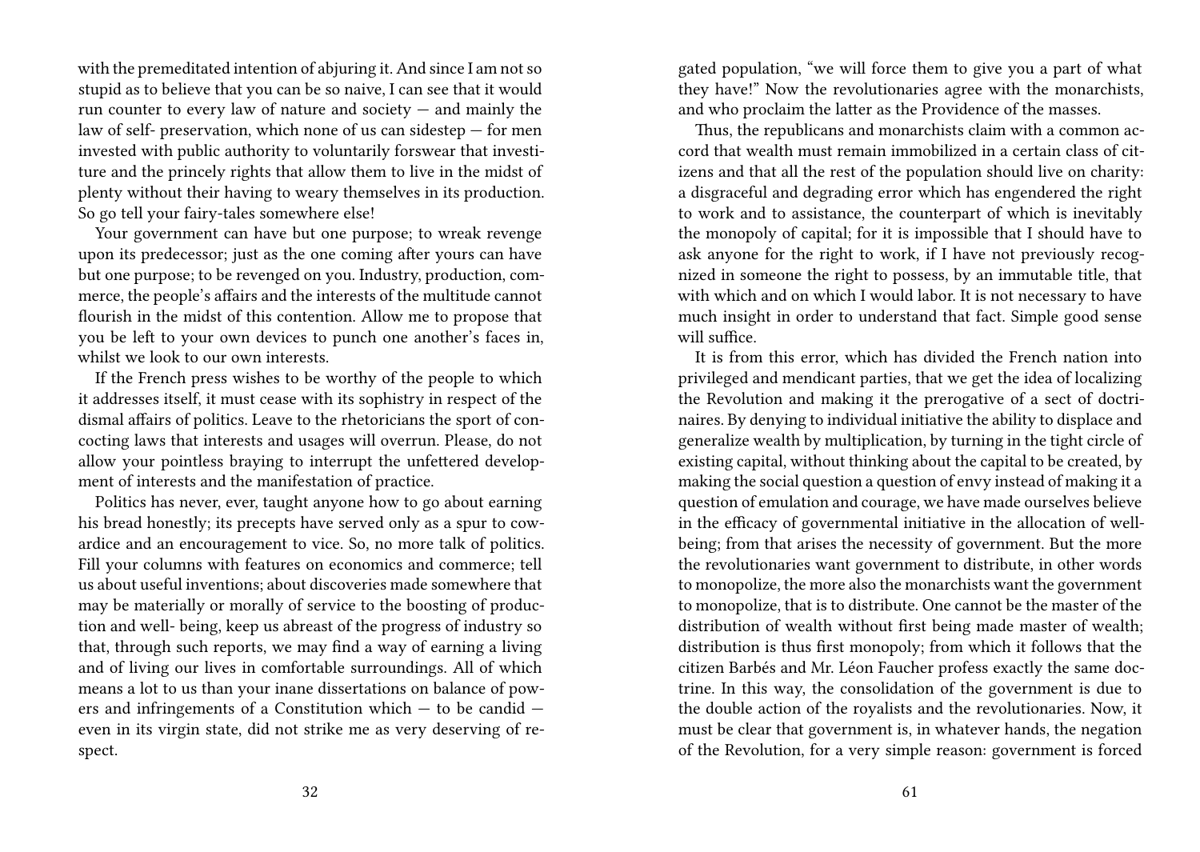with the premeditated intention of abjuring it. And since I am not so stupid as to believe that you can be so naive, I can see that it would run counter to every law of nature and society — and mainly the law of self- preservation, which none of us can sidestep — for men invested with public authority to voluntarily forswear that investiture and the princely rights that allow them to live in the midst of plenty without their having to weary themselves in its production. So go tell your fairy-tales somewhere else!

Your government can have but one purpose; to wreak revenge upon its predecessor; just as the one coming after yours can have but one purpose; to be revenged on you. Industry, production, commerce, the people's affairs and the interests of the multitude cannot flourish in the midst of this contention. Allow me to propose that you be left to your own devices to punch one another's faces in, whilst we look to our own interests.

If the French press wishes to be worthy of the people to which it addresses itself, it must cease with its sophistry in respect of the dismal affairs of politics. Leave to the rhetoricians the sport of concocting laws that interests and usages will overrun. Please, do not allow your pointless braying to interrupt the unfettered development of interests and the manifestation of practice.

Politics has never, ever, taught anyone how to go about earning his bread honestly; its precepts have served only as a spur to cowardice and an encouragement to vice. So, no more talk of politics. Fill your columns with features on economics and commerce; tell us about useful inventions; about discoveries made somewhere that may be materially or morally of service to the boosting of production and well- being, keep us abreast of the progress of industry so that, through such reports, we may find a way of earning a living and of living our lives in comfortable surroundings. All of which means a lot to us than your inane dissertations on balance of powers and infringements of a Constitution which — to be candid — even in its virgin state, did not strike me as very deserving of respect.

gated population, "we will force them to give you a part of what they have!" Now the revolutionaries agree with the monarchists, and who proclaim the latter as the Providence of the masses.

Thus, the republicans and monarchists claim with a common accord that wealth must remain immobilized in a certain class of citizens and that all the rest of the population should live on charity: a disgraceful and degrading error which has engendered the right to work and to assistance, the counterpart of which is inevitably the monopoly of capital; for it is impossible that I should have to ask anyone for the right to work, if I have not previously recognized in someone the right to possess, by an immutable title, that with which and on which I would labor. It is not necessary to have much insight in order to understand that fact. Simple good sense will suffice.

It is from this error, which has divided the French nation into privileged and mendicant parties, that we get the idea of localizing the Revolution and making it the prerogative of a sect of doctrinaires. By denying to individual initiative the ability to displace and generalize wealth by multiplication, by turning in the tight circle of existing capital, without thinking about the capital to be created, by making the social question a question of envy instead of making it a question of emulation and courage, we have made ourselves believe in the efficacy of governmental initiative in the allocation of well-being; from that arises the necessity of government. But the more the revolutionaries want government to distribute, in other words to monopolize, the more also the monarchists want the government to monopolize, that is to distribute. One cannot be the master of the distribution of wealth without first being made master of wealth; distribution is thus first monopoly; from which it follows that the citizen Barbés and Mr. Léon Faucher profess exactly the same doctrine. In this way, the consolidation of the government is due to the double action of the royalists and the revolutionaries. Now, it must be clear that government is, in whatever hands, the negation of the Revolution, for a very simple reason: government is forced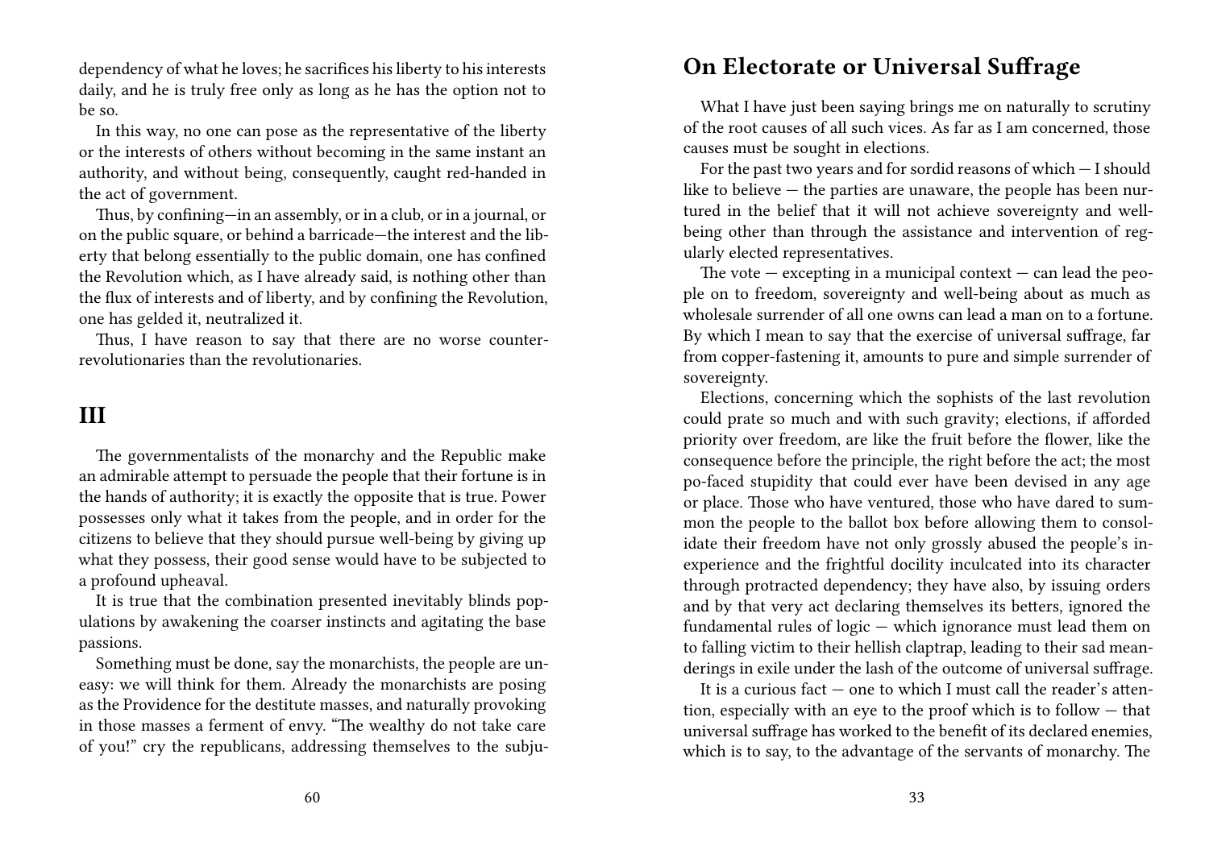dependency of what he loves; he sacrifices his liberty to his interests daily, and he is truly free only as long as he has the option not to be so.

In this way, no one can pose as the representative of the liberty or the interests of others without becoming in the same instant an authority, and without being, consequently, caught red-handed in the act of government.

Thus, by confining—in an assembly, or in a club, or in a journal, or on the public square, or behind a barricade—the interest and the liberty that belong essentially to the public domain, one has confined the Revolution which, as I have already said, is nothing other than the flux of interests and of liberty, and by confining the Revolution, one has gelded it, neutralized it.

Thus, I have reason to say that there are no worse counter-revolutionaries than the revolutionaries.

## III

The governmentalists of the monarchy and the Republic make an admirable attempt to persuade the people that their fortune is in the hands of authority; it is exactly the opposite that is true. Power possesses only what it takes from the people, and in order for the citizens to believe that they should pursue well-being by giving up what they possess, their good sense would have to be subjected to a profound upheaval.

It is true that the combination presented inevitably blinds populations by awakening the coarser instincts and agitating the base passions.

Something must be done, say the monarchists, the people are uneasy: we will think for them. Already the monarchists are posing as the Providence for the destitute masses, and naturally provoking in those masses a ferment of envy. "The wealthy do not take care of you!" cry the republicans, addressing themselves to the subju-

## On Electorate or Universal Suffrage

What I have just been saying brings me on naturally to scrutiny of the root causes of all such vices. As far as I am concerned, those causes must be sought in elections.

For the past two years and for sordid reasons of which — I should like to believe — the parties are unaware, the people has been nurtured in the belief that it will not achieve sovereignty and well-being other than through the assistance and intervention of regularly elected representatives.

The vote — excepting in a municipal context — can lead the people on to freedom, sovereignty and well-being about as much as wholesale surrender of all one owns can lead a man on to a fortune. By which I mean to say that the exercise of universal suffrage, far from copper-fastening it, amounts to pure and simple surrender of sovereignty.

Elections, concerning which the sophists of the last revolution could prate so much and with such gravity; elections, if afforded priority over freedom, are like the fruit before the flower, like the consequence before the principle, the right before the act; the most po-faced stupidity that could ever have been devised in any age or place. Those who have ventured, those who have dared to summon the people to the ballot box before allowing them to consolidate their freedom have not only grossly abused the people's inexperience and the frightful docility inculcated into its character through protracted dependency; they have also, by issuing orders and by that very act declaring themselves its betters, ignored the fundamental rules of logic — which ignorance must lead them on to falling victim to their hellish claptrap, leading to their sad meanderings in exile under the lash of the outcome of universal suffrage.

It is a curious fact — one to which I must call the reader's attention, especially with an eye to the proof which is to follow — that universal suffrage has worked to the benefit of its declared enemies, which is to say, to the advantage of the servants of monarchy. The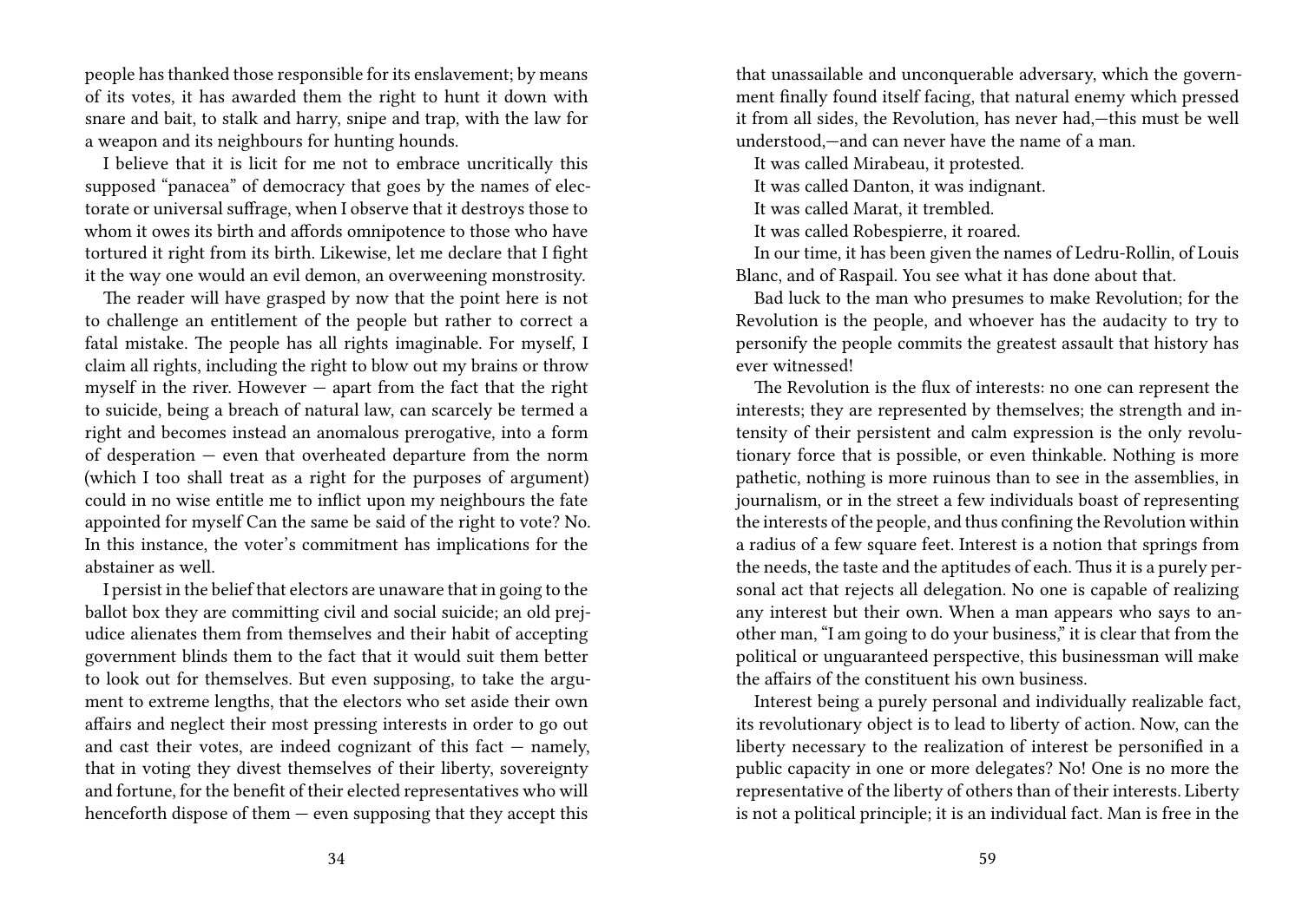people has thanked those responsible for its enslavement; by means of its votes, it has awarded them the right to hunt it down with snare and bait, to stalk and harry, snipe and trap, with the law for a weapon and its neighbours for hunting hounds.

I believe that it is licit for me not to embrace uncritically this supposed "panacea" of democracy that goes by the names of electorate or universal suffrage, when I observe that it destroys those to whom it owes its birth and affords omnipotence to those who have tortured it right from its birth. Likewise, let me declare that I fight it the way one would an evil demon, an overweening monstrosity.

The reader will have grasped by now that the point here is not to challenge an entitlement of the people but rather to correct a fatal mistake. The people has all rights imaginable. For myself, I claim all rights, including the right to blow out my brains or throw myself in the river. However — apart from the fact that the right to suicide, being a breach of natural law, can scarcely be termed a right and becomes instead an anomalous prerogative, into a form of desperation — even that overheated departure from the norm (which I too shall treat as a right for the purposes of argument) could in no wise entitle me to inflict upon my neighbours the fate appointed for myself Can the same be said of the right to vote? No. In this instance, the voter's commitment has implications for the abstainer as well.

I persist in the belief that electors are unaware that in going to the ballot box they are committing civil and social suicide; an old prejudice alienates them from themselves and their habit of accepting government blinds them to the fact that it would suit them better to look out for themselves. But even supposing, to take the argument to extreme lengths, that the electors who set aside their own affairs and neglect their most pressing interests in order to go out and cast their votes, are indeed cognizant of this fact — namely, that in voting they divest themselves of their liberty, sovereignty and fortune, for the benefit of their elected representatives who will henceforth dispose of them — even supposing that they accept this

that unassailable and unconquerable adversary, which the government finally found itself facing, that natural enemy which pressed it from all sides, the Revolution, has never had,—this must be well understood,—and can never have the name of a man.

It was called Mirabeau, it protested.

It was called Danton, it was indignant.

It was called Marat, it trembled.

It was called Robespierre, it roared.

In our time, it has been given the names of Ledru-Rollin, of Louis Blanc, and of Raspail. You see what it has done about that.

Bad luck to the man who presumes to make Revolution; for the Revolution is the people, and whoever has the audacity to try to personify the people commits the greatest assault that history has ever witnessed!

The Revolution is the flux of interests: no one can represent the interests; they are represented by themselves; the strength and intensity of their persistent and calm expression is the only revolutionary force that is possible, or even thinkable. Nothing is more pathetic, nothing is more ruinous than to see in the assemblies, in journalism, or in the street a few individuals boast of representing the interests of the people, and thus confining the Revolution within a radius of a few square feet. Interest is a notion that springs from the needs, the taste and the aptitudes of each. Thus it is a purely personal act that rejects all delegation. No one is capable of realizing any interest but their own. When a man appears who says to another man, "I am going to do your business," it is clear that from the political or unguaranteed perspective, this businessman will make the affairs of the constituent his own business.

Interest being a purely personal and individually realizable fact, its revolutionary object is to lead to liberty of action. Now, can the liberty necessary to the realization of interest be personified in a public capacity in one or more delegates? No! One is no more the representative of the liberty of others than of their interests. Liberty is not a political principle; it is an individual fact. Man is free in the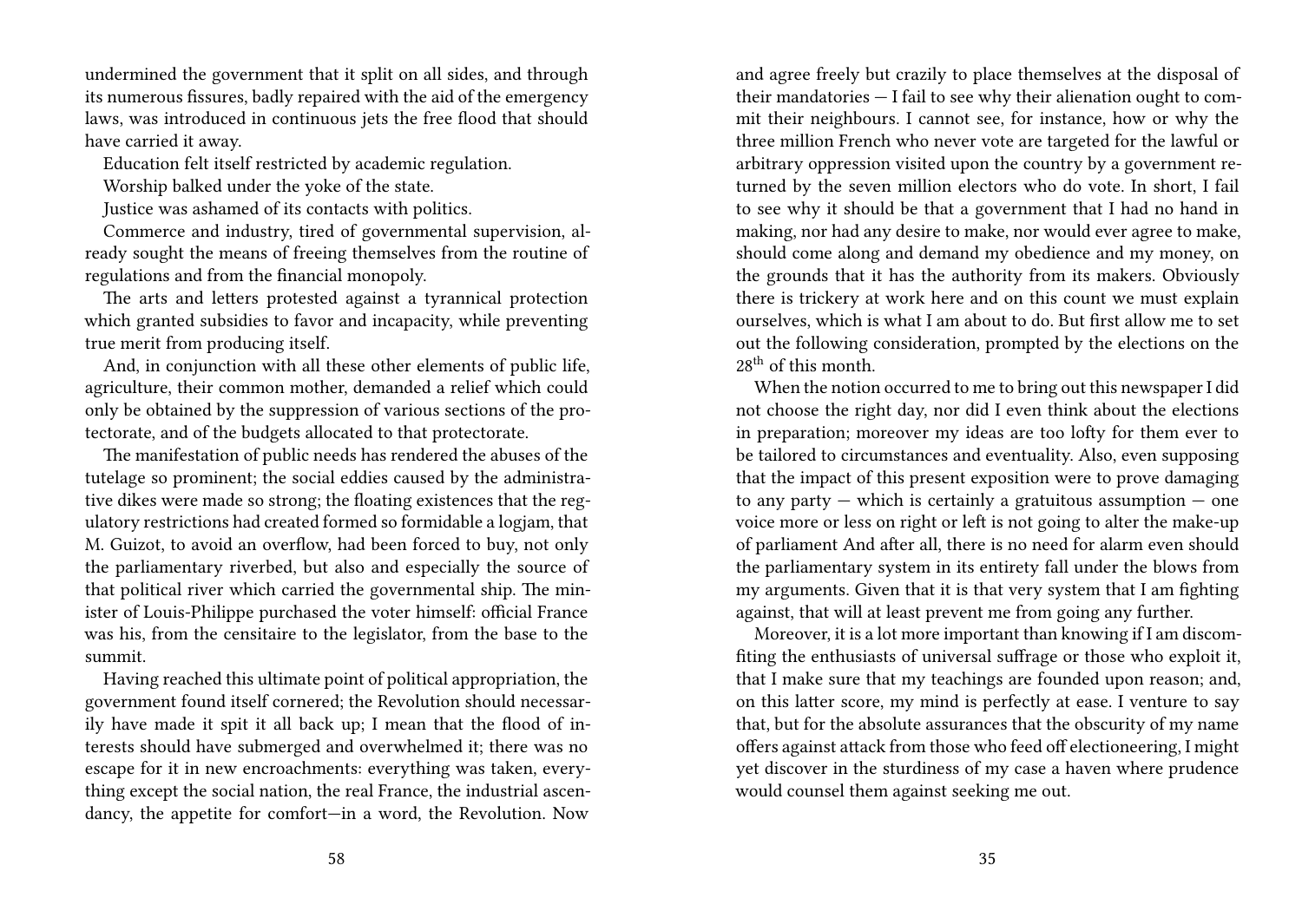undermined the government that it split on all sides, and through its numerous fissures, badly repaired with the aid of the emergency laws, was introduced in continuous jets the free flood that should have carried it away.

Education felt itself restricted by academic regulation.

Worship balked under the yoke of the state.

Justice was ashamed of its contacts with politics.

Commerce and industry, tired of governmental supervision, already sought the means of freeing themselves from the routine of regulations and from the financial monopoly.

The arts and letters protested against a tyrannical protection which granted subsidies to favor and incapacity, while preventing true merit from producing itself.

And, in conjunction with all these other elements of public life, agriculture, their common mother, demanded a relief which could only be obtained by the suppression of various sections of the protectorate, and of the budgets allocated to that protectorate.

The manifestation of public needs has rendered the abuses of the tutelage so prominent; the social eddies caused by the administrative dikes were made so strong; the floating existences that the regulatory restrictions had created formed so formidable a logjam, that M. Guizot, to avoid an overflow, had been forced to buy, not only the parliamentary riverbed, but also and especially the source of that political river which carried the governmental ship. The minister of Louis-Philippe purchased the voter himself: official France was his, from the censitaire to the legislator, from the base to the summit.

Having reached this ultimate point of political appropriation, the government found itself cornered; the Revolution should necessarily have made it spit it all back up; I mean that the flood of interests should have submerged and overwhelmed it; there was no escape for it in new encroachments: everything was taken, everything except the social nation, the real France, the industrial ascendancy, the appetite for comfort—in a word, the Revolution. Now

and agree freely but crazily to place themselves at the disposal of their mandatories — I fail to see why their alienation ought to commit their neighbours. I cannot see, for instance, how or why the three million French who never vote are targeted for the lawful or arbitrary oppression visited upon the country by a government returned by the seven million electors who do vote. In short, I fail to see why it should be that a government that I had no hand in making, nor had any desire to make, nor would ever agree to make, should come along and demand my obedience and my money, on the grounds that it has the authority from its makers. Obviously there is trickery at work here and on this count we must explain ourselves, which is what I am about to do. But first allow me to set out the following consideration, prompted by the elections on the 28th of this month.

When the notion occurred to me to bring out this newspaper I did not choose the right day, nor did I even think about the elections in preparation; moreover my ideas are too lofty for them ever to be tailored to circumstances and eventuality. Also, even supposing that the impact of this present exposition were to prove damaging to any party — which is certainly a gratuitous assumption — one voice more or less on right or left is not going to alter the make-up of parliament And after all, there is no need for alarm even should the parliamentary system in its entirety fall under the blows from my arguments. Given that it is that very system that I am fighting against, that will at least prevent me from going any further.

Moreover, it is a lot more important than knowing if I am discomfiting the enthusiasts of universal suffrage or those who exploit it, that I make sure that my teachings are founded upon reason; and, on this latter score, my mind is perfectly at ease. I venture to say that, but for the absolute assurances that the obscurity of my name offers against attack from those who feed off electioneering, I might yet discover in the sturdiness of my case a haven where prudence would counsel them against seeking me out.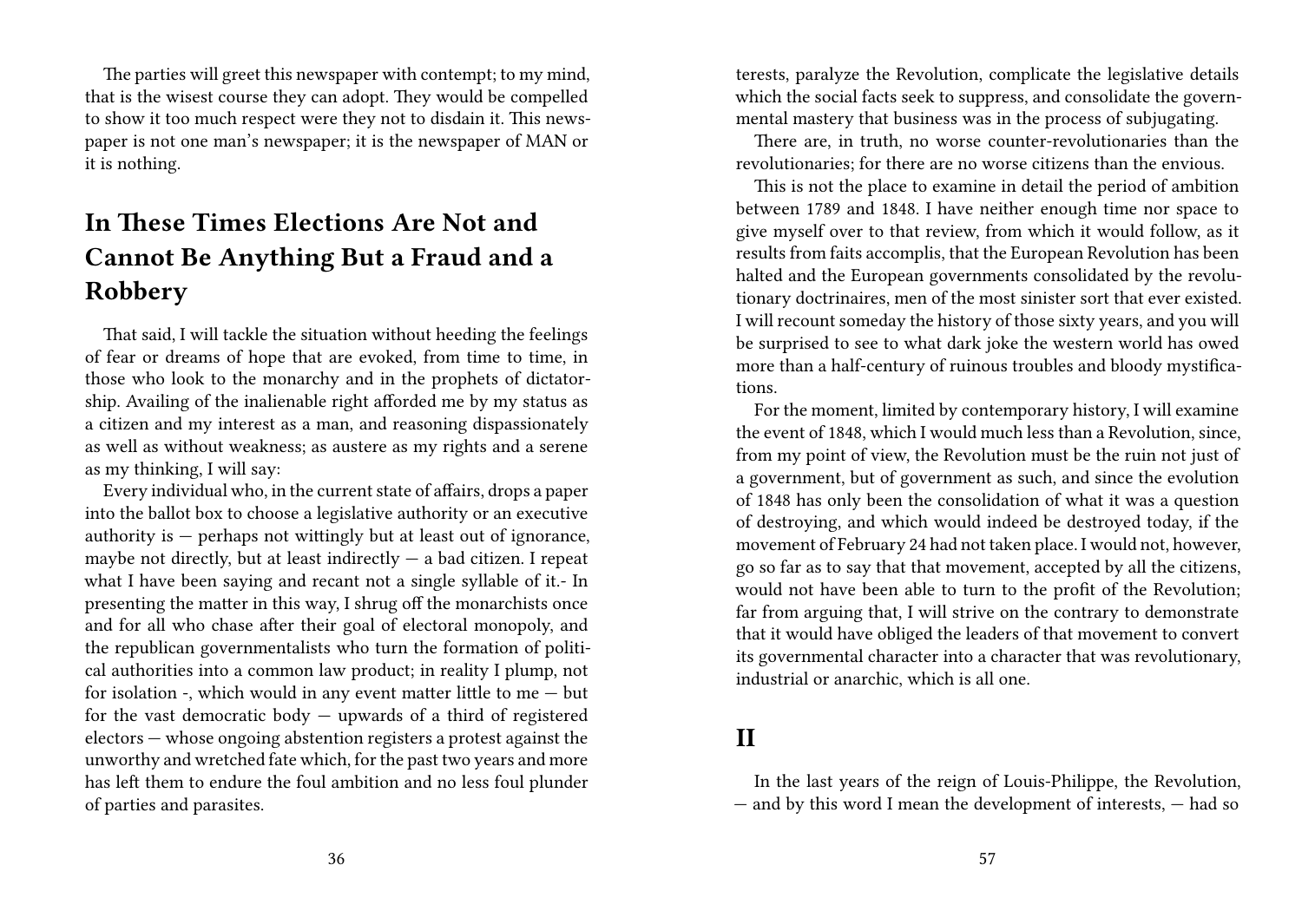The parties will greet this newspaper with contempt; to my mind, that is the wisest course they can adopt. They would be compelled to show it too much respect were they not to disdain it. This newspaper is not one man's newspaper; it is the newspaper of MAN or it is nothing.

## In These Times Elections Are Not and Cannot Be Anything But a Fraud and a Robbery

That said, I will tackle the situation without heeding the feelings of fear or dreams of hope that are evoked, from time to time, in those who look to the monarchy and in the prophets of dictatorship. Availing of the inalienable right afforded me by my status as a citizen and my interest as a man, and reasoning dispassionately as well as without weakness; as austere as my rights and a serene as my thinking, I will say:

Every individual who, in the current state of affairs, drops a paper into the ballot box to choose a legislative authority or an executive authority is — perhaps not wittingly but at least out of ignorance, maybe not directly, but at least indirectly — a bad citizen. I repeat what I have been saying and recant not a single syllable of it.- In presenting the matter in this way, I shrug off the monarchists once and for all who chase after their goal of electoral monopoly, and the republican governmentalists who turn the formation of political authorities into a common law product; in reality I plump, not for isolation -, which would in any event matter little to me — but for the vast democratic body — upwards of a third of registered electors — whose ongoing abstention registers a protest against the unworthy and wretched fate which, for the past two years and more has left them to endure the foul ambition and no less foul plunder of parties and parasites.

terests, paralyze the Revolution, complicate the legislative details which the social facts seek to suppress, and consolidate the governmental mastery that business was in the process of subjugating.

There are, in truth, no worse counter-revolutionaries than the revolutionaries; for there are no worse citizens than the envious.

This is not the place to examine in detail the period of ambition between 1789 and 1848. I have neither enough time nor space to give myself over to that review, from which it would follow, as it results from faits accomplis, that the European Revolution has been halted and the European governments consolidated by the revolutionary doctrinaires, men of the most sinister sort that ever existed. I will recount someday the history of those sixty years, and you will be surprised to see to what dark joke the western world has owed more than a half-century of ruinous troubles and bloody mystifications.

For the moment, limited by contemporary history, I will examine the event of 1848, which I would much less than a Revolution, since, from my point of view, the Revolution must be the ruin not just of a government, but of government as such, and since the evolution of 1848 has only been the consolidation of what it was a question of destroying, and which would indeed be destroyed today, if the movement of February 24 had not taken place. I would not, however, go so far as to say that that movement, accepted by all the citizens, would not have been able to turn to the profit of the Revolution; far from arguing that, I will strive on the contrary to demonstrate that it would have obliged the leaders of that movement to convert its governmental character into a character that was revolutionary, industrial or anarchic, which is all one.

## II

In the last years of the reign of Louis-Philippe, the Revolution, — and by this word I mean the development of interests, — had so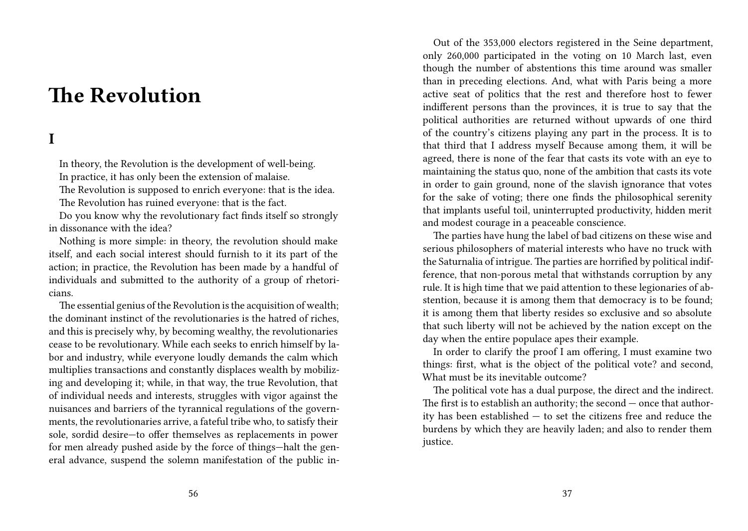# The Revolution

## I

In theory, the Revolution is the development of well-being.

In practice, it has only been the extension of malaise.

The Revolution is supposed to enrich everyone: that is the idea.

The Revolution has ruined everyone: that is the fact.

Do you know why the revolutionary fact finds itself so strongly in dissonance with the idea?

Nothing is more simple: in theory, the revolution should make itself, and each social interest should furnish to it its part of the action; in practice, the Revolution has been made by a handful of individuals and submitted to the authority of a group of rhetoricians.

The essential genius of the Revolution is the acquisition of wealth; the dominant instinct of the revolutionaries is the hatred of riches, and this is precisely why, by becoming wealthy, the revolutionaries cease to be revolutionary. While each seeks to enrich himself by labor and industry, while everyone loudly demands the calm which multiplies transactions and constantly displaces wealth by mobilizing and developing it; while, in that way, the true Revolution, that of individual needs and interests, struggles with vigor against the nuisances and barriers of the tyrannical regulations of the governments, the revolutionaries arrive, a fateful tribe who, to satisfy their sole, sordid desire—to offer themselves as replacements in power for men already pushed aside by the force of things—halt the general advance, suspend the solemn manifestation of the public in-

Out of the 353,000 electors registered in the Seine department, only 260,000 participated in the voting on 10 March last, even though the number of abstentions this time around was smaller than in preceding elections. And, what with Paris being a more active seat of politics that the rest and therefore host to fewer indifferent persons than the provinces, it is true to say that the political authorities are returned without upwards of one third of the country's citizens playing any part in the process. It is to that third that I address myself Because among them, it will be agreed, there is none of the fear that casts its vote with an eye to maintaining the status quo, none of the ambition that casts its vote in order to gain ground, none of the slavish ignorance that votes for the sake of voting; there one finds the philosophical serenity that implants useful toil, uninterrupted productivity, hidden merit and modest courage in a peaceable conscience.

The parties have hung the label of bad citizens on these wise and serious philosophers of material interests who have no truck with the Saturnalia of intrigue. The parties are horrified by political indifference, that non-porous metal that withstands corruption by any rule. It is high time that we paid attention to these legionaries of abstention, because it is among them that democracy is to be found; it is among them that liberty resides so exclusive and so absolute that such liberty will not be achieved by the nation except on the day when the entire populace apes their example.

In order to clarify the proof I am offering, I must examine two things: first, what is the object of the political vote? and second, What must be its inevitable outcome?

The political vote has a dual purpose, the direct and the indirect. The first is to establish an authority; the second — once that authority has been established — to set the citizens free and reduce the burdens by which they are heavily laden; and also to render them justice.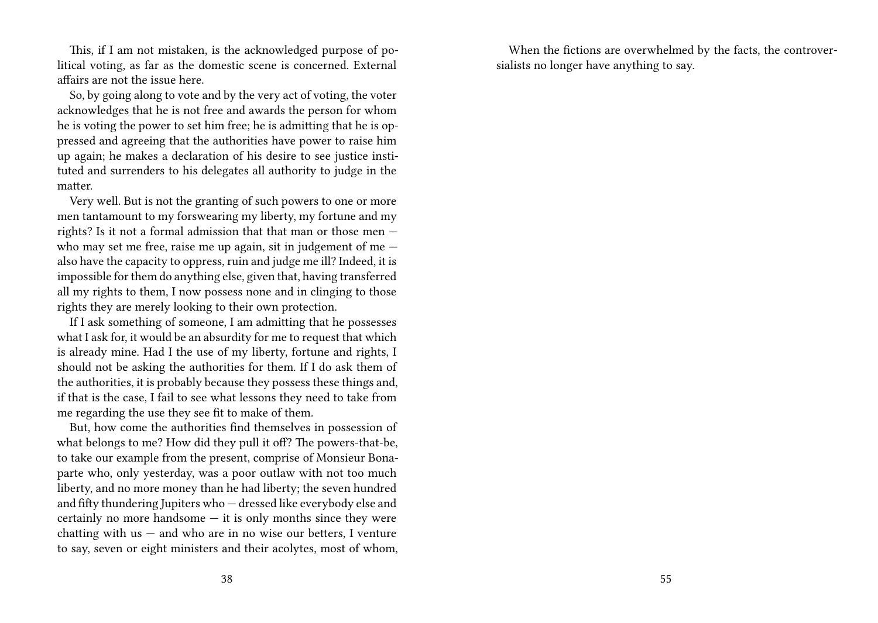This, if I am not mistaken, is the acknowledged purpose of political voting, as far as the domestic scene is concerned. External affairs are not the issue here.

So, by going along to vote and by the very act of voting, the voter acknowledges that he is not free and awards the person for whom he is voting the power to set him free; he is admitting that he is oppressed and agreeing that the authorities have power to raise him up again; he makes a declaration of his desire to see justice instituted and surrenders to his delegates all authority to judge in the matter.

Very well. But is not the granting of such powers to one or more men tantamount to my forswearing my liberty, my fortune and my rights? Is it not a formal admission that that man or those men — who may set me free, raise me up again, sit in judgement of me — also have the capacity to oppress, ruin and judge me ill? Indeed, it is impossible for them do anything else, given that, having transferred all my rights to them, I now possess none and in clinging to those rights they are merely looking to their own protection.

If I ask something of someone, I am admitting that he possesses what I ask for, it would be an absurdity for me to request that which is already mine. Had I the use of my liberty, fortune and rights, I should not be asking the authorities for them. If I do ask them of the authorities, it is probably because they possess these things and, if that is the case, I fail to see what lessons they need to take from me regarding the use they see fit to make of them.

But, how come the authorities find themselves in possession of what belongs to me? How did they pull it off? The powers-that-be, to take our example from the present, comprise of Monsieur Bonaparte who, only yesterday, was a poor outlaw with not too much liberty, and no more money than he had liberty; the seven hundred and fifty thundering Jupiters who — dressed like everybody else and certainly no more handsome — it is only months since they were chatting with us — and who are in no wise our betters, I venture to say, seven or eight ministers and their acolytes, most of whom,

When the fictions are overwhelmed by the facts, the controversialists no longer have anything to say.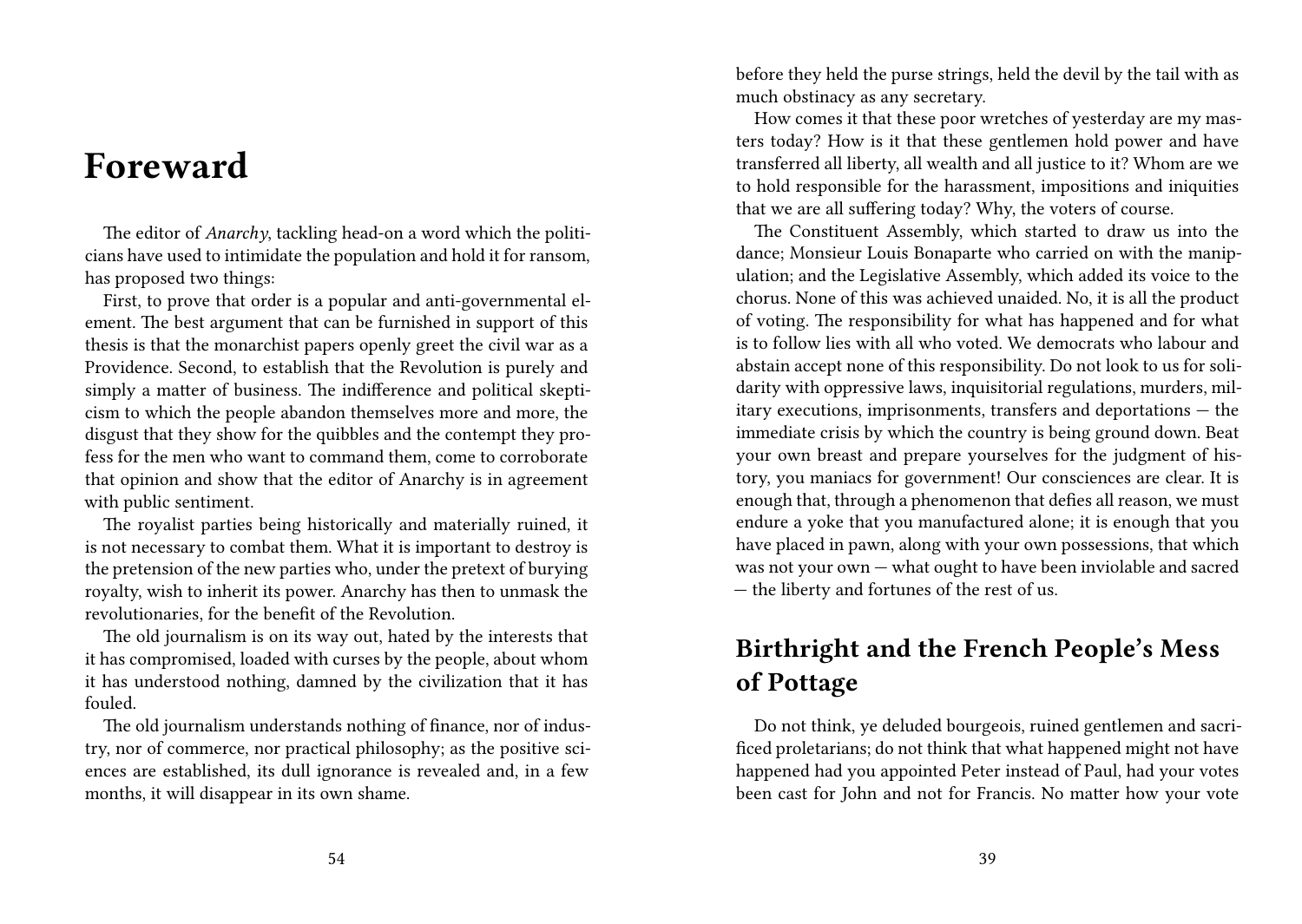# Foreward

The editor of *Anarchy*, tackling head-on a word which the politicians have used to intimidate the population and hold it for ransom, has proposed two things:

First, to prove that order is a popular and anti-governmental element. The best argument that can be furnished in support of this thesis is that the monarchist papers openly greet the civil war as a Providence. Second, to establish that the Revolution is purely and simply a matter of business. The indifference and political skepticism to which the people abandon themselves more and more, the disgust that they show for the quibbles and the contempt they profess for the men who want to command them, come to corroborate that opinion and show that the editor of Anarchy is in agreement with public sentiment.

The royalist parties being historically and materially ruined, it is not necessary to combat them. What it is important to destroy is the pretension of the new parties who, under the pretext of burying royalty, wish to inherit its power. Anarchy has then to unmask the revolutionaries, for the benefit of the Revolution.

The old journalism is on its way out, hated by the interests that it has compromised, loaded with curses by the people, about whom it has understood nothing, damned by the civilization that it has fouled.

The old journalism understands nothing of finance, nor of industry, nor of commerce, nor practical philosophy; as the positive sciences are established, its dull ignorance is revealed and, in a few months, it will disappear in its own shame.

before they held the purse strings, held the devil by the tail with as much obstinacy as any secretary.

How comes it that these poor wretches of yesterday are my masters today? How is it that these gentlemen hold power and have transferred all liberty, all wealth and all justice to it? Whom are we to hold responsible for the harassment, impositions and iniquities that we are all suffering today? Why, the voters of course.

The Constituent Assembly, which started to draw us into the dance; Monsieur Louis Bonaparte who carried on with the manipulation; and the Legislative Assembly, which added its voice to the chorus. None of this was achieved unaided. No, it is all the product of voting. The responsibility for what has happened and for what is to follow lies with all who voted. We democrats who labour and abstain accept none of this responsibility. Do not look to us for solidarity with oppressive laws, inquisitorial regulations, murders, military executions, imprisonments, transfers and deportations — the immediate crisis by which the country is being ground down. Beat your own breast and prepare yourselves for the judgment of history, you maniacs for government! Our consciences are clear. It is enough that, through a phenomenon that defies all reason, we must endure a yoke that you manufactured alone; it is enough that you have placed in pawn, along with your own possessions, that which was not your own — what ought to have been inviolable and sacred — the liberty and fortunes of the rest of us.

## Birthright and the French People's Mess of Pottage

Do not think, ye deluded bourgeois, ruined gentlemen and sacrificed proletarians; do not think that what happened might not have happened had you appointed Peter instead of Paul, had your votes been cast for John and not for Francis. No matter how your vote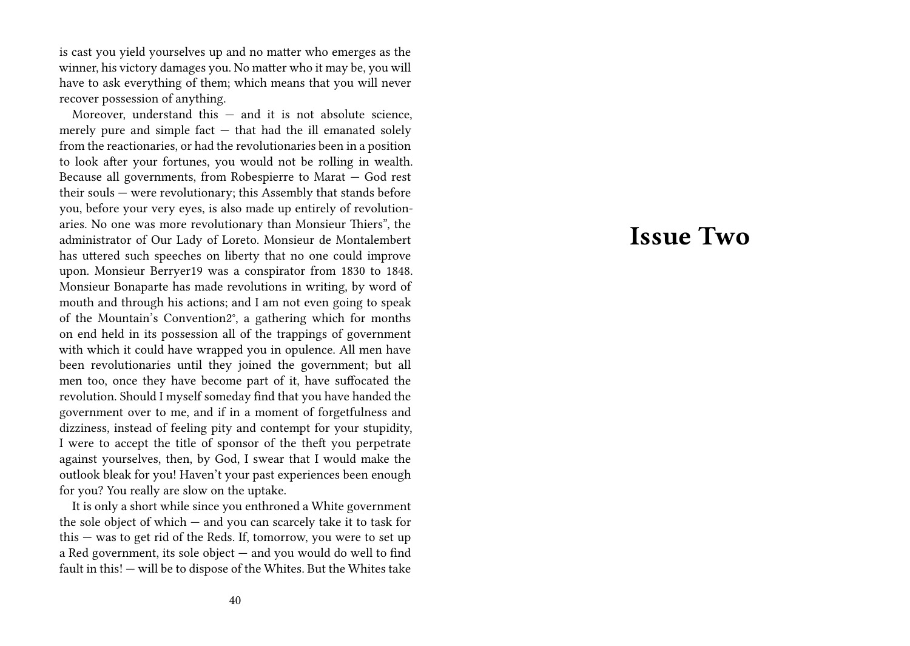is cast you yield yourselves up and no matter who emerges as the winner, his victory damages you. No matter who it may be, you will have to ask everything of them; which means that you will never recover possession of anything.

Moreover, understand this — and it is not absolute science, merely pure and simple fact — that had the ill emanated solely from the reactionaries, or had the revolutionaries been in a position to look after your fortunes, you would not be rolling in wealth. Because all governments, from Robespierre to Marat — God rest their souls — were revolutionary; this Assembly that stands before you, before your very eyes, is also made up entirely of revolutionaries. No one was more revolutionary than Monsieur Thiers", the administrator of Our Lady of Loreto. Monsieur de Montalembert has uttered such speeches on liberty that no one could improve upon. Monsieur Berryer19 was a conspirator from 1830 to 1848. Monsieur Bonaparte has made revolutions in writing, by word of mouth and through his actions; and I am not even going to speak of the Mountain's Convention2°, a gathering which for months on end held in its possession all of the trappings of government with which it could have wrapped you in opulence. All men have been revolutionaries until they joined the government; but all men too, once they have become part of it, have suffocated the revolution. Should I myself someday find that you have handed the government over to me, and if in a moment of forgetfulness and dizziness, instead of feeling pity and contempt for your stupidity, I were to accept the title of sponsor of the theft you perpetrate against yourselves, then, by God, I swear that I would make the outlook bleak for you! Haven't your past experiences been enough for you? You really are slow on the uptake.

It is only a short while since you enthroned a White government the sole object of which — and you can scarcely take it to task for this — was to get rid of the Reds. If, tomorrow, you were to set up a Red government, its sole object — and you would do well to find fault in this! — will be to dispose of the Whites. But the Whites take

# Issue Two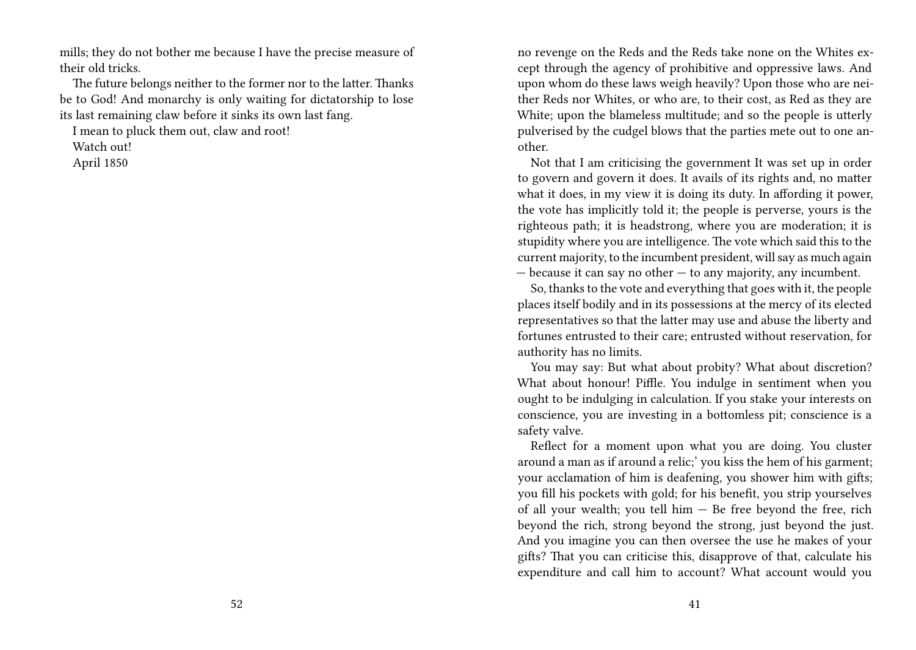mills; they do not bother me because I have the precise measure of their old tricks.

The future belongs neither to the former nor to the latter. Thanks be to God! And monarchy is only waiting for dictatorship to lose its last remaining claw before it sinks its own last fang.

I mean to pluck them out, claw and root!

Watch out!

April 1850

no revenge on the Reds and the Reds take none on the Whites except through the agency of prohibitive and oppressive laws. And upon whom do these laws weigh heavily? Upon those who are neither Reds nor Whites, or who are, to their cost, as Red as they are White; upon the blameless multitude; and so the people is utterly pulverised by the cudgel blows that the parties mete out to one another.

Not that I am criticising the government It was set up in order to govern and govern it does. It avails of its rights and, no matter what it does, in my view it is doing its duty. In affording it power, the vote has implicitly told it; the people is perverse, yours is the righteous path; it is headstrong, where you are moderation; it is stupidity where you are intelligence. The vote which said this to the current majority, to the incumbent president, will say as much again — because it can say no other — to any majority, any incumbent.

So, thanks to the vote and everything that goes with it, the people places itself bodily and in its possessions at the mercy of its elected representatives so that the latter may use and abuse the liberty and fortunes entrusted to their care; entrusted without reservation, for authority has no limits.

You may say: But what about probity? What about discretion? What about honour! Piffle. You indulge in sentiment when you ought to be indulging in calculation. If you stake your interests on conscience, you are investing in a bottomless pit; conscience is a safety valve.

Reflect for a moment upon what you are doing. You cluster around a man as if around a relic;' you kiss the hem of his garment; your acclamation of him is deafening, you shower him with gifts; you fill his pockets with gold; for his benefit, you strip yourselves of all your wealth; you tell him — Be free beyond the free, rich beyond the rich, strong beyond the strong, just beyond the just. And you imagine you can then oversee the use he makes of your gifts? That you can criticise this, disapprove of that, calculate his expenditure and call him to account? What account would you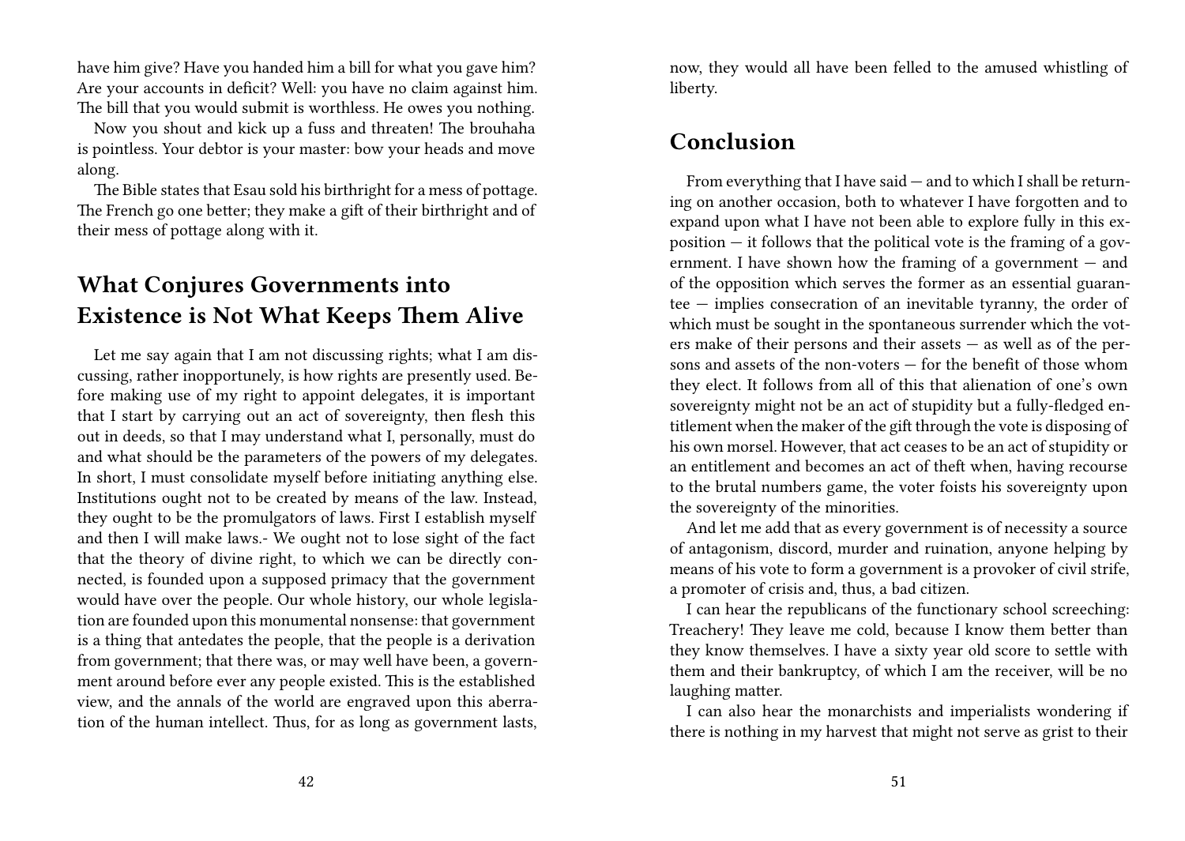have him give? Have you handed him a bill for what you gave him? Are your accounts in deficit? Well: you have no claim against him. The bill that you would submit is worthless. He owes you nothing.

Now you shout and kick up a fuss and threaten! The brouhaha is pointless. Your debtor is your master: bow your heads and move along.

The Bible states that Esau sold his birthright for a mess of pottage. The French go one better; they make a gift of their birthright and of their mess of pottage along with it.

## What Conjures Governments into Existence is Not What Keeps Them Alive

Let me say again that I am not discussing rights; what I am discussing, rather inopportunely, is how rights are presently used. Before making use of my right to appoint delegates, it is important that I start by carrying out an act of sovereignty, then flesh this out in deeds, so that I may understand what I, personally, must do and what should be the parameters of the powers of my delegates. In short, I must consolidate myself before initiating anything else. Institutions ought not to be created by means of the law. Instead, they ought to be the promulgators of laws. First I establish myself and then I will make laws.- We ought not to lose sight of the fact that the theory of divine right, to which we can be directly connected, is founded upon a supposed primacy that the government would have over the people. Our whole history, our whole legislation are founded upon this monumental nonsense: that government is a thing that antedates the people, that the people is a derivation from government; that there was, or may well have been, a government around before ever any people existed. This is the established view, and the annals of the world are engraved upon this aberration of the human intellect. Thus, for as long as government lasts,

now, they would all have been felled to the amused whistling of liberty.

## Conclusion

From everything that I have said — and to which I shall be returning on another occasion, both to whatever I have forgotten and to expand upon what I have not been able to explore fully in this exposition — it follows that the political vote is the framing of a government. I have shown how the framing of a government — and of the opposition which serves the former as an essential guarantee — implies consecration of an inevitable tyranny, the order of which must be sought in the spontaneous surrender which the voters make of their persons and their assets — as well as of the persons and assets of the non-voters — for the benefit of those whom they elect. It follows from all of this that alienation of one's own sovereignty might not be an act of stupidity but a fully-fledged entitlement when the maker of the gift through the vote is disposing of his own morsel. However, that act ceases to be an act of stupidity or an entitlement and becomes an act of theft when, having recourse to the brutal numbers game, the voter foists his sovereignty upon the sovereignty of the minorities.

And let me add that as every government is of necessity a source of antagonism, discord, murder and ruination, anyone helping by means of his vote to form a government is a provoker of civil strife, a promoter of crisis and, thus, a bad citizen.

I can hear the republicans of the functionary school screeching: Treachery! They leave me cold, because I know them better than they know themselves. I have a sixty year old score to settle with them and their bankruptcy, of which I am the receiver, will be no laughing matter.

I can also hear the monarchists and imperialists wondering if there is nothing in my harvest that might not serve as grist to their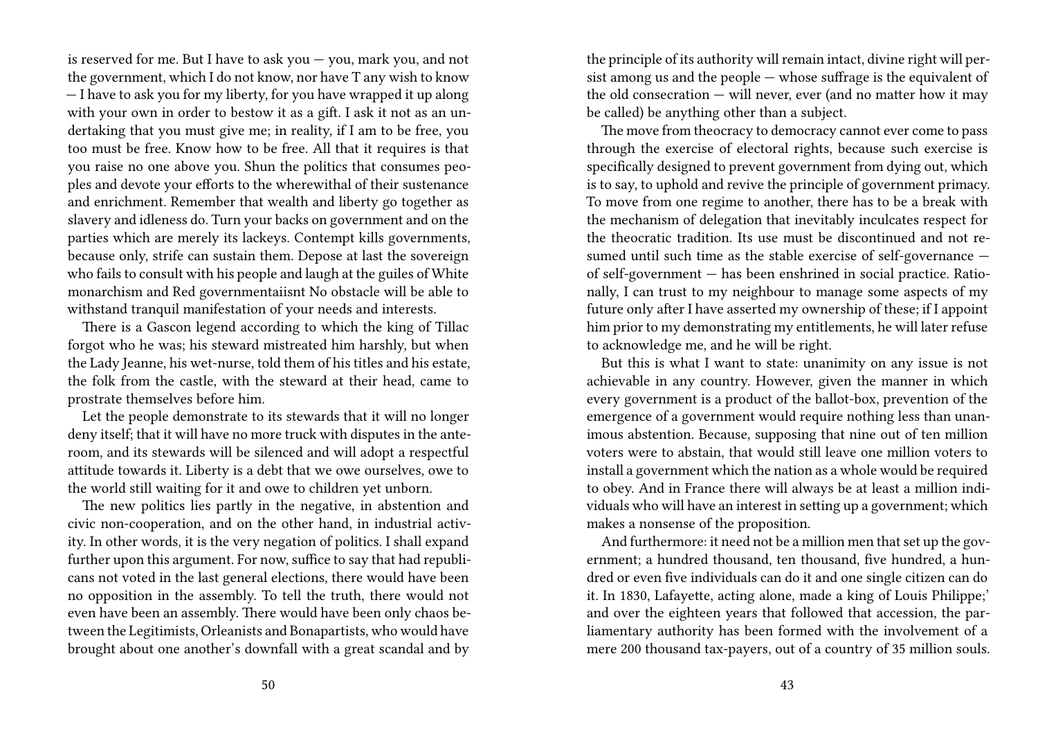is reserved for me. But I have to ask you — you, mark you, and not the government, which I do not know, nor have T any wish to know — I have to ask you for my liberty, for you have wrapped it up along with your own in order to bestow it as a gift. I ask it not as an undertaking that you must give me; in reality, if I am to be free, you too must be free. Know how to be free. All that it requires is that you raise no one above you. Shun the politics that consumes peoples and devote your efforts to the wherewithal of their sustenance and enrichment. Remember that wealth and liberty go together as slavery and idleness do. Turn your backs on government and on the parties which are merely its lackeys. Contempt kills governments, because only, strife can sustain them. Depose at last the sovereign who fails to consult with his people and laugh at the guiles of White monarchism and Red governmentaiisnt No obstacle will be able to withstand tranquil manifestation of your needs and interests.

There is a Gascon legend according to which the king of Tillac forgot who he was; his steward mistreated him harshly, but when the Lady Jeanne, his wet-nurse, told them of his titles and his estate, the folk from the castle, with the steward at their head, came to prostrate themselves before him.

Let the people demonstrate to its stewards that it will no longer deny itself; that it will have no more truck with disputes in the anteroom, and its stewards will be silenced and will adopt a respectful attitude towards it. Liberty is a debt that we owe ourselves, owe to the world still waiting for it and owe to children yet unborn.

The new politics lies partly in the negative, in abstention and civic non-cooperation, and on the other hand, in industrial activity. In other words, it is the very negation of politics. I shall expand further upon this argument. For now, suffice to say that had republicans not voted in the last general elections, there would have been no opposition in the assembly. To tell the truth, there would not even have been an assembly. There would have been only chaos between the Legitimists, Orleanists and Bonapartists, who would have brought about one another's downfall with a great scandal and by

the principle of its authority will remain intact, divine right will persist among us and the people — whose suffrage is the equivalent of the old consecration — will never, ever (and no matter how it may be called) be anything other than a subject.

The move from theocracy to democracy cannot ever come to pass through the exercise of electoral rights, because such exercise is specifically designed to prevent government from dying out, which is to say, to uphold and revive the principle of government primacy. To move from one regime to another, there has to be a break with the mechanism of delegation that inevitably inculcates respect for the theocratic tradition. Its use must be discontinued and not resumed until such time as the stable exercise of self-governance — of self-government — has been enshrined in social practice. Rationally, I can trust to my neighbour to manage some aspects of my future only after I have asserted my ownership of these; if I appoint him prior to my demonstrating my entitlements, he will later refuse to acknowledge me, and he will be right.

But this is what I want to state: unanimity on any issue is not achievable in any country. However, given the manner in which every government is a product of the ballot-box, prevention of the emergence of a government would require nothing less than unanimous abstention. Because, supposing that nine out of ten million voters were to abstain, that would still leave one million voters to install a government which the nation as a whole would be required to obey. And in France there will always be at least a million individuals who will have an interest in setting up a government; which makes a nonsense of the proposition.

And furthermore: it need not be a million men that set up the government; a hundred thousand, ten thousand, five hundred, a hundred or even five individuals can do it and one single citizen can do it. In 1830, Lafayette, acting alone, made a king of Louis Philippe;' and over the eighteen years that followed that accession, the parliamentary authority has been formed with the involvement of a mere 200 thousand tax-payers, out of a country of 35 million souls.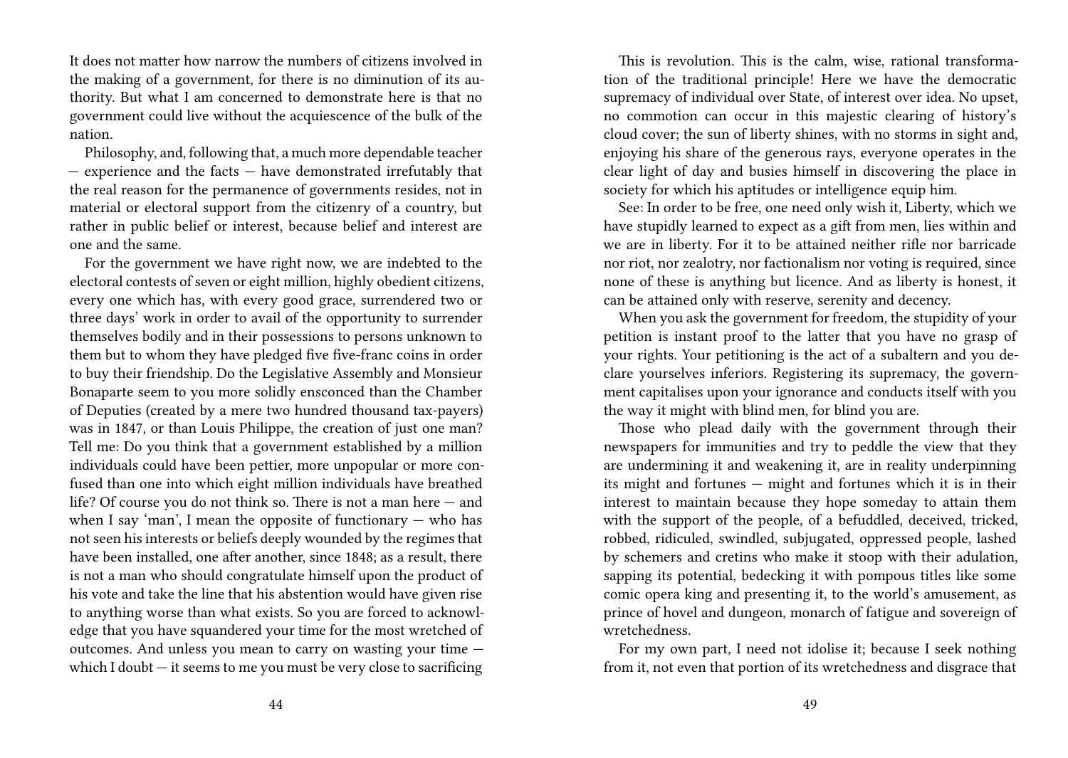It does not matter how narrow the numbers of citizens involved in the making of a government, for there is no diminution of its authority. But what I am concerned to demonstrate here is that no government could live without the acquiescence of the bulk of the nation.

Philosophy, and, following that, a much more dependable teacher — experience and the facts — have demonstrated irrefutably that the real reason for the permanence of governments resides, not in material or electoral support from the citizenry of a country, but rather in public belief or interest, because belief and interest are one and the same.

For the government we have right now, we are indebted to the electoral contests of seven or eight million, highly obedient citizens, every one which has, with every good grace, surrendered two or three days' work in order to avail of the opportunity to surrender themselves bodily and in their possessions to persons unknown to them but to whom they have pledged five five-franc coins in order to buy their friendship. Do the Legislative Assembly and Monsieur Bonaparte seem to you more solidly ensconced than the Chamber of Deputies (created by a mere two hundred thousand tax-payers) was in 1847, or than Louis Philippe, the creation of just one man? Tell me: Do you think that a government established by a million individuals could have been pettier, more unpopular or more confused than one into which eight million individuals have breathed life? Of course you do not think so. There is not a man here — and when I say 'man', I mean the opposite of functionary — who has not seen his interests or beliefs deeply wounded by the regimes that have been installed, one after another, since 1848; as a result, there is not a man who should congratulate himself upon the product of his vote and take the line that his abstention would have given rise to anything worse than what exists. So you are forced to acknowledge that you have squandered your time for the most wretched of outcomes. And unless you mean to carry on wasting your time — which I doubt — it seems to me you must be very close to sacrificing

This is revolution. This is the calm, wise, rational transformation of the traditional principle! Here we have the democratic supremacy of individual over State, of interest over idea. No upset, no commotion can occur in this majestic clearing of history's cloud cover; the sun of liberty shines, with no storms in sight and, enjoying his share of the generous rays, everyone operates in the clear light of day and busies himself in discovering the place in society for which his aptitudes or intelligence equip him.

See: In order to be free, one need only wish it, Liberty, which we have stupidly learned to expect as a gift from men, lies within and we are in liberty. For it to be attained neither rifle nor barricade nor riot, nor zealotry, nor factionalism nor voting is required, since none of these is anything but licence. And as liberty is honest, it can be attained only with reserve, serenity and decency.

When you ask the government for freedom, the stupidity of your petition is instant proof to the latter that you have no grasp of your rights. Your petitioning is the act of a subaltern and you declare yourselves inferiors. Registering its supremacy, the government capitalises upon your ignorance and conducts itself with you the way it might with blind men, for blind you are.

Those who plead daily with the government through their newspapers for immunities and try to peddle the view that they are undermining it and weakening it, are in reality underpinning its might and fortunes — might and fortunes which it is in their interest to maintain because they hope someday to attain them with the support of the people, of a befuddled, deceived, tricked, robbed, ridiculed, swindled, subjugated, oppressed people, lashed by schemers and cretins who make it stoop with their adulation, sapping its potential, bedecking it with pompous titles like some comic opera king and presenting it, to the world's amusement, as prince of hovel and dungeon, monarch of fatigue and sovereign of wretchedness.

For my own part, I need not idolise it; because I seek nothing from it, not even that portion of its wretchedness and disgrace that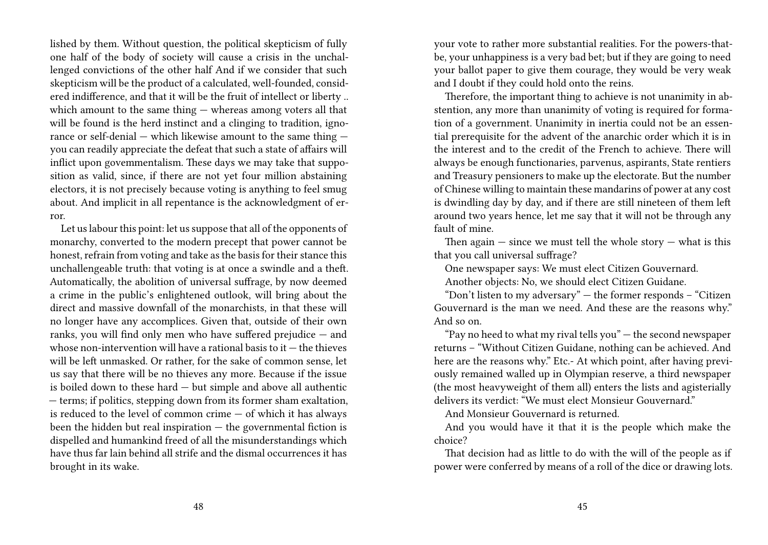lished by them. Without question, the political skepticism of fully one half of the body of society will cause a crisis in the unchallenged convictions of the other half And if we consider that such skepticism will be the product of a calculated, well-founded, considered indifference, and that it will be the fruit of intellect or liberty .. which amount to the same thing — whereas among voters all that will be found is the herd instinct and a clinging to tradition, ignorance or self-denial — which likewise amount to the same thing — you can readily appreciate the defeat that such a state of affairs will inflict upon govemmentalism. These days we may take that supposition as valid, since, if there are not yet four million abstaining electors, it is not precisely because voting is anything to feel smug about. And implicit in all repentance is the acknowledgment of error.

Let us labour this point: let us suppose that all of the opponents of monarchy, converted to the modern precept that power cannot be honest, refrain from voting and take as the basis for their stance this unchallengeable truth: that voting is at once a swindle and a theft. Automatically, the abolition of universal suffrage, by now deemed a crime in the public's enlightened outlook, will bring about the direct and massive downfall of the monarchists, in that these will no longer have any accomplices. Given that, outside of their own ranks, you will find only men who have suffered prejudice — and whose non-intervention will have a rational basis to it — the thieves will be left unmasked. Or rather, for the sake of common sense, let us say that there will be no thieves any more. Because if the issue is boiled down to these hard — but simple and above all authentic — terms; if politics, stepping down from its former sham exaltation, is reduced to the level of common crime — of which it has always been the hidden but real inspiration — the governmental fiction is dispelled and humankind freed of all the misunderstandings which have thus far lain behind all strife and the dismal occurrences it has brought in its wake.

your vote to rather more substantial realities. For the powers-that-be, your unhappiness is a very bad bet; but if they are going to need your ballot paper to give them courage, they would be very weak and I doubt if they could hold onto the reins.

Therefore, the important thing to achieve is not unanimity in abstention, any more than unanimity of voting is required for formation of a government. Unanimity in inertia could not be an essential prerequisite for the advent of the anarchic order which it is in the interest and to the credit of the French to achieve. There will always be enough functionaries, parvenus, aspirants, State rentiers and Treasury pensioners to make up the electorate. But the number of Chinese willing to maintain these mandarins of power at any cost is dwindling day by day, and if there are still nineteen of them left around two years hence, let me say that it will not be through any fault of mine.

Then again — since we must tell the whole story — what is this that you call universal suffrage?

One newspaper says: We must elect Citizen Gouvernard.

Another objects: No, we should elect Citizen Guidane.

"Don't listen to my adversary" — the former responds – "Citizen Gouvernard is the man we need. And these are the reasons why." And so on.

"Pay no heed to what my rival tells you" — the second newspaper returns – "Without Citizen Guidane, nothing can be achieved. And here are the reasons why." Etc.- At which point, after having previously remained walled up in Olympian reserve, a third newspaper (the most heavyweight of them all) enters the lists and agisterially delivers its verdict: "We must elect Monsieur Gouvernard."

And Monsieur Gouvernard is returned.

And you would have it that it is the people which make the choice?

That decision had as little to do with the will of the people as if power were conferred by means of a roll of the dice or drawing lots.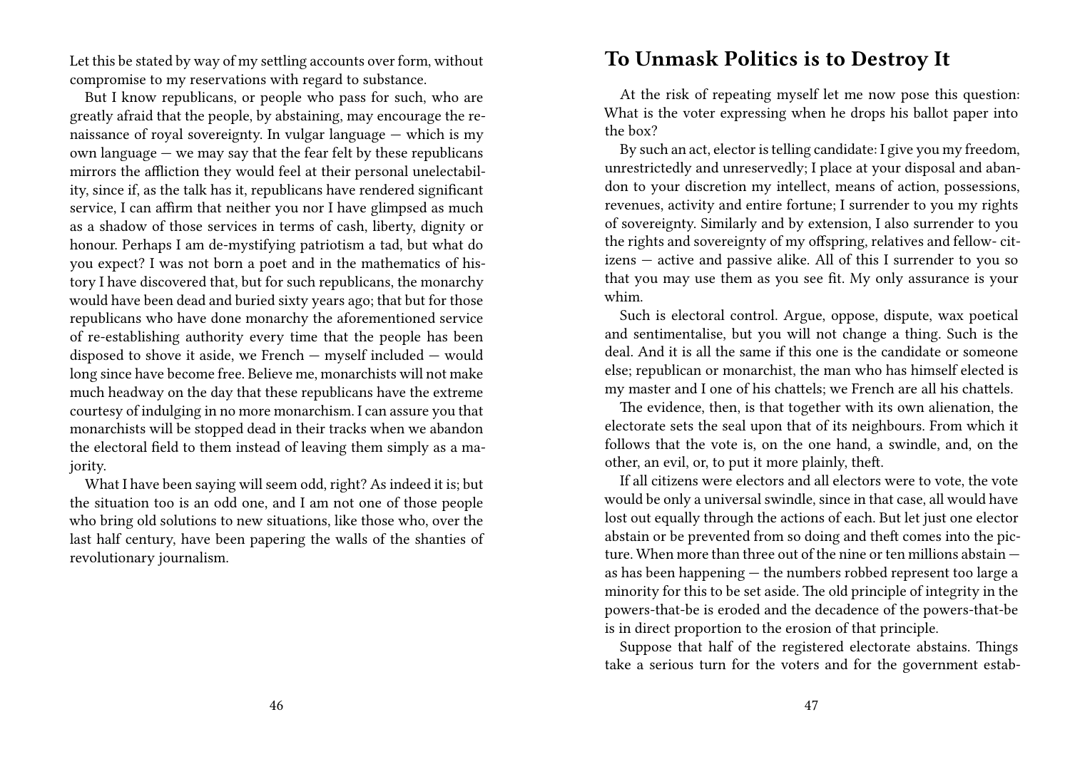Let this be stated by way of my settling accounts over form, without compromise to my reservations with regard to substance.

But I know republicans, or people who pass for such, who are greatly afraid that the people, by abstaining, may encourage the renaissance of royal sovereignty. In vulgar language — which is my own language — we may say that the fear felt by these republicans mirrors the affliction they would feel at their personal unelectability, since if, as the talk has it, republicans have rendered significant service, I can affirm that neither you nor I have glimpsed as much as a shadow of those services in terms of cash, liberty, dignity or honour. Perhaps I am de-mystifying patriotism a tad, but what do you expect? I was not born a poet and in the mathematics of history I have discovered that, but for such republicans, the monarchy would have been dead and buried sixty years ago; that but for those republicans who have done monarchy the aforementioned service of re-establishing authority every time that the people has been disposed to shove it aside, we French — myself included — would long since have become free. Believe me, monarchists will not make much headway on the day that these republicans have the extreme courtesy of indulging in no more monarchism. I can assure you that monarchists will be stopped dead in their tracks when we abandon the electoral field to them instead of leaving them simply as a majority.

What I have been saying will seem odd, right? As indeed it is; but the situation too is an odd one, and I am not one of those people who bring old solutions to new situations, like those who, over the last half century, have been papering the walls of the shanties of revolutionary journalism.

## To Unmask Politics is to Destroy It

At the risk of repeating myself let me now pose this question: What is the voter expressing when he drops his ballot paper into the box?

By such an act, elector is telling candidate: I give you my freedom, unrestrictedly and unreservedly; I place at your disposal and abandon to your discretion my intellect, means of action, possessions, revenues, activity and entire fortune; I surrender to you my rights of sovereignty. Similarly and by extension, I also surrender to you the rights and sovereignty of my offspring, relatives and fellow- citizens — active and passive alike. All of this I surrender to you so that you may use them as you see fit. My only assurance is your whim.

Such is electoral control. Argue, oppose, dispute, wax poetical and sentimentalise, but you will not change a thing. Such is the deal. And it is all the same if this one is the candidate or someone else; republican or monarchist, the man who has himself elected is my master and I one of his chattels; we French are all his chattels.

The evidence, then, is that together with its own alienation, the electorate sets the seal upon that of its neighbours. From which it follows that the vote is, on the one hand, a swindle, and, on the other, an evil, or, to put it more plainly, theft.

If all citizens were electors and all electors were to vote, the vote would be only a universal swindle, since in that case, all would have lost out equally through the actions of each. But let just one elector abstain or be prevented from so doing and theft comes into the picture. When more than three out of the nine or ten millions abstain — as has been happening — the numbers robbed represent too large a minority for this to be set aside. The old principle of integrity in the powers-that-be is eroded and the decadence of the powers-that-be is in direct proportion to the erosion of that principle.

Suppose that half of the registered electorate abstains. Things take a serious turn for the voters and for the government estab-